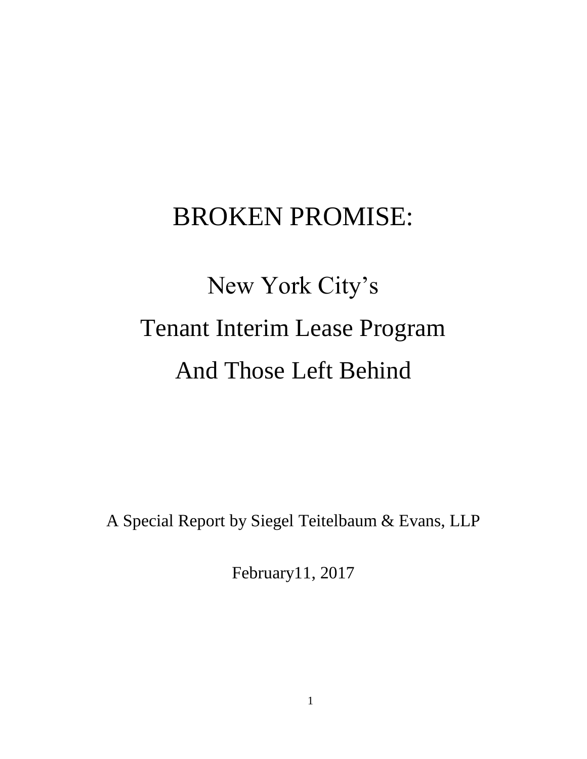# BROKEN PROMISE:

## New York City's Tenant Interim Lease Program And Those Left Behind

A Special Report by Siegel Teitelbaum & Evans, LLP

February11, 2017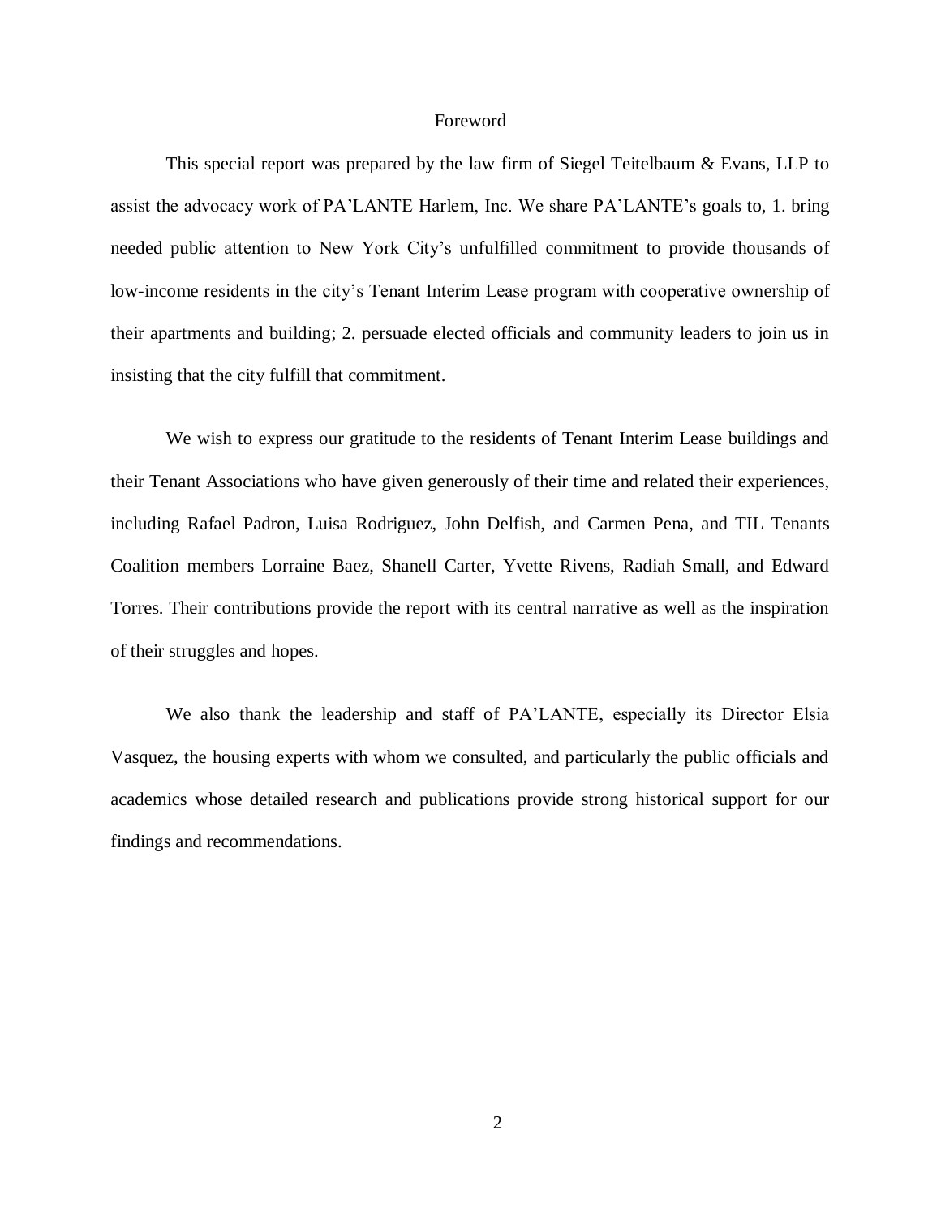# Foreword

This special report was prepared by the law firm of Siegel Teitelbaum & Evans, LLP to assist the advocacy work of PA'LANTE Harlem, Inc. We share PA'LANTE's goals to, 1. bring needed public attention to New York City's unfulfilled commitment to provide thousands of low-income residents in the city's Tenant Interim Lease program with cooperative ownership of their apartments and building; 2. persuade elected officials and community leaders to join us in insisting that the city fulfill that commitment.

We wish to express our gratitude to the residents of Tenant Interim Lease buildings and their Tenant Associations who have given generously of their time and related their experiences, including Rafael Padron, Luisa Rodriguez, John Delfish, and Carmen Pena, and TIL Tenants Coalition members Lorraine Baez, Shanell Carter, Yvette Rivens, Radiah Small, and Edward Torres. Their contributions provide the report with its central narrative as well as the inspiration of their struggles and hopes.

We also thank the leadership and staff of PA'LANTE, especially its Director Elsia Vasquez, the housing experts with whom we consulted, and particularly the public officials and academics whose detailed research and publications provide strong historical support for our findings and recommendations.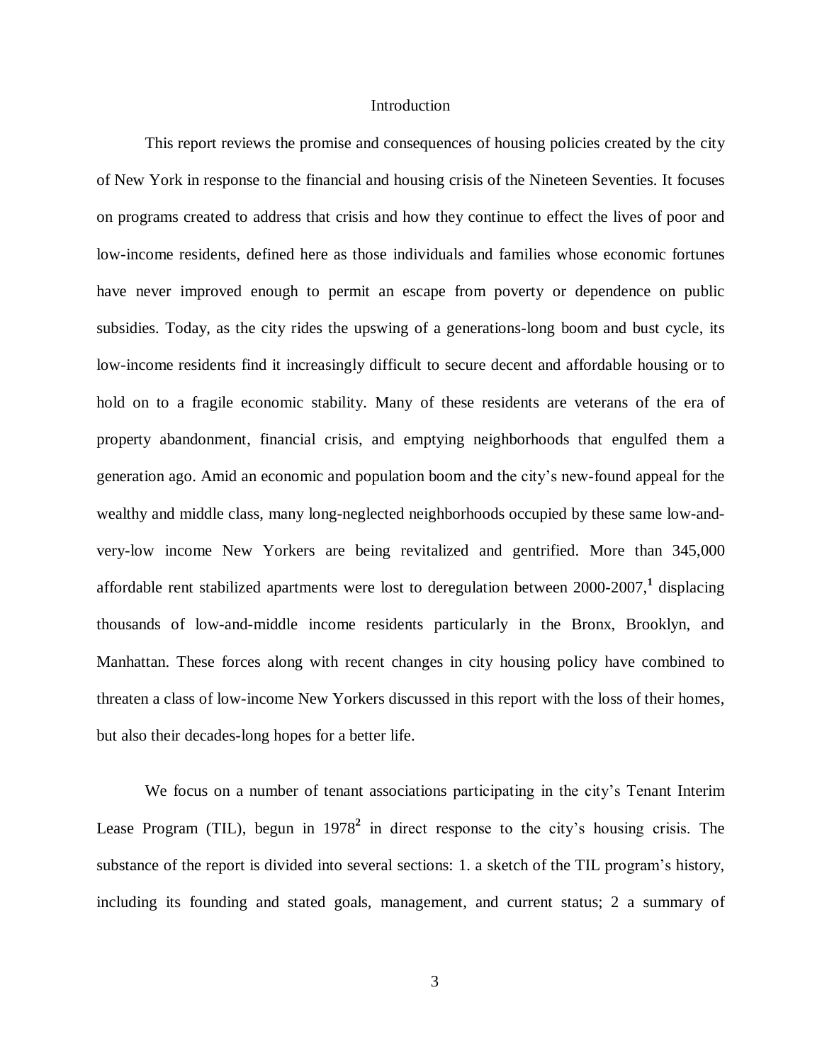# Introduction

This report reviews the promise and consequences of housing policies created by the city of New York in response to the financial and housing crisis of the Nineteen Seventies. It focuses on programs created to address that crisis and how they continue to effect the lives of poor and low-income residents, defined here as those individuals and families whose economic fortunes have never improved enough to permit an escape from poverty or dependence on public subsidies. Today, as the city rides the upswing of a generations-long boom and bust cycle, its low-income residents find it increasingly difficult to secure decent and affordable housing or to hold on to a fragile economic stability. Many of these residents are veterans of the era of property abandonment, financial crisis, and emptying neighborhoods that engulfed them a generation ago. Amid an economic and population boom and the city's new-found appeal for the wealthy and middle class, many long-neglected neighborhoods occupied by these same low-and-very-low income New Yorkers are being revitalized and gentrified. More than 345,000 affordable rent stabilized apartments were lost to deregulation between 2000-2007,[1] displacing thousands of low-and-middle income residents particularly in the Bronx, Brooklyn, and Manhattan. These forces along with recent changes in city housing policy have combined to threaten a class of low-income New Yorkers discussed in this report with the loss of their homes, but also their decades-long hopes for a better life.

We focus on a number of tenant associations participating in the city's Tenant Interim Lease Program (TIL), begun in 1978[2] in direct response to the city's housing crisis. The substance of the report is divided into several sections: 1. a sketch of the TIL program's history, including its founding and stated goals, management, and current status; 2 a summary of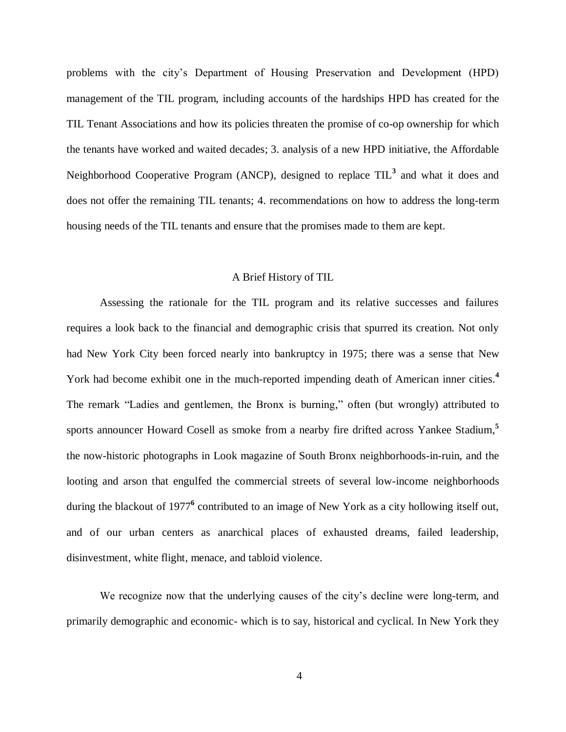problems with the city's Department of Housing Preservation and Development (HPD) management of the TIL program, including accounts of the hardships HPD has created for the TIL Tenant Associations and how its policies threaten the promise of co-op ownership for which the tenants have worked and waited decades; 3. analysis of a new HPD initiative, the Affordable Neighborhood Cooperative Program (ANCP), designed to replace TIL[3] and what it does and does not offer the remaining TIL tenants; 4. recommendations on how to address the long-term housing needs of the TIL tenants and ensure that the promises made to them are kept.

## A Brief History of TIL

Assessing the rationale for the TIL program and its relative successes and failures requires a look back to the financial and demographic crisis that spurred its creation. Not only had New York City been forced nearly into bankruptcy in 1975; there was a sense that New York had become exhibit one in the much-reported impending death of American inner cities.[4] The remark "Ladies and gentlemen, the Bronx is burning," often (but wrongly) attributed to sports announcer Howard Cosell as smoke from a nearby fire drifted across Yankee Stadium,[5] the now-historic photographs in Look magazine of South Bronx neighborhoods-in-ruin, and the looting and arson that engulfed the commercial streets of several low-income neighborhoods during the blackout of 1977[6] contributed to an image of New York as a city hollowing itself out, and of our urban centers as anarchical places of exhausted dreams, failed leadership, disinvestment, white flight, menace, and tabloid violence.

We recognize now that the underlying causes of the city's decline were long-term, and primarily demographic and economic- which is to say, historical and cyclical. In New York they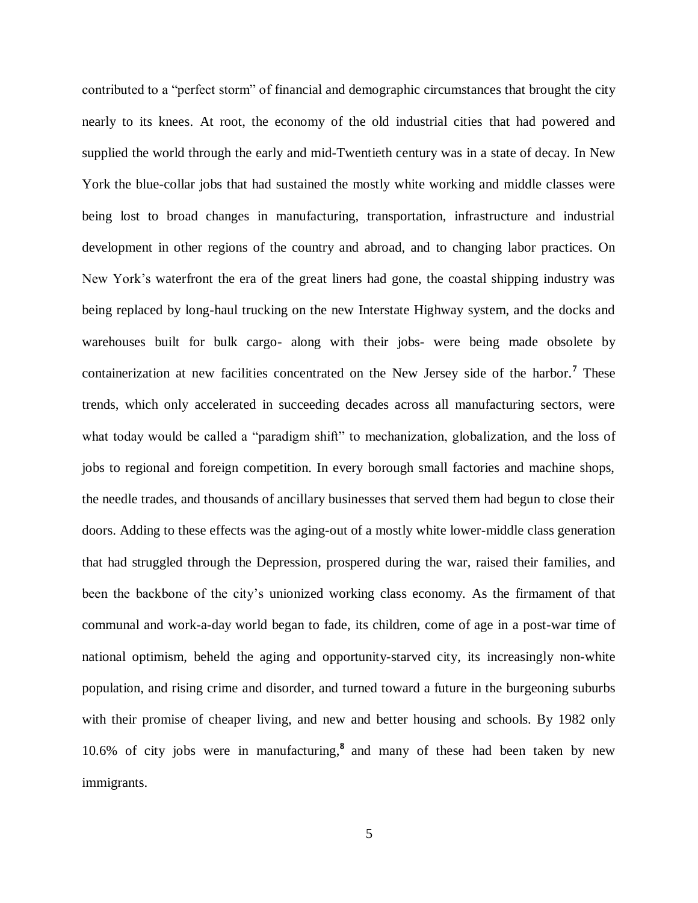contributed to a "perfect storm" of financial and demographic circumstances that brought the city nearly to its knees. At root, the economy of the old industrial cities that had powered and supplied the world through the early and mid-Twentieth century was in a state of decay. In New York the blue-collar jobs that had sustained the mostly white working and middle classes were being lost to broad changes in manufacturing, transportation, infrastructure and industrial development in other regions of the country and abroad, and to changing labor practices. On New York's waterfront the era of the great liners had gone, the coastal shipping industry was being replaced by long-haul trucking on the new Interstate Highway system, and the docks and warehouses built for bulk cargo- along with their jobs- were being made obsolete by containerization at new facilities concentrated on the New Jersey side of the harbor.[7] These trends, which only accelerated in succeeding decades across all manufacturing sectors, were what today would be called a "paradigm shift" to mechanization, globalization, and the loss of jobs to regional and foreign competition. In every borough small factories and machine shops, the needle trades, and thousands of ancillary businesses that served them had begun to close their doors. Adding to these effects was the aging-out of a mostly white lower-middle class generation that had struggled through the Depression, prospered during the war, raised their families, and been the backbone of the city's unionized working class economy. As the firmament of that communal and work-a-day world began to fade, its children, come of age in a post-war time of national optimism, beheld the aging and opportunity-starved city, its increasingly non-white population, and rising crime and disorder, and turned toward a future in the burgeoning suburbs with their promise of cheaper living, and new and better housing and schools. By 1982 only 10.6% of city jobs were in manufacturing,[8] and many of these had been taken by new immigrants.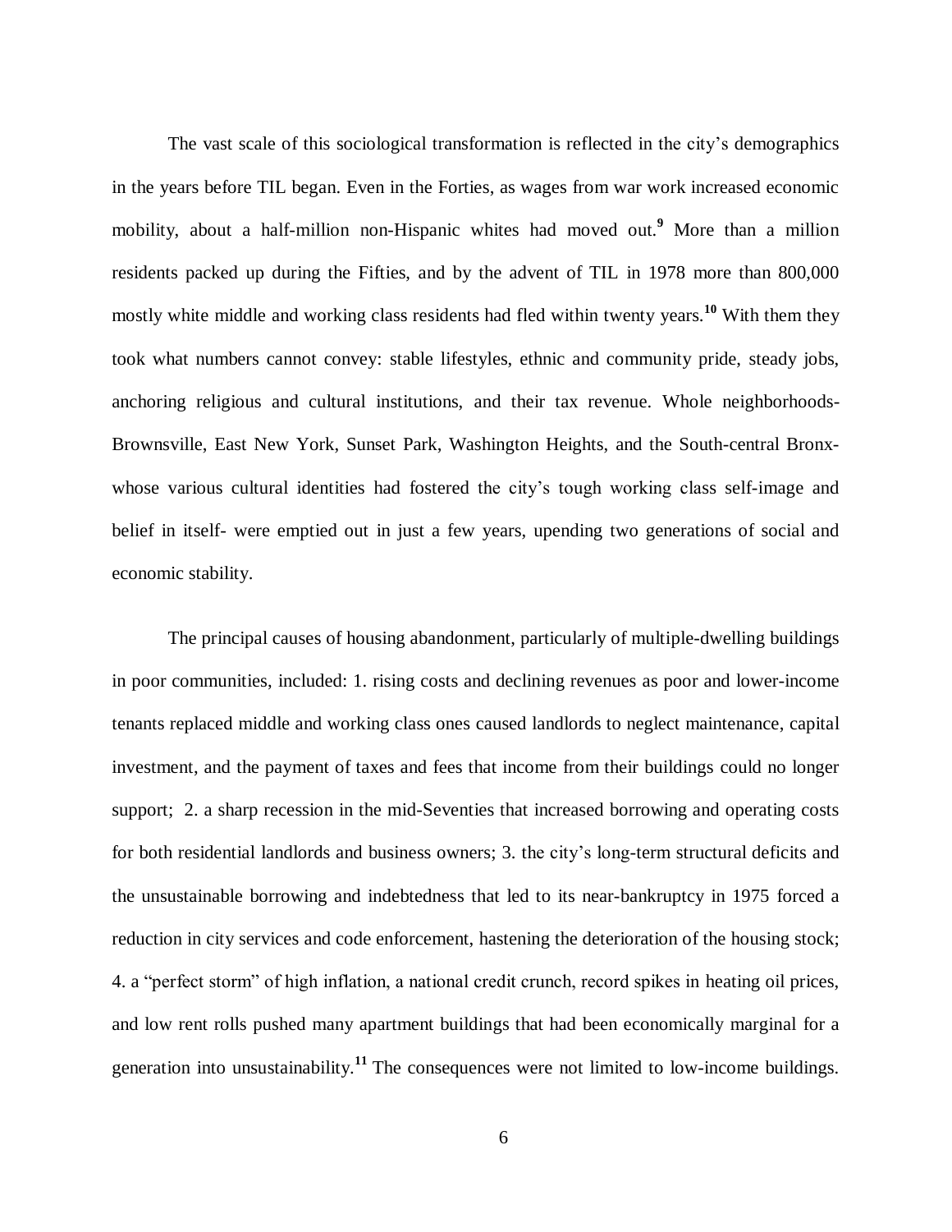The vast scale of this sociological transformation is reflected in the city's demographics in the years before TIL began. Even in the Forties, as wages from war work increased economic mobility, about a half-million non-Hispanic whites had moved out.[9] More than a million residents packed up during the Fifties, and by the advent of TIL in 1978 more than 800,000 mostly white middle and working class residents had fled within twenty years.[10] With them they took what numbers cannot convey: stable lifestyles, ethnic and community pride, steady jobs, anchoring religious and cultural institutions, and their tax revenue. Whole neighborhoods- Brownsville, East New York, Sunset Park, Washington Heights, and the South-central Bronx- whose various cultural identities had fostered the city's tough working class self-image and belief in itself- were emptied out in just a few years, upending two generations of social and economic stability.

The principal causes of housing abandonment, particularly of multiple-dwelling buildings in poor communities, included: 1. rising costs and declining revenues as poor and lower-income tenants replaced middle and working class ones caused landlords to neglect maintenance, capital investment, and the payment of taxes and fees that income from their buildings could no longer support; 2. a sharp recession in the mid-Seventies that increased borrowing and operating costs for both residential landlords and business owners; 3. the city's long-term structural deficits and the unsustainable borrowing and indebtedness that led to its near-bankruptcy in 1975 forced a reduction in city services and code enforcement, hastening the deterioration of the housing stock; 4. a "perfect storm" of high inflation, a national credit crunch, record spikes in heating oil prices, and low rent rolls pushed many apartment buildings that had been economically marginal for a generation into unsustainability.[11] The consequences were not limited to low-income buildings.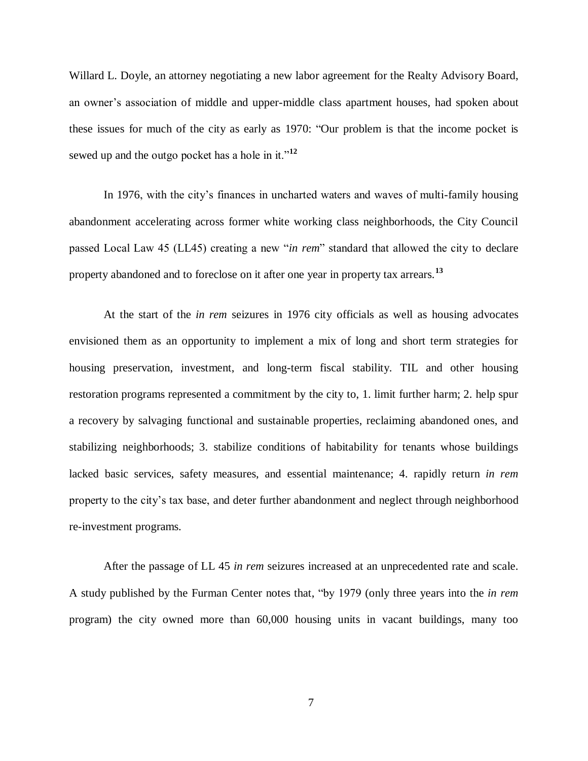Willard L. Doyle, an attorney negotiating a new labor agreement for the Realty Advisory Board, an owner's association of middle and upper-middle class apartment houses, had spoken about these issues for much of the city as early as 1970: "Our problem is that the income pocket is sewed up and the outgo pocket has a hole in it."[12]

In 1976, with the city's finances in uncharted waters and waves of multi-family housing abandonment accelerating across former white working class neighborhoods, the City Council passed Local Law 45 (LL45) creating a new "*in rem*" standard that allowed the city to declare property abandoned and to foreclose on it after one year in property tax arrears.[13]

At the start of the *in rem* seizures in 1976 city officials as well as housing advocates envisioned them as an opportunity to implement a mix of long and short term strategies for housing preservation, investment, and long-term fiscal stability. TIL and other housing restoration programs represented a commitment by the city to, 1. limit further harm; 2. help spur a recovery by salvaging functional and sustainable properties, reclaiming abandoned ones, and stabilizing neighborhoods; 3. stabilize conditions of habitability for tenants whose buildings lacked basic services, safety measures, and essential maintenance; 4. rapidly return *in rem* property to the city's tax base, and deter further abandonment and neglect through neighborhood re-investment programs.

After the passage of LL 45 *in rem* seizures increased at an unprecedented rate and scale. A study published by the Furman Center notes that, "by 1979 (only three years into the *in rem* program) the city owned more than 60,000 housing units in vacant buildings, many too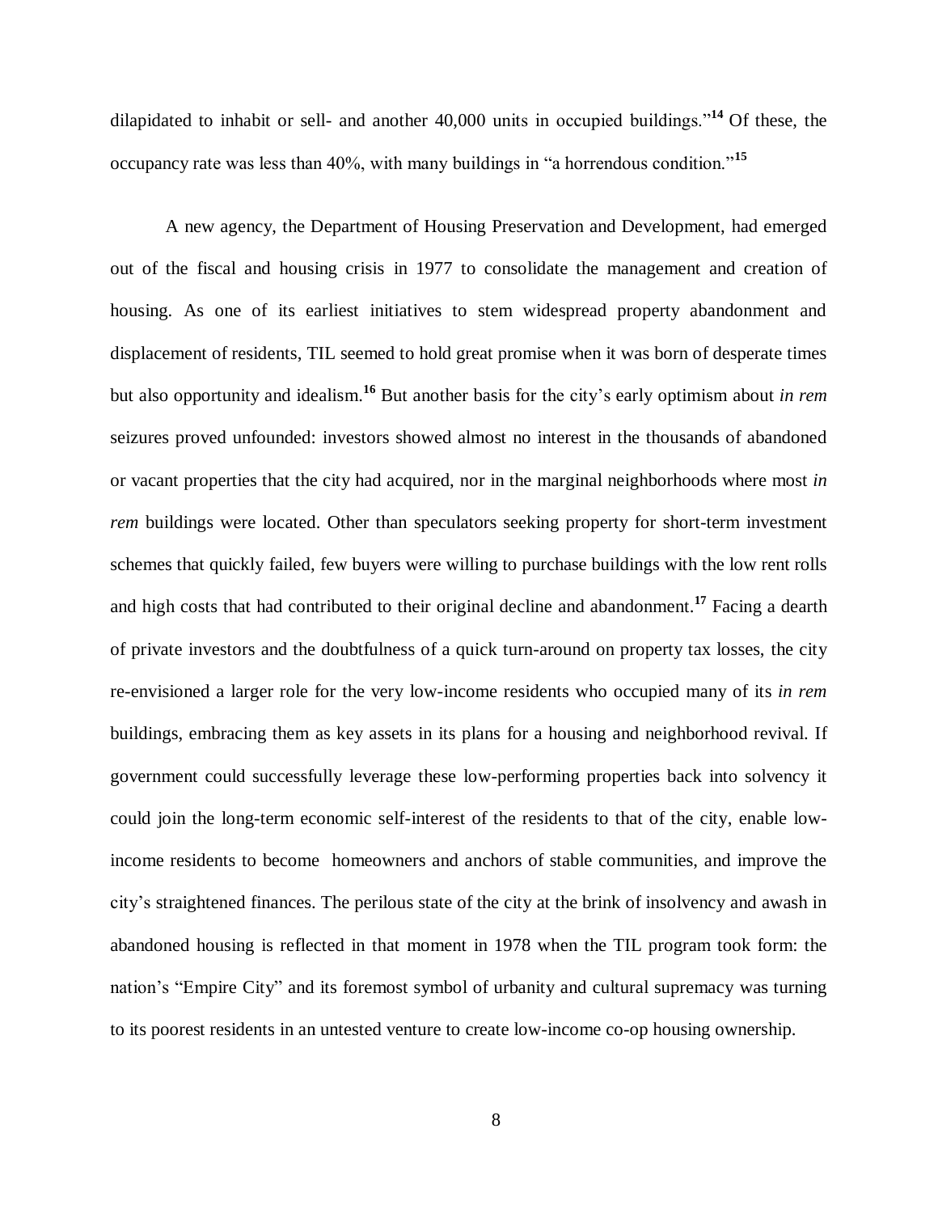dilapidated to inhabit or sell- and another 40,000 units in occupied buildings."[14] Of these, the occupancy rate was less than 40%, with many buildings in "a horrendous condition."[15]

A new agency, the Department of Housing Preservation and Development, had emerged out of the fiscal and housing crisis in 1977 to consolidate the management and creation of housing. As one of its earliest initiatives to stem widespread property abandonment and displacement of residents, TIL seemed to hold great promise when it was born of desperate times but also opportunity and idealism.[16] But another basis for the city's early optimism about *in rem* seizures proved unfounded: investors showed almost no interest in the thousands of abandoned or vacant properties that the city had acquired, nor in the marginal neighborhoods where most *in rem* buildings were located. Other than speculators seeking property for short-term investment schemes that quickly failed, few buyers were willing to purchase buildings with the low rent rolls and high costs that had contributed to their original decline and abandonment.[17] Facing a dearth of private investors and the doubtfulness of a quick turn-around on property tax losses, the city re-envisioned a larger role for the very low-income residents who occupied many of its *in rem* buildings, embracing them as key assets in its plans for a housing and neighborhood revival. If government could successfully leverage these low-performing properties back into solvency it could join the long-term economic self-interest of the residents to that of the city, enable low-income residents to become homeowners and anchors of stable communities, and improve the city's straightened finances. The perilous state of the city at the brink of insolvency and awash in abandoned housing is reflected in that moment in 1978 when the TIL program took form: the nation's "Empire City" and its foremost symbol of urbanity and cultural supremacy was turning to its poorest residents in an untested venture to create low-income co-op housing ownership.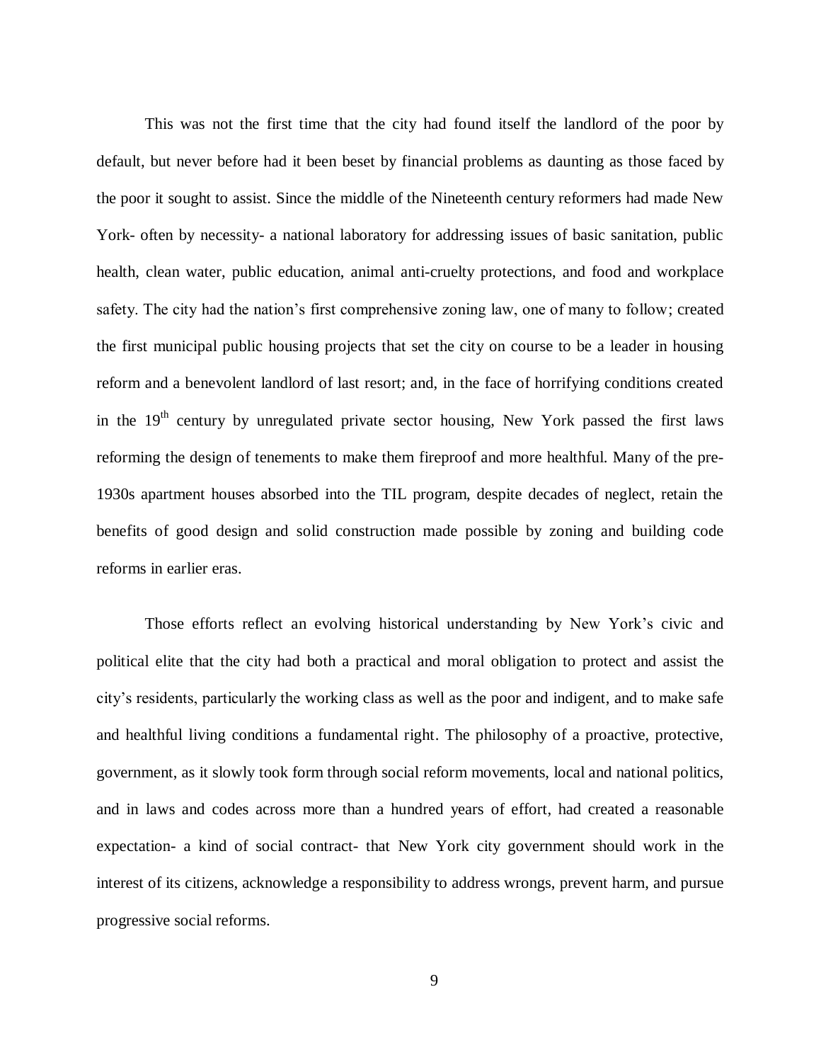This was not the first time that the city had found itself the landlord of the poor by default, but never before had it been beset by financial problems as daunting as those faced by the poor it sought to assist. Since the middle of the Nineteenth century reformers had made New York- often by necessity- a national laboratory for addressing issues of basic sanitation, public health, clean water, public education, animal anti-cruelty protections, and food and workplace safety. The city had the nation's first comprehensive zoning law, one of many to follow; created the first municipal public housing projects that set the city on course to be a leader in housing reform and a benevolent landlord of last resort; and, in the face of horrifying conditions created in the 19th century by unregulated private sector housing, New York passed the first laws reforming the design of tenements to make them fireproof and more healthful. Many of the pre-1930s apartment houses absorbed into the TIL program, despite decades of neglect, retain the benefits of good design and solid construction made possible by zoning and building code reforms in earlier eras.

Those efforts reflect an evolving historical understanding by New York's civic and political elite that the city had both a practical and moral obligation to protect and assist the city's residents, particularly the working class as well as the poor and indigent, and to make safe and healthful living conditions a fundamental right. The philosophy of a proactive, protective, government, as it slowly took form through social reform movements, local and national politics, and in laws and codes across more than a hundred years of effort, had created a reasonable expectation- a kind of social contract- that New York city government should work in the interest of its citizens, acknowledge a responsibility to address wrongs, prevent harm, and pursue progressive social reforms.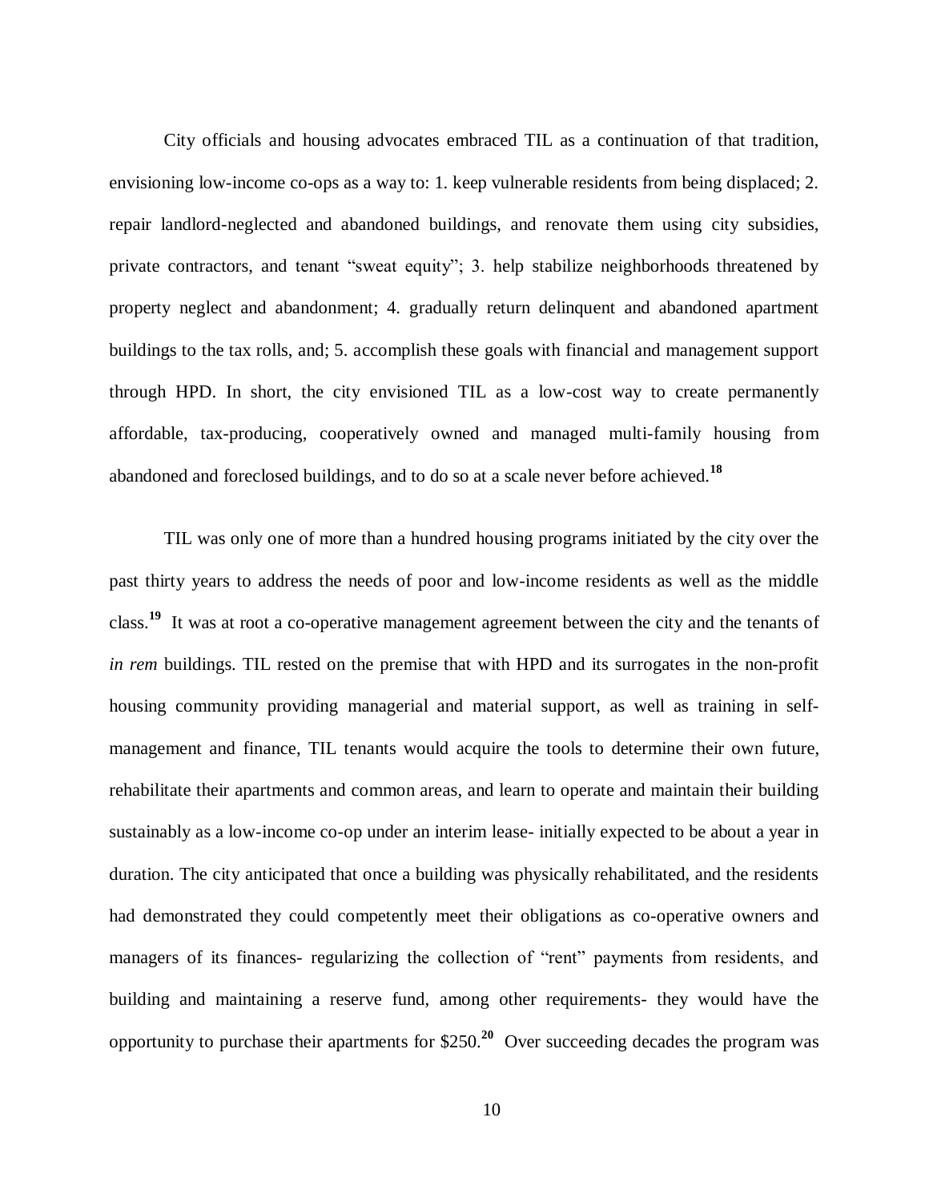City officials and housing advocates embraced TIL as a continuation of that tradition, envisioning low-income co-ops as a way to: 1. keep vulnerable residents from being displaced; 2. repair landlord-neglected and abandoned buildings, and renovate them using city subsidies, private contractors, and tenant "sweat equity"; 3. help stabilize neighborhoods threatened by property neglect and abandonment; 4. gradually return delinquent and abandoned apartment buildings to the tax rolls, and; 5. accomplish these goals with financial and management support through HPD. In short, the city envisioned TIL as a low-cost way to create permanently affordable, tax-producing, cooperatively owned and managed multi-family housing from abandoned and foreclosed buildings, and to do so at a scale never before achieved.[18]

TIL was only one of more than a hundred housing programs initiated by the city over the past thirty years to address the needs of poor and low-income residents as well as the middle class.[19] It was at root a co-operative management agreement between the city and the tenants of *in rem* buildings. TIL rested on the premise that with HPD and its surrogates in the non-profit housing community providing managerial and material support, as well as training in self-management and finance, TIL tenants would acquire the tools to determine their own future, rehabilitate their apartments and common areas, and learn to operate and maintain their building sustainably as a low-income co-op under an interim lease- initially expected to be about a year in duration. The city anticipated that once a building was physically rehabilitated, and the residents had demonstrated they could competently meet their obligations as co-operative owners and managers of its finances- regularizing the collection of "rent" payments from residents, and building and maintaining a reserve fund, among other requirements- they would have the opportunity to purchase their apartments for $250.[20] Over succeeding decades the program was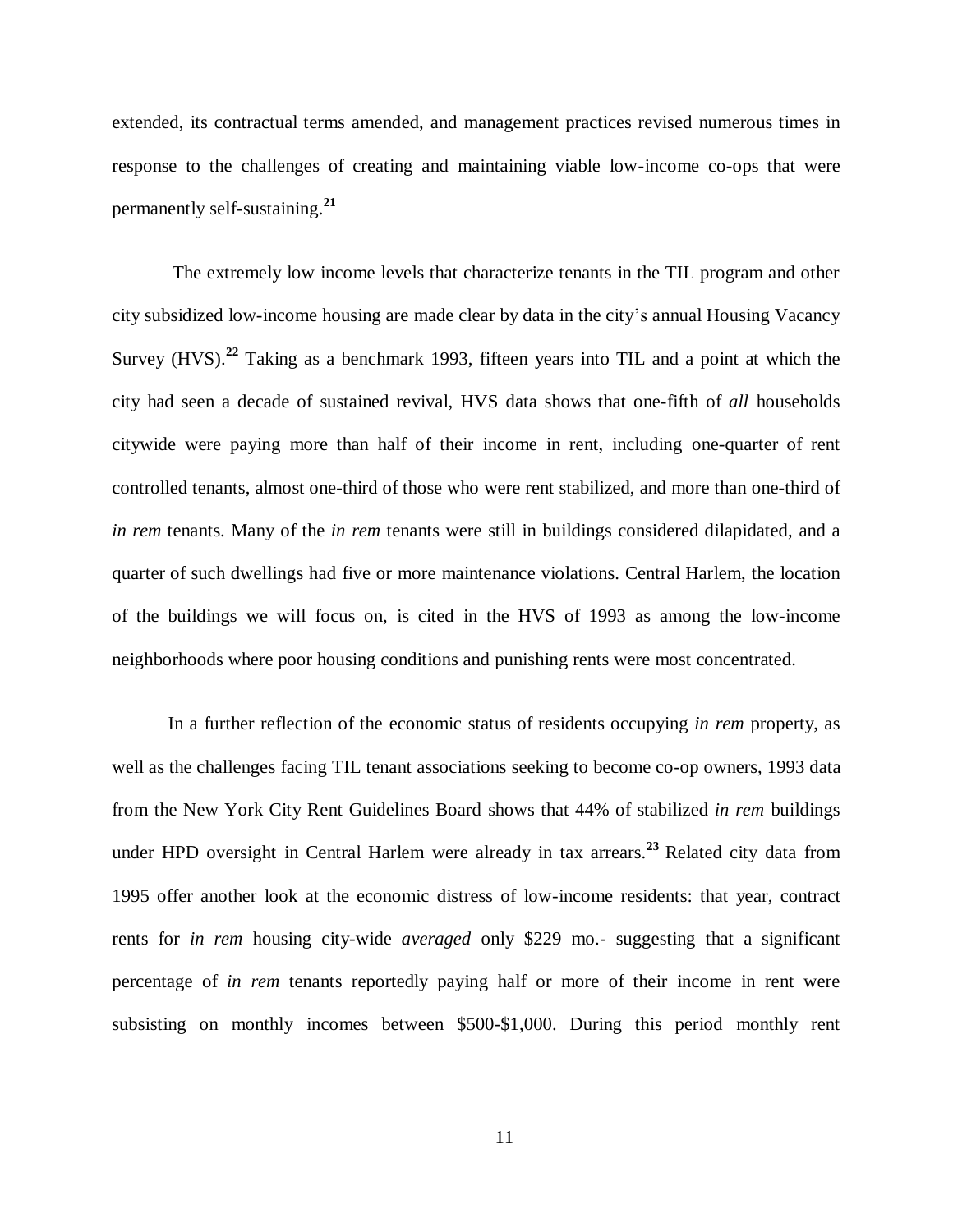extended, its contractual terms amended, and management practices revised numerous times in response to the challenges of creating and maintaining viable low-income co-ops that were permanently self-sustaining.[21]

The extremely low income levels that characterize tenants in the TIL program and other city subsidized low-income housing are made clear by data in the city's annual Housing Vacancy Survey (HVS).[22] Taking as a benchmark 1993, fifteen years into TIL and a point at which the city had seen a decade of sustained revival, HVS data shows that one-fifth of *all* households citywide were paying more than half of their income in rent, including one-quarter of rent controlled tenants, almost one-third of those who were rent stabilized, and more than one-third of *in rem* tenants. Many of the *in rem* tenants were still in buildings considered dilapidated, and a quarter of such dwellings had five or more maintenance violations. Central Harlem, the location of the buildings we will focus on, is cited in the HVS of 1993 as among the low-income neighborhoods where poor housing conditions and punishing rents were most concentrated.

In a further reflection of the economic status of residents occupying *in rem* property, as well as the challenges facing TIL tenant associations seeking to become co-op owners, 1993 data from the New York City Rent Guidelines Board shows that 44% of stabilized *in rem* buildings under HPD oversight in Central Harlem were already in tax arrears.[23] Related city data from 1995 offer another look at the economic distress of low-income residents: that year, contract rents for *in rem* housing city-wide *averaged* only $229 mo.- suggesting that a significant percentage of *in rem* tenants reportedly paying half or more of their income in rent were subsisting on monthly incomes between $500-$1,000. During this period monthly rent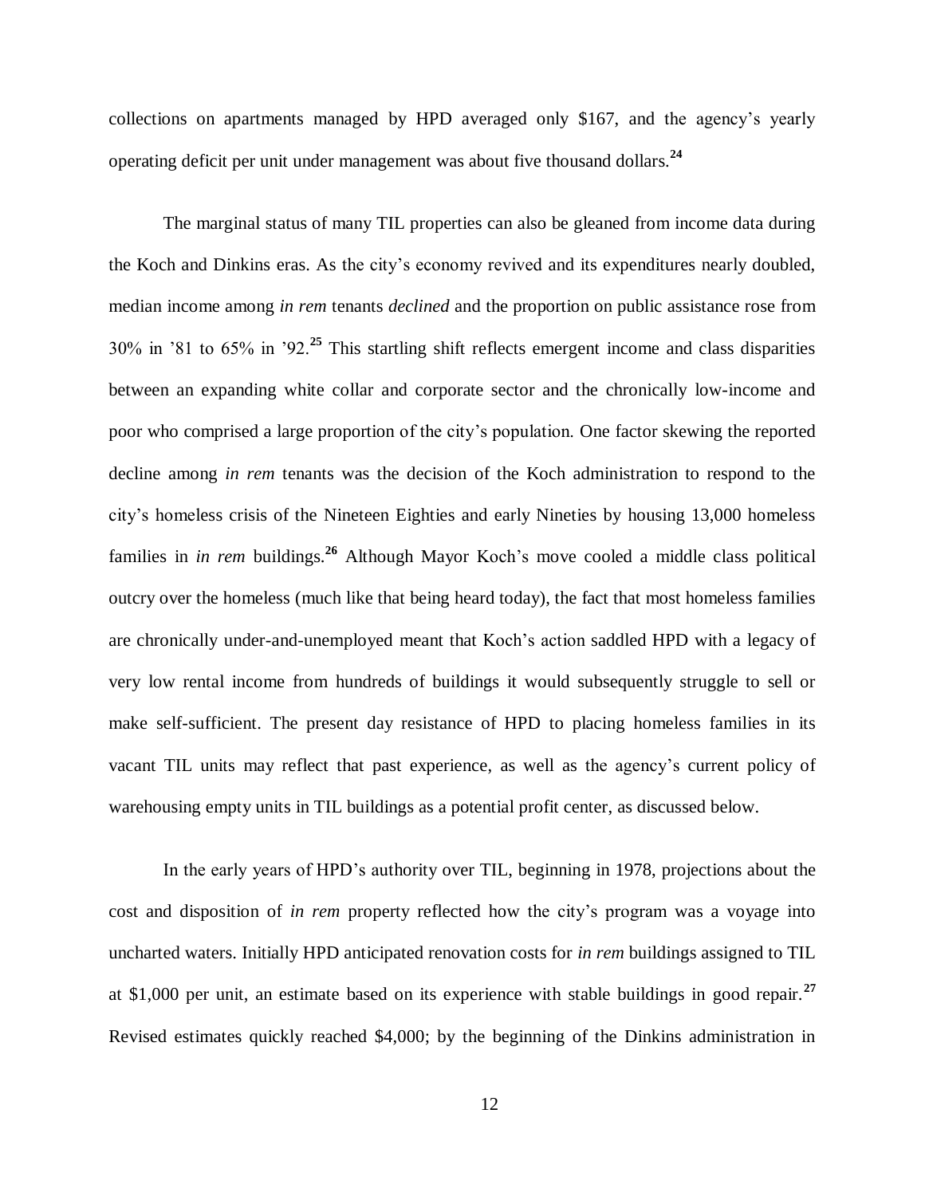collections on apartments managed by HPD averaged only $167, and the agency's yearly operating deficit per unit under management was about five thousand dollars.[24]

The marginal status of many TIL properties can also be gleaned from income data during the Koch and Dinkins eras. As the city's economy revived and its expenditures nearly doubled, median income among *in rem* tenants *declined* and the proportion on public assistance rose from 30% in '81 to 65% in '92.[25] This startling shift reflects emergent income and class disparities between an expanding white collar and corporate sector and the chronically low-income and poor who comprised a large proportion of the city's population. One factor skewing the reported decline among *in rem* tenants was the decision of the Koch administration to respond to the city's homeless crisis of the Nineteen Eighties and early Nineties by housing 13,000 homeless families in *in rem* buildings.[26] Although Mayor Koch's move cooled a middle class political outcry over the homeless (much like that being heard today), the fact that most homeless families are chronically under-and-unemployed meant that Koch's action saddled HPD with a legacy of very low rental income from hundreds of buildings it would subsequently struggle to sell or make self-sufficient. The present day resistance of HPD to placing homeless families in its vacant TIL units may reflect that past experience, as well as the agency's current policy of warehousing empty units in TIL buildings as a potential profit center, as discussed below.

In the early years of HPD's authority over TIL, beginning in 1978, projections about the cost and disposition of *in rem* property reflected how the city's program was a voyage into uncharted waters. Initially HPD anticipated renovation costs for *in rem* buildings assigned to TIL at $1,000 per unit, an estimate based on its experience with stable buildings in good repair.[27] Revised estimates quickly reached $4,000; by the beginning of the Dinkins administration in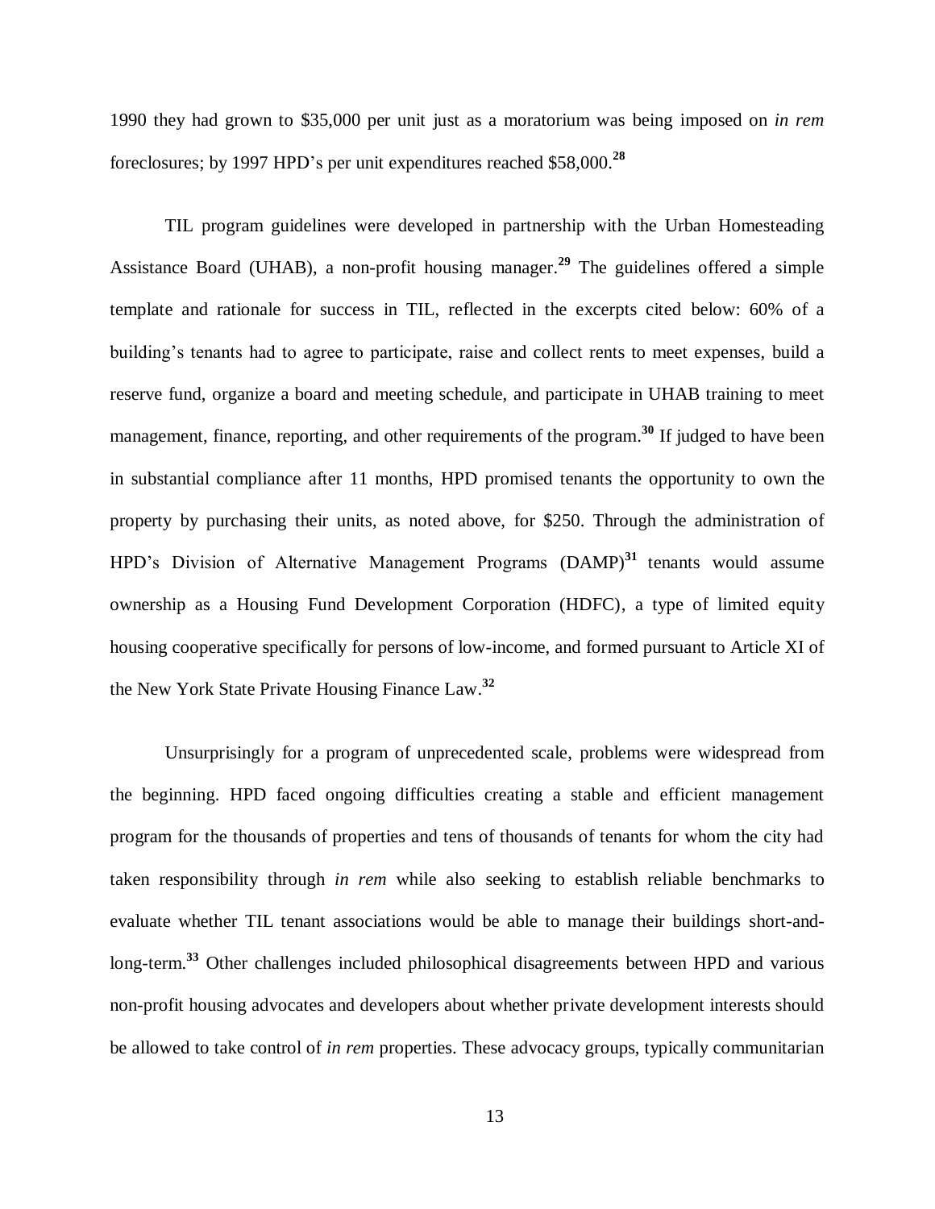1990 they had grown to $35,000 per unit just as a moratorium was being imposed on *in rem* foreclosures; by 1997 HPD's per unit expenditures reached $58,000.[28]

TIL program guidelines were developed in partnership with the Urban Homesteading Assistance Board (UHAB), a non-profit housing manager.[29] The guidelines offered a simple template and rationale for success in TIL, reflected in the excerpts cited below: 60% of a building's tenants had to agree to participate, raise and collect rents to meet expenses, build a reserve fund, organize a board and meeting schedule, and participate in UHAB training to meet management, finance, reporting, and other requirements of the program.[30] If judged to have been in substantial compliance after 11 months, HPD promised tenants the opportunity to own the property by purchasing their units, as noted above, for $250. Through the administration of HPD's Division of Alternative Management Programs (DAMP)[31] tenants would assume ownership as a Housing Fund Development Corporation (HDFC), a type of limited equity housing cooperative specifically for persons of low-income, and formed pursuant to Article XI of the New York State Private Housing Finance Law.[32]

Unsurprisingly for a program of unprecedented scale, problems were widespread from the beginning. HPD faced ongoing difficulties creating a stable and efficient management program for the thousands of properties and tens of thousands of tenants for whom the city had taken responsibility through *in rem* while also seeking to establish reliable benchmarks to evaluate whether TIL tenant associations would be able to manage their buildings short-and-long-term.[33] Other challenges included philosophical disagreements between HPD and various non-profit housing advocates and developers about whether private development interests should be allowed to take control of *in rem* properties. These advocacy groups, typically communitarian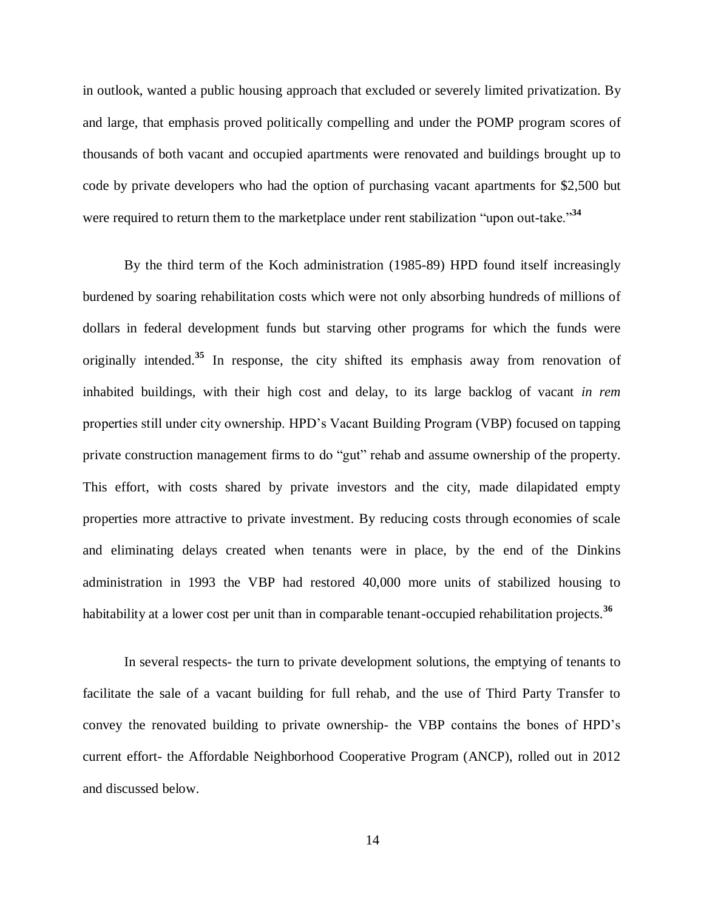in outlook, wanted a public housing approach that excluded or severely limited privatization. By and large, that emphasis proved politically compelling and under the POMP program scores of thousands of both vacant and occupied apartments were renovated and buildings brought up to code by private developers who had the option of purchasing vacant apartments for $2,500 but were required to return them to the marketplace under rent stabilization "upon out-take."[34]

By the third term of the Koch administration (1985-89) HPD found itself increasingly burdened by soaring rehabilitation costs which were not only absorbing hundreds of millions of dollars in federal development funds but starving other programs for which the funds were originally intended.[35] In response, the city shifted its emphasis away from renovation of inhabited buildings, with their high cost and delay, to its large backlog of vacant *in rem* properties still under city ownership. HPD's Vacant Building Program (VBP) focused on tapping private construction management firms to do "gut" rehab and assume ownership of the property. This effort, with costs shared by private investors and the city, made dilapidated empty properties more attractive to private investment. By reducing costs through economies of scale and eliminating delays created when tenants were in place, by the end of the Dinkins administration in 1993 the VBP had restored 40,000 more units of stabilized housing to habitability at a lower cost per unit than in comparable tenant-occupied rehabilitation projects.[36]

In several respects- the turn to private development solutions, the emptying of tenants to facilitate the sale of a vacant building for full rehab, and the use of Third Party Transfer to convey the renovated building to private ownership- the VBP contains the bones of HPD's current effort- the Affordable Neighborhood Cooperative Program (ANCP), rolled out in 2012 and discussed below.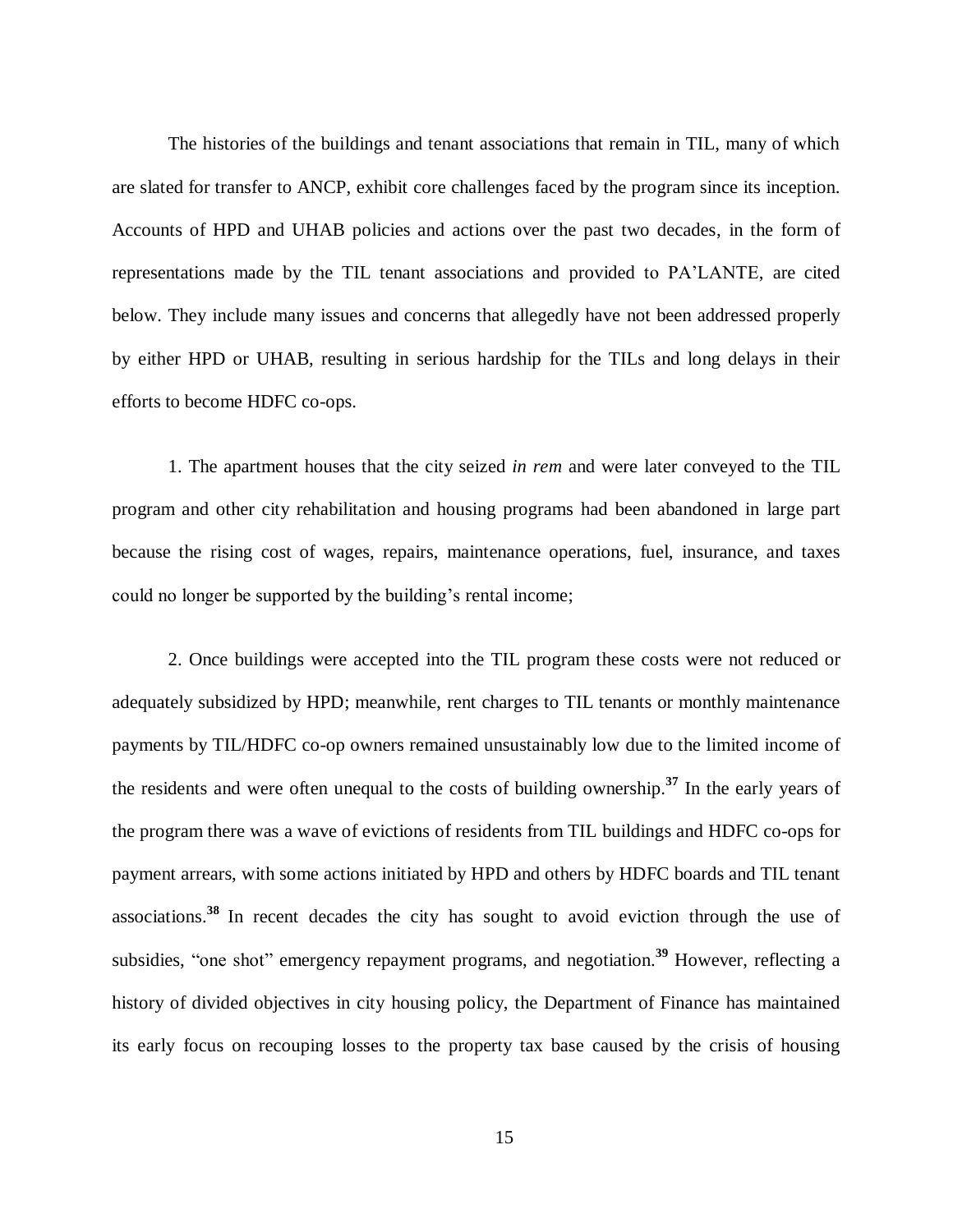The histories of the buildings and tenant associations that remain in TIL, many of which are slated for transfer to ANCP, exhibit core challenges faced by the program since its inception. Accounts of HPD and UHAB policies and actions over the past two decades, in the form of representations made by the TIL tenant associations and provided to PA'LANTE, are cited below. They include many issues and concerns that allegedly have not been addressed properly by either HPD or UHAB, resulting in serious hardship for the TILs and long delays in their efforts to become HDFC co-ops.

1. The apartment houses that the city seized *in rem* and were later conveyed to the TIL program and other city rehabilitation and housing programs had been abandoned in large part because the rising cost of wages, repairs, maintenance operations, fuel, insurance, and taxes could no longer be supported by the building's rental income;

2. Once buildings were accepted into the TIL program these costs were not reduced or adequately subsidized by HPD; meanwhile, rent charges to TIL tenants or monthly maintenance payments by TIL/HDFC co-op owners remained unsustainably low due to the limited income of the residents and were often unequal to the costs of building ownership.[37] In the early years of the program there was a wave of evictions of residents from TIL buildings and HDFC co-ops for payment arrears, with some actions initiated by HPD and others by HDFC boards and TIL tenant associations.[38] In recent decades the city has sought to avoid eviction through the use of subsidies, "one shot" emergency repayment programs, and negotiation.[39] However, reflecting a history of divided objectives in city housing policy, the Department of Finance has maintained its early focus on recouping losses to the property tax base caused by the crisis of housing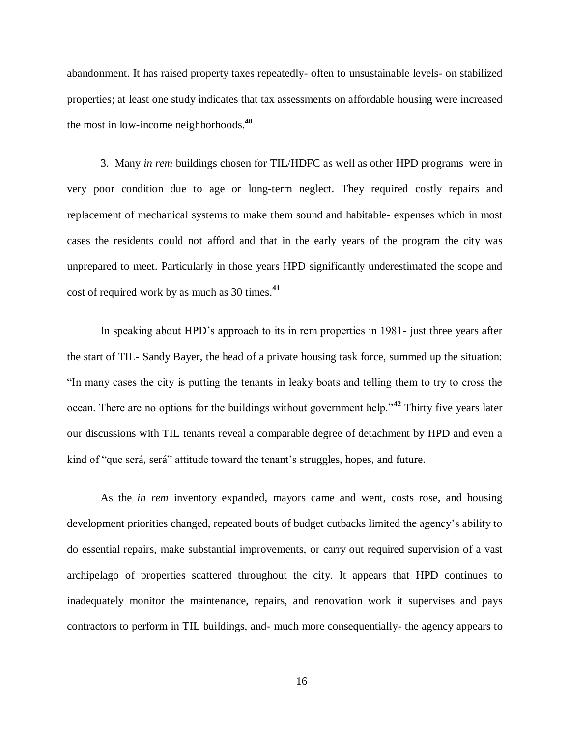abandonment. It has raised property taxes repeatedly- often to unsustainable levels- on stabilized properties; at least one study indicates that tax assessments on affordable housing were increased the most in low-income neighborhoods.[40]

3. Many *in rem* buildings chosen for TIL/HDFC as well as other HPD programs were in very poor condition due to age or long-term neglect. They required costly repairs and replacement of mechanical systems to make them sound and habitable- expenses which in most cases the residents could not afford and that in the early years of the program the city was unprepared to meet. Particularly in those years HPD significantly underestimated the scope and cost of required work by as much as 30 times.[41]

In speaking about HPD's approach to its in rem properties in 1981- just three years after the start of TIL- Sandy Bayer, the head of a private housing task force, summed up the situation: "In many cases the city is putting the tenants in leaky boats and telling them to try to cross the ocean. There are no options for the buildings without government help."[42] Thirty five years later our discussions with TIL tenants reveal a comparable degree of detachment by HPD and even a kind of "que será, será" attitude toward the tenant's struggles, hopes, and future.

As the *in rem* inventory expanded, mayors came and went, costs rose, and housing development priorities changed, repeated bouts of budget cutbacks limited the agency's ability to do essential repairs, make substantial improvements, or carry out required supervision of a vast archipelago of properties scattered throughout the city. It appears that HPD continues to inadequately monitor the maintenance, repairs, and renovation work it supervises and pays contractors to perform in TIL buildings, and- much more consequentially- the agency appears to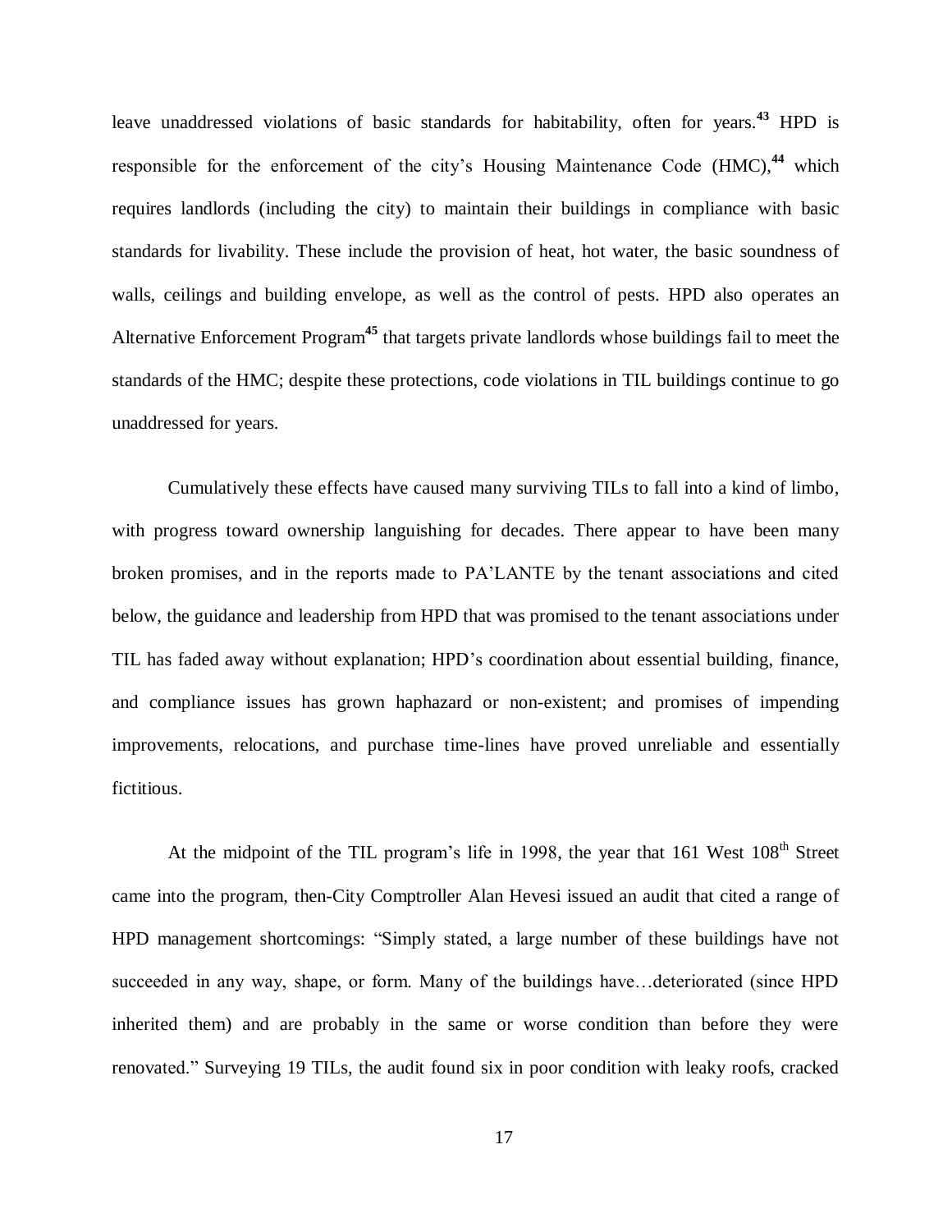leave unaddressed violations of basic standards for habitability, often for years.[43] HPD is responsible for the enforcement of the city's Housing Maintenance Code (HMC),[44] which requires landlords (including the city) to maintain their buildings in compliance with basic standards for livability. These include the provision of heat, hot water, the basic soundness of walls, ceilings and building envelope, as well as the control of pests. HPD also operates an Alternative Enforcement Program[45] that targets private landlords whose buildings fail to meet the standards of the HMC; despite these protections, code violations in TIL buildings continue to go unaddressed for years.

Cumulatively these effects have caused many surviving TILs to fall into a kind of limbo, with progress toward ownership languishing for decades. There appear to have been many broken promises, and in the reports made to PA'LANTE by the tenant associations and cited below, the guidance and leadership from HPD that was promised to the tenant associations under TIL has faded away without explanation; HPD's coordination about essential building, finance, and compliance issues has grown haphazard or non-existent; and promises of impending improvements, relocations, and purchase time-lines have proved unreliable and essentially fictitious.

At the midpoint of the TIL program's life in 1998, the year that 161 West 108th Street came into the program, then-City Comptroller Alan Hevesi issued an audit that cited a range of HPD management shortcomings: "Simply stated, a large number of these buildings have not succeeded in any way, shape, or form. Many of the buildings have…deteriorated (since HPD inherited them) and are probably in the same or worse condition than before they were renovated." Surveying 19 TILs, the audit found six in poor condition with leaky roofs, cracked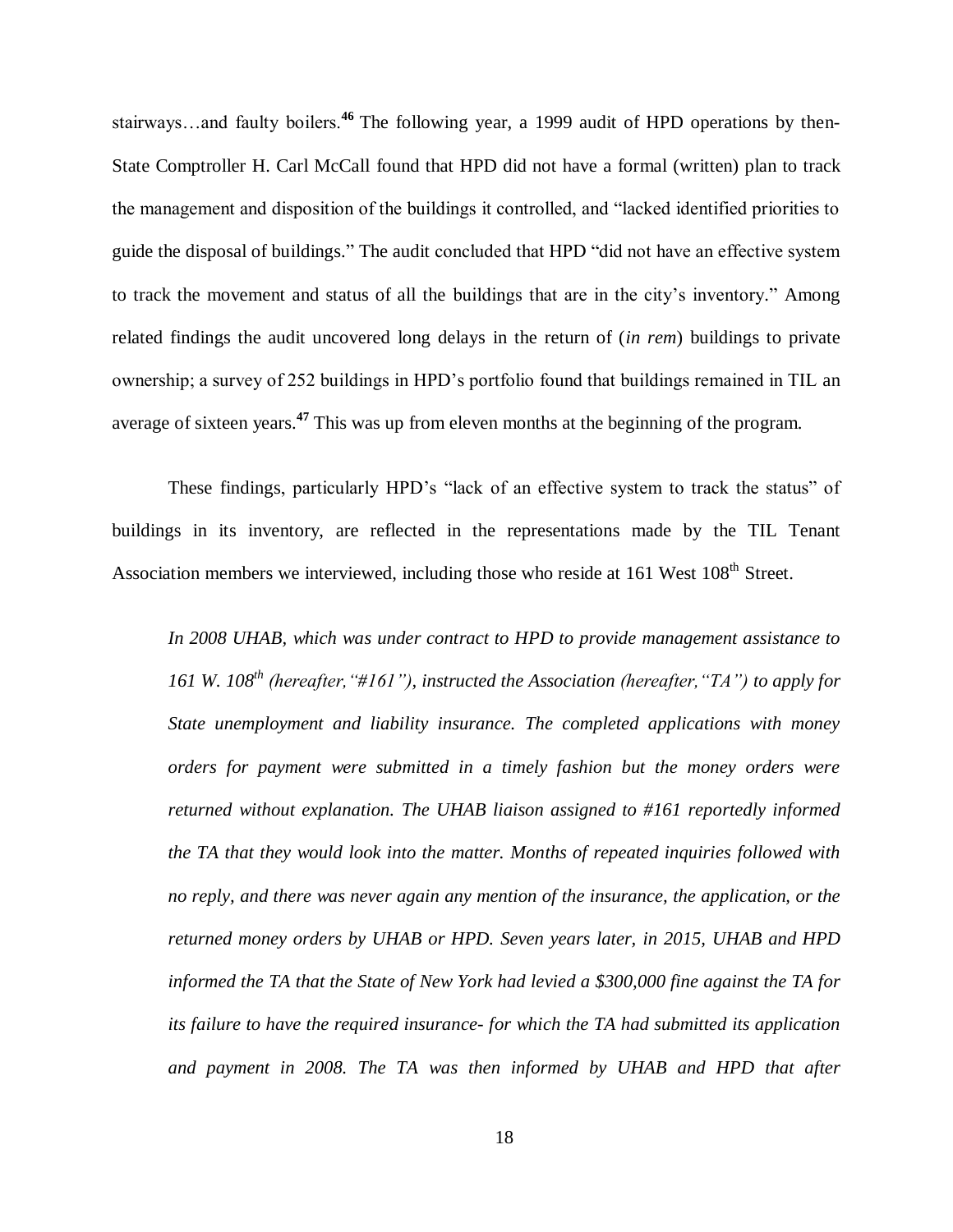stairways…and faulty boilers.[46] The following year, a 1999 audit of HPD operations by then-State Comptroller H. Carl McCall found that HPD did not have a formal (written) plan to track the management and disposition of the buildings it controlled, and "lacked identified priorities to guide the disposal of buildings." The audit concluded that HPD "did not have an effective system to track the movement and status of all the buildings that are in the city's inventory." Among related findings the audit uncovered long delays in the return of (*in rem*) buildings to private ownership; a survey of 252 buildings in HPD's portfolio found that buildings remained in TIL an average of sixteen years.[47] This was up from eleven months at the beginning of the program.

These findings, particularly HPD's "lack of an effective system to track the status" of buildings in its inventory, are reflected in the representations made by the TIL Tenant Association members we interviewed, including those who reside at 161 West 108th Street.

> *In 2008 UHAB, which was under contract to HPD to provide management assistance to 161 W. 108th (hereafter,"#161"), instructed the Association (hereafter,"TA") to apply for State unemployment and liability insurance. The completed applications with money orders for payment were submitted in a timely fashion but the money orders were returned without explanation. The UHAB liaison assigned to #161 reportedly informed the TA that they would look into the matter. Months of repeated inquiries followed with no reply, and there was never again any mention of the insurance, the application, or the returned money orders by UHAB or HPD. Seven years later, in 2015, UHAB and HPD informed the TA that the State of New York had levied a $300,000 fine against the TA for its failure to have the required insurance- for which the TA had submitted its application and payment in 2008. The TA was then informed by UHAB and HPD that after*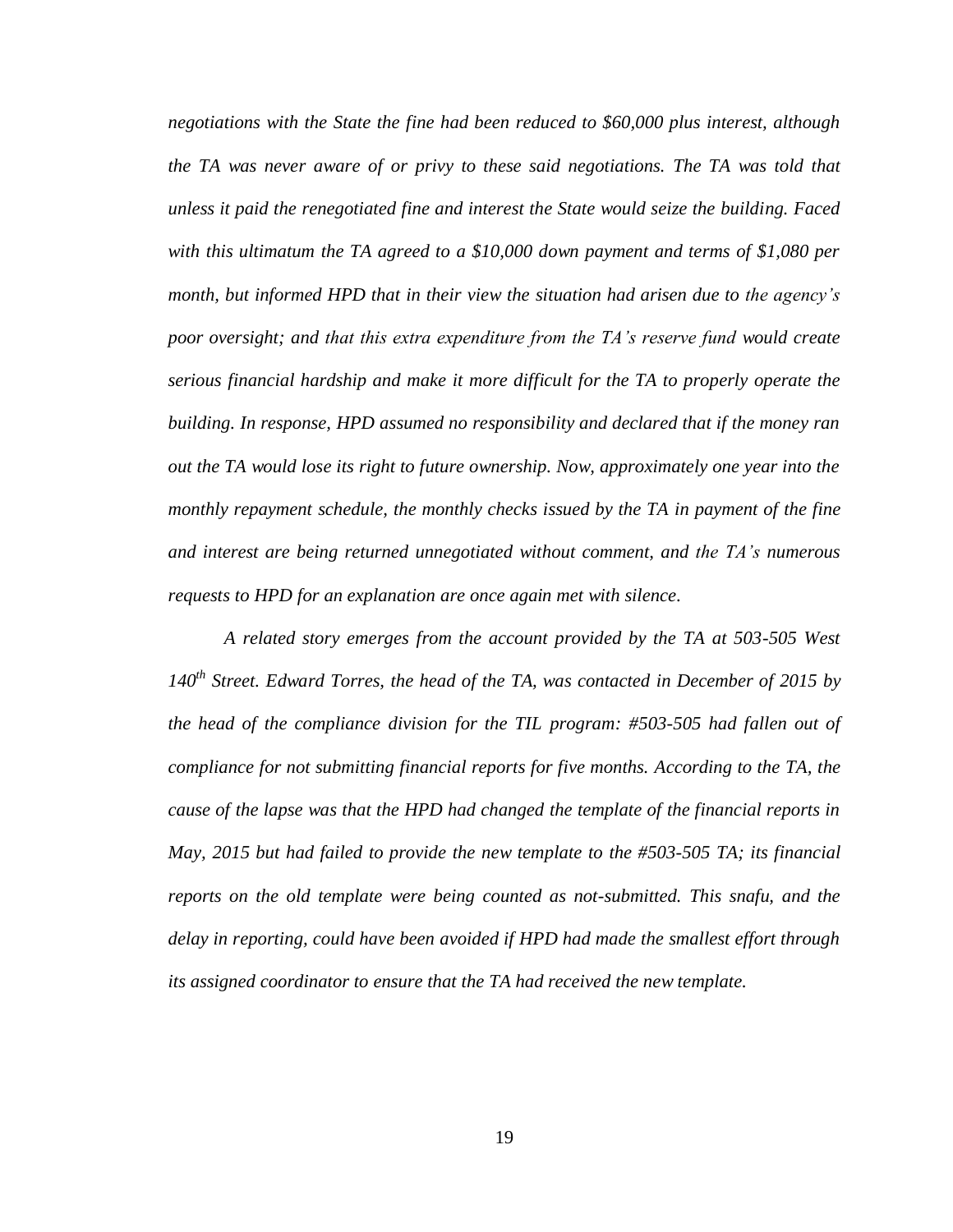*negotiations with the State the fine had been reduced to $60,000 plus interest, although the TA was never aware of or privy to these said negotiations. The TA was told that unless it paid the renegotiated fine and interest the State would seize the building. Faced with this ultimatum the TA agreed to a $10,000 down payment and terms of $1,080 per month, but informed HPD that in their view the situation had arisen due to the agency's poor oversight; and that this extra expenditure from the TA's reserve fund would create serious financial hardship and make it more difficult for the TA to properly operate the building. In response, HPD assumed no responsibility and declared that if the money ran out the TA would lose its right to future ownership. Now, approximately one year into the monthly repayment schedule, the monthly checks issued by the TA in payment of the fine and interest are being returned unnegotiated without comment, and the TA's numerous requests to HPD for an explanation are once again met with silence.*

*A related story emerges from the account provided by the TA at 503-505 West 140th Street. Edward Torres, the head of the TA, was contacted in December of 2015 by the head of the compliance division for the TIL program: #503-505 had fallen out of compliance for not submitting financial reports for five months. According to the TA, the cause of the lapse was that the HPD had changed the template of the financial reports in May, 2015 but had failed to provide the new template to the #503-505 TA; its financial reports on the old template were being counted as not-submitted. This snafu, and the delay in reporting, could have been avoided if HPD had made the smallest effort through its assigned coordinator to ensure that the TA had received the new template.*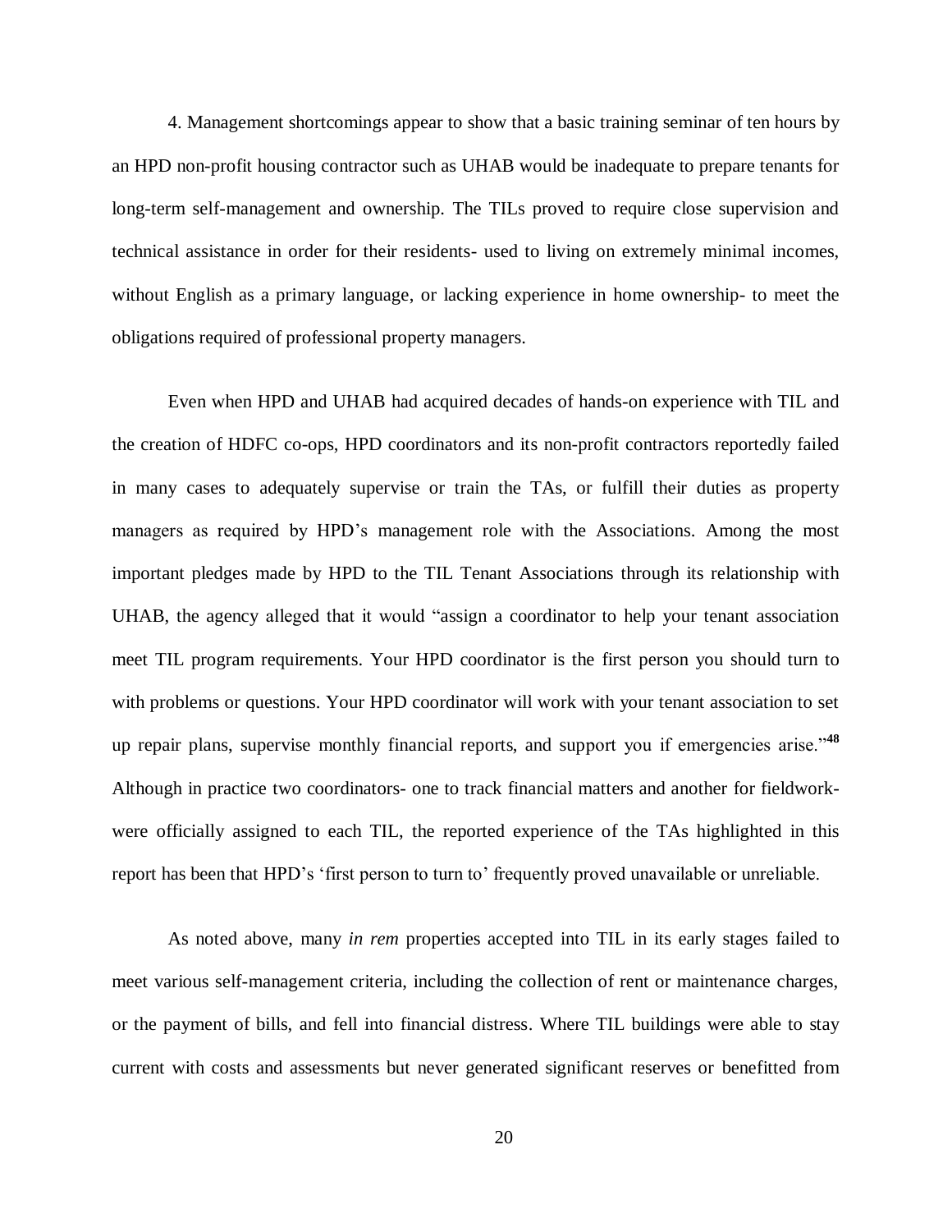4. Management shortcomings appear to show that a basic training seminar of ten hours by an HPD non-profit housing contractor such as UHAB would be inadequate to prepare tenants for long-term self-management and ownership. The TILs proved to require close supervision and technical assistance in order for their residents- used to living on extremely minimal incomes, without English as a primary language, or lacking experience in home ownership- to meet the obligations required of professional property managers.

Even when HPD and UHAB had acquired decades of hands-on experience with TIL and the creation of HDFC co-ops, HPD coordinators and its non-profit contractors reportedly failed in many cases to adequately supervise or train the TAs, or fulfill their duties as property managers as required by HPD's management role with the Associations. Among the most important pledges made by HPD to the TIL Tenant Associations through its relationship with UHAB, the agency alleged that it would "assign a coordinator to help your tenant association meet TIL program requirements. Your HPD coordinator is the first person you should turn to with problems or questions. Your HPD coordinator will work with your tenant association to set up repair plans, supervise monthly financial reports, and support you if emergencies arise."[48] Although in practice two coordinators- one to track financial matters and another for fieldwork- were officially assigned to each TIL, the reported experience of the TAs highlighted in this report has been that HPD's 'first person to turn to' frequently proved unavailable or unreliable.

As noted above, many *in rem* properties accepted into TIL in its early stages failed to meet various self-management criteria, including the collection of rent or maintenance charges, or the payment of bills, and fell into financial distress. Where TIL buildings were able to stay current with costs and assessments but never generated significant reserves or benefitted from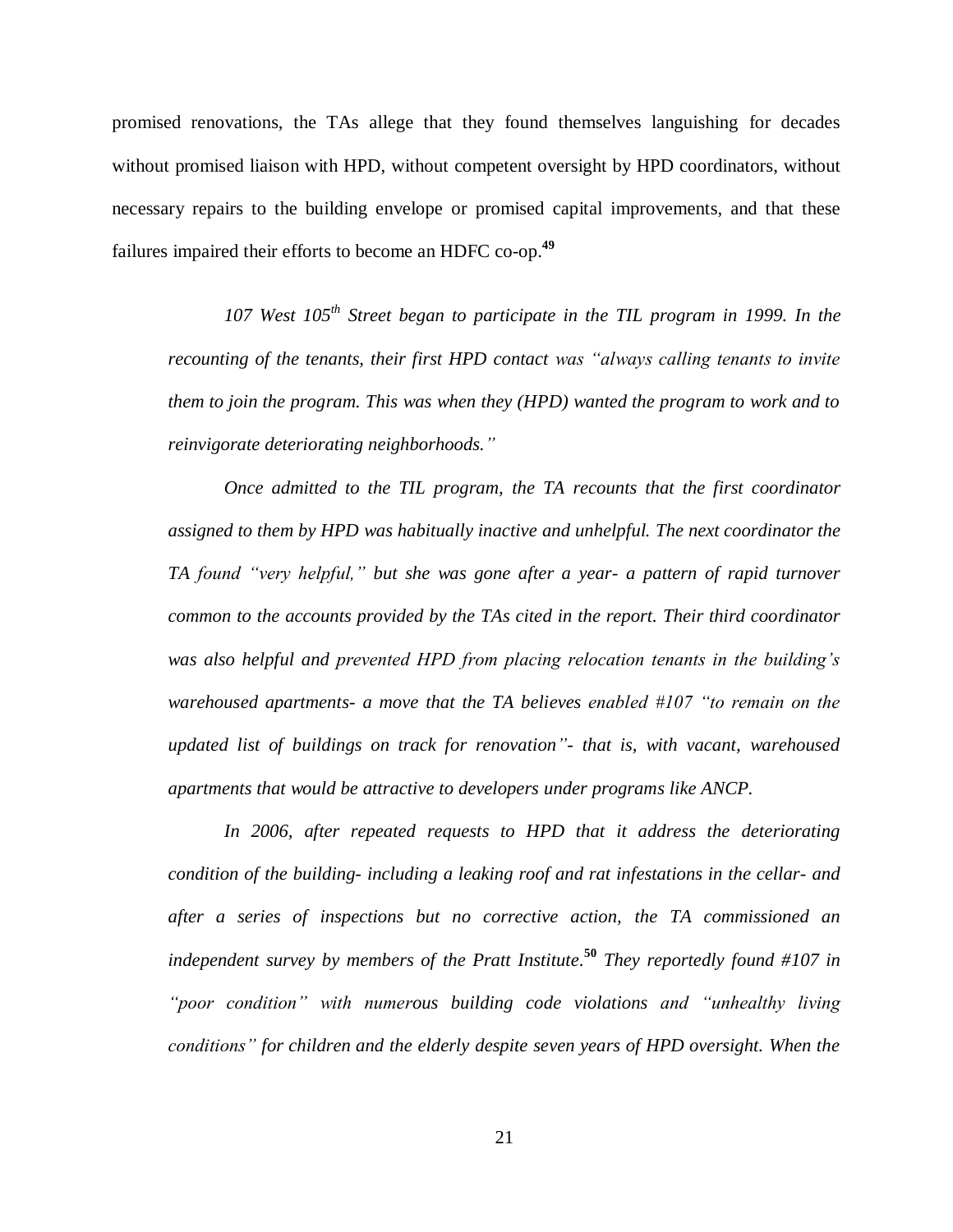promised renovations, the TAs allege that they found themselves languishing for decades without promised liaison with HPD, without competent oversight by HPD coordinators, without necessary repairs to the building envelope or promised capital improvements, and that these failures impaired their efforts to become an HDFC co-op.[49]

> *107 West 105th Street began to participate in the TIL program in 1999. In the recounting of the tenants, their first HPD contact was "always calling tenants to invite them to join the program. This was when they (HPD) wanted the program to work and to reinvigorate deteriorating neighborhoods."*
>
> *Once admitted to the TIL program, the TA recounts that the first coordinator assigned to them by HPD was habitually inactive and unhelpful. The next coordinator the TA found "very helpful," but she was gone after a year- a pattern of rapid turnover common to the accounts provided by the TAs cited in the report. Their third coordinator was also helpful and prevented HPD from placing relocation tenants in the building's warehoused apartments- a move that the TA believes enabled #107 "to remain on the updated list of buildings on track for renovation"- that is, with vacant, warehoused apartments that would be attractive to developers under programs like ANCP.*
>
> *In 2006, after repeated requests to HPD that it address the deteriorating condition of the building- including a leaking roof and rat infestations in the cellar- and after a series of inspections but no corrective action, the TA commissioned an independent survey by members of the Pratt Institute.*[50] *They reportedly found #107 in "poor condition" with numerous building code violations and "unhealthy living conditions" for children and the elderly despite seven years of HPD oversight. When the*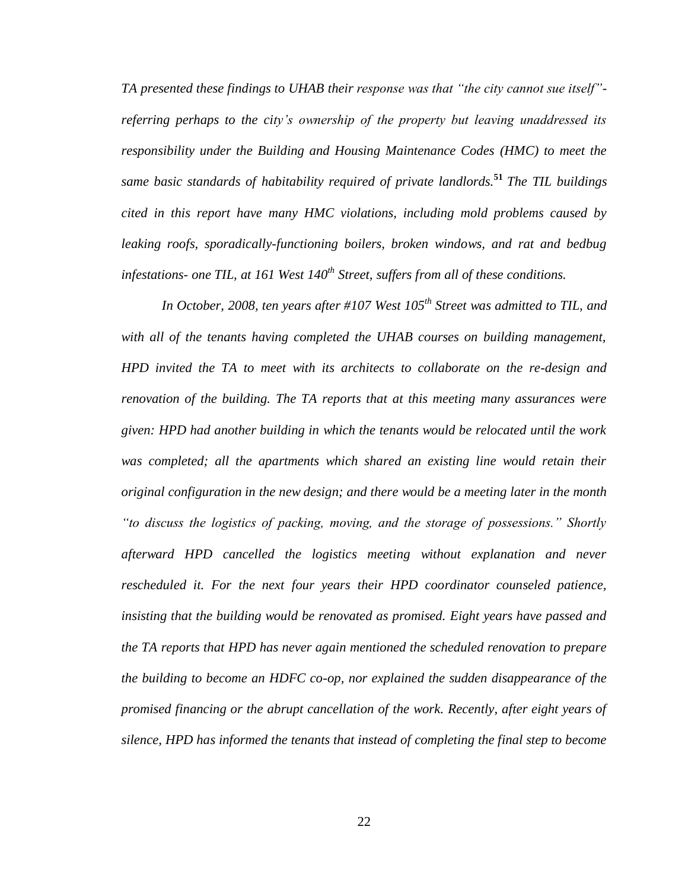*TA presented these findings to UHAB their response was that "the city cannot sue itself"- referring perhaps to the city's ownership of the property but leaving unaddressed its responsibility under the Building and Housing Maintenance Codes (HMC) to meet the same basic standards of habitability required of private landlords.*[51] *The TIL buildings cited in this report have many HMC violations, including mold problems caused by leaking roofs, sporadically-functioning boilers, broken windows, and rat and bedbug infestations- one TIL, at 161 West 140th Street, suffers from all of these conditions.*

*In October, 2008, ten years after #107 West 105th Street was admitted to TIL, and with all of the tenants having completed the UHAB courses on building management, HPD invited the TA to meet with its architects to collaborate on the re-design and renovation of the building. The TA reports that at this meeting many assurances were given: HPD had another building in which the tenants would be relocated until the work was completed; all the apartments which shared an existing line would retain their original configuration in the new design; and there would be a meeting later in the month "to discuss the logistics of packing, moving, and the storage of possessions." Shortly afterward HPD cancelled the logistics meeting without explanation and never rescheduled it. For the next four years their HPD coordinator counseled patience, insisting that the building would be renovated as promised. Eight years have passed and the TA reports that HPD has never again mentioned the scheduled renovation to prepare the building to become an HDFC co-op, nor explained the sudden disappearance of the promised financing or the abrupt cancellation of the work. Recently, after eight years of silence, HPD has informed the tenants that instead of completing the final step to become*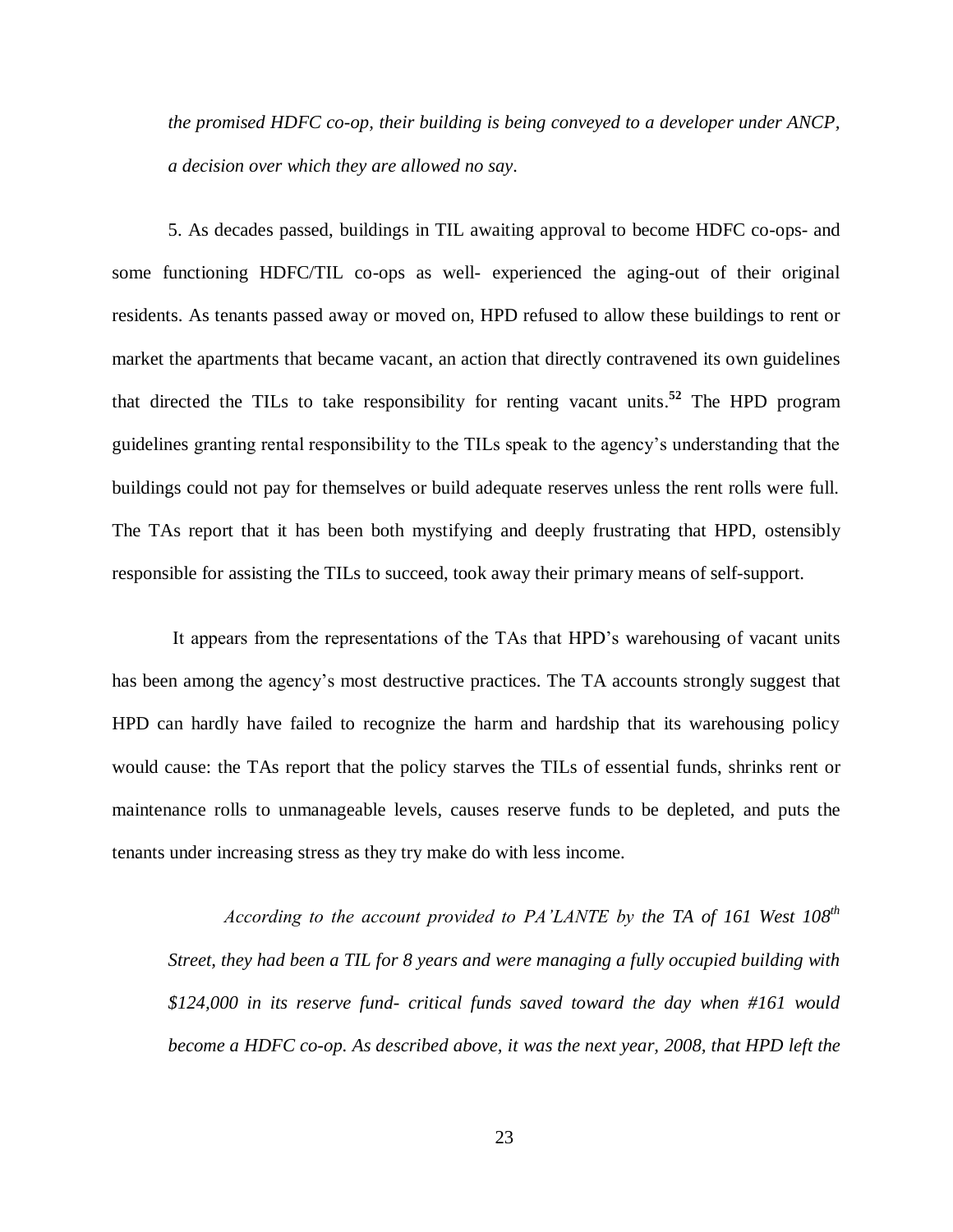*the promised HDFC co-op, their building is being conveyed to a developer under ANCP, a decision over which they are allowed no say.*

5. As decades passed, buildings in TIL awaiting approval to become HDFC co-ops- and some functioning HDFC/TIL co-ops as well- experienced the aging-out of their original residents. As tenants passed away or moved on, HPD refused to allow these buildings to rent or market the apartments that became vacant, an action that directly contravened its own guidelines that directed the TILs to take responsibility for renting vacant units.[52] The HPD program guidelines granting rental responsibility to the TILs speak to the agency's understanding that the buildings could not pay for themselves or build adequate reserves unless the rent rolls were full. The TAs report that it has been both mystifying and deeply frustrating that HPD, ostensibly responsible for assisting the TILs to succeed, took away their primary means of self-support.

It appears from the representations of the TAs that HPD's warehousing of vacant units has been among the agency's most destructive practices. The TA accounts strongly suggest that HPD can hardly have failed to recognize the harm and hardship that its warehousing policy would cause: the TAs report that the policy starves the TILs of essential funds, shrinks rent or maintenance rolls to unmanageable levels, causes reserve funds to be depleted, and puts the tenants under increasing stress as they try make do with less income.

*According to the account provided to PA'LANTE by the TA of 161 West 108th Street, they had been a TIL for 8 years and were managing a fully occupied building with $124,000 in its reserve fund- critical funds saved toward the day when #161 would become a HDFC co-op. As described above, it was the next year, 2008, that HPD left the*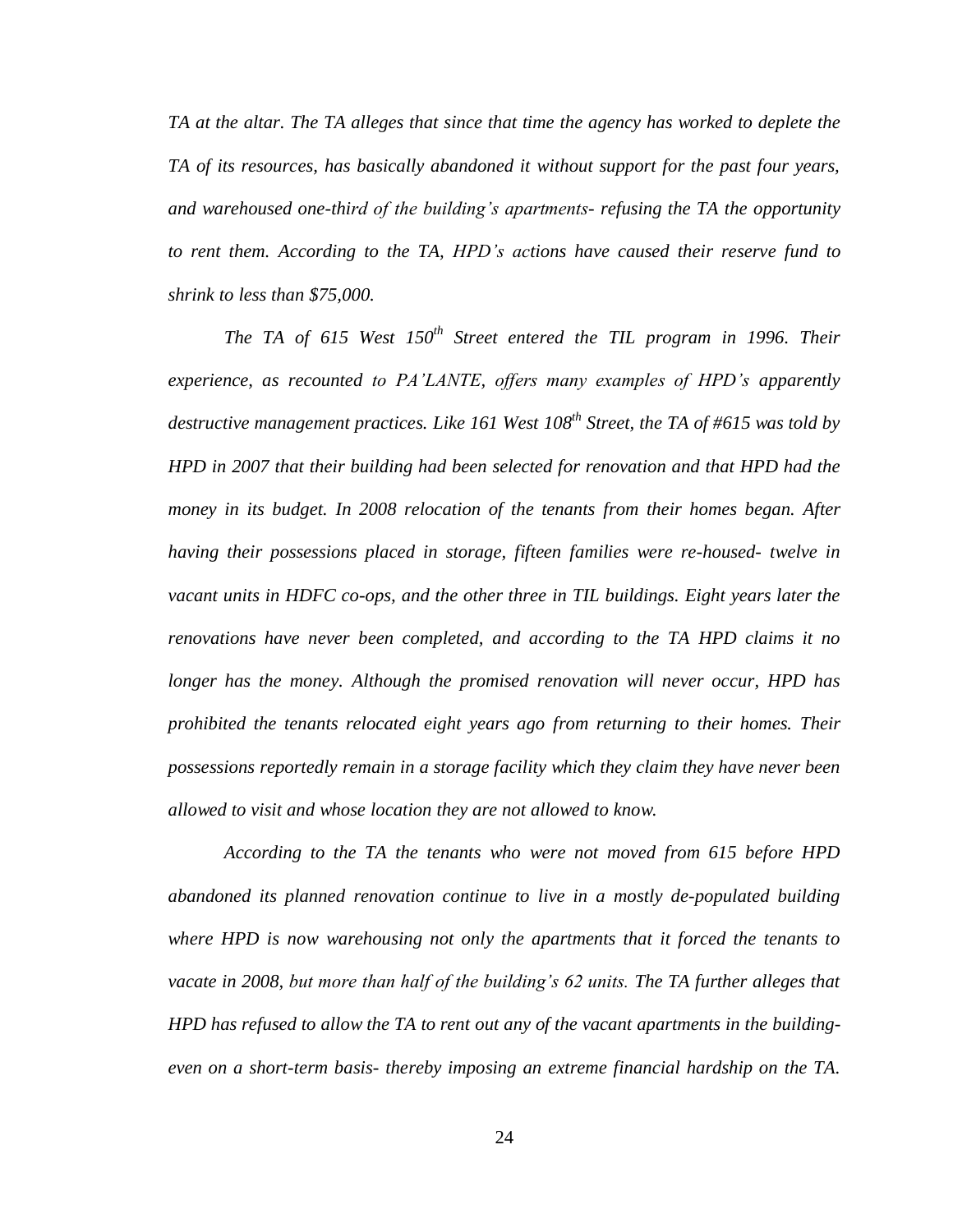*TA at the altar. The TA alleges that since that time the agency has worked to deplete the TA of its resources, has basically abandoned it without support for the past four years, and warehoused one-third of the building's apartments- refusing the TA the opportunity to rent them. According to the TA, HPD's actions have caused their reserve fund to shrink to less than $75,000.*

*The TA of 615 West 150th Street entered the TIL program in 1996. Their experience, as recounted to PA'LANTE, offers many examples of HPD's apparently destructive management practices. Like 161 West 108th Street, the TA of #615 was told by HPD in 2007 that their building had been selected for renovation and that HPD had the money in its budget. In 2008 relocation of the tenants from their homes began. After having their possessions placed in storage, fifteen families were re-housed- twelve in vacant units in HDFC co-ops, and the other three in TIL buildings. Eight years later the renovations have never been completed, and according to the TA HPD claims it no longer has the money. Although the promised renovation will never occur, HPD has prohibited the tenants relocated eight years ago from returning to their homes. Their possessions reportedly remain in a storage facility which they claim they have never been allowed to visit and whose location they are not allowed to know.*

*According to the TA the tenants who were not moved from 615 before HPD abandoned its planned renovation continue to live in a mostly de-populated building where HPD is now warehousing not only the apartments that it forced the tenants to vacate in 2008, but more than half of the building's 62 units. The TA further alleges that HPD has refused to allow the TA to rent out any of the vacant apartments in the building- even on a short-term basis- thereby imposing an extreme financial hardship on the TA.*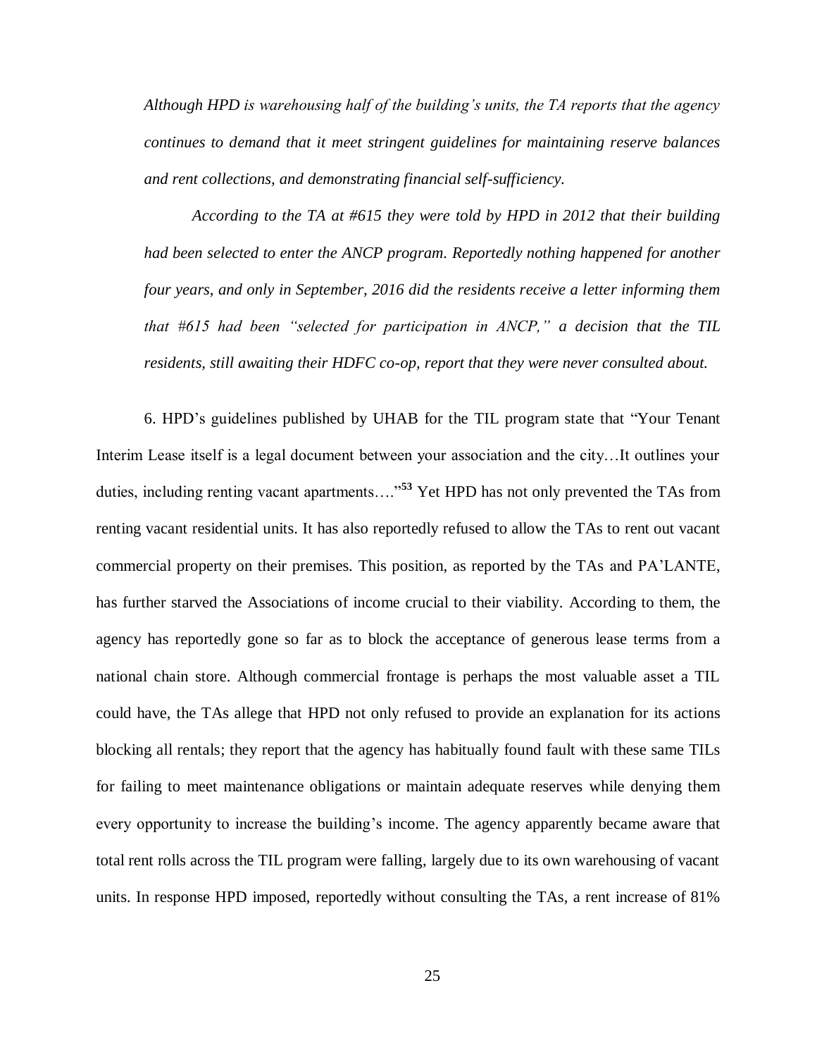*Although HPD is warehousing half of the building's units, the TA reports that the agency continues to demand that it meet stringent guidelines for maintaining reserve balances and rent collections, and demonstrating financial self-sufficiency.*

*According to the TA at #615 they were told by HPD in 2012 that their building had been selected to enter the ANCP program. Reportedly nothing happened for another four years, and only in September, 2016 did the residents receive a letter informing them that #615 had been "selected for participation in ANCP," a decision that the TIL residents, still awaiting their HDFC co-op, report that they were never consulted about.*

6. HPD's guidelines published by UHAB for the TIL program state that "Your Tenant Interim Lease itself is a legal document between your association and the city…It outlines your duties, including renting vacant apartments…."[53] Yet HPD has not only prevented the TAs from renting vacant residential units. It has also reportedly refused to allow the TAs to rent out vacant commercial property on their premises. This position, as reported by the TAs and PA'LANTE, has further starved the Associations of income crucial to their viability. According to them, the agency has reportedly gone so far as to block the acceptance of generous lease terms from a national chain store. Although commercial frontage is perhaps the most valuable asset a TIL could have, the TAs allege that HPD not only refused to provide an explanation for its actions blocking all rentals; they report that the agency has habitually found fault with these same TILs for failing to meet maintenance obligations or maintain adequate reserves while denying them every opportunity to increase the building's income. The agency apparently became aware that total rent rolls across the TIL program were falling, largely due to its own warehousing of vacant units. In response HPD imposed, reportedly without consulting the TAs, a rent increase of 81%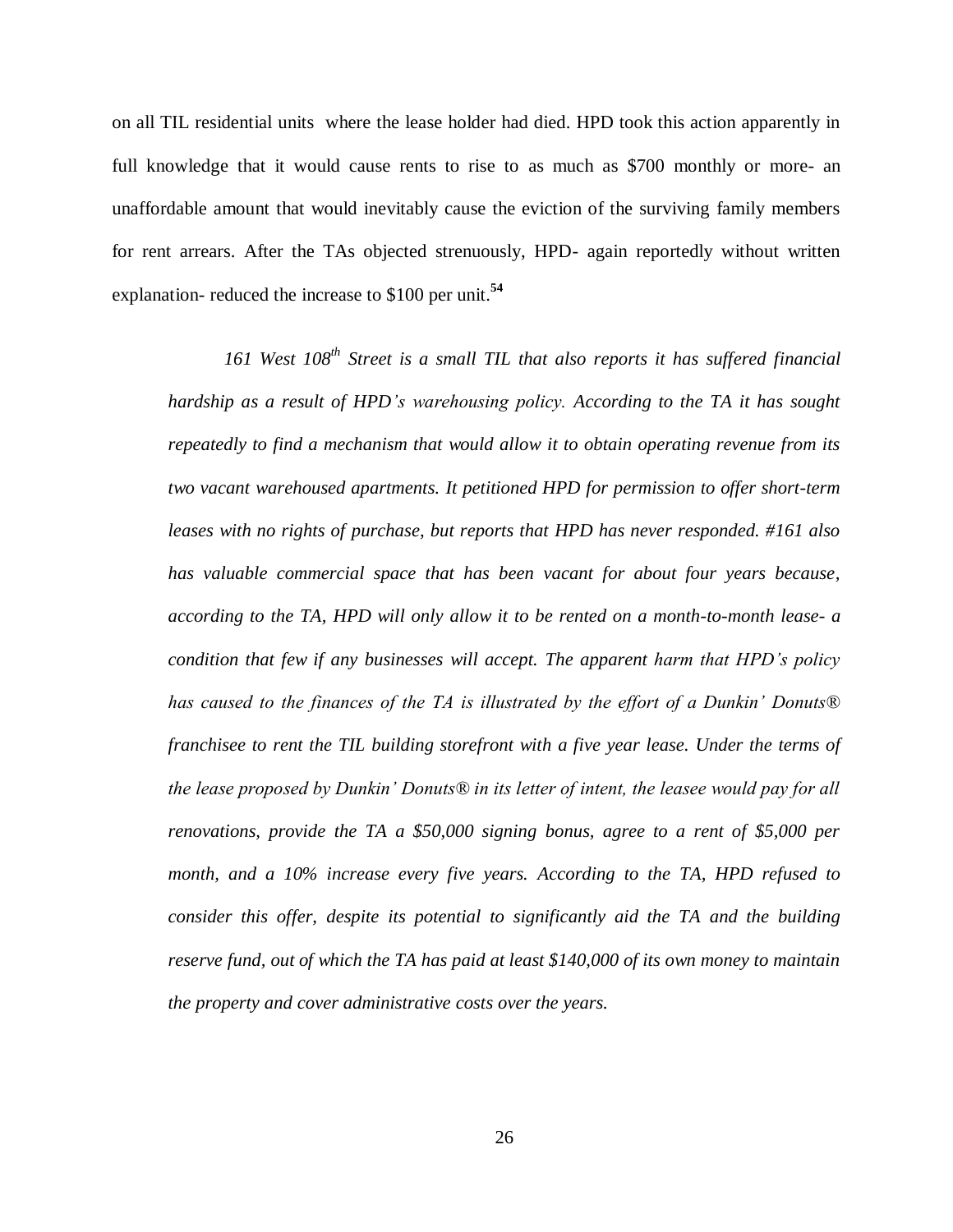on all TIL residential units where the lease holder had died. HPD took this action apparently in full knowledge that it would cause rents to rise to as much as $700 monthly or more- an unaffordable amount that would inevitably cause the eviction of the surviving family members for rent arrears. After the TAs objected strenuously, HPD- again reportedly without written explanation- reduced the increase to $100 per unit.[54]

> *161 West 108th Street is a small TIL that also reports it has suffered financial hardship as a result of HPD's warehousing policy. According to the TA it has sought repeatedly to find a mechanism that would allow it to obtain operating revenue from its two vacant warehoused apartments. It petitioned HPD for permission to offer short-term leases with no rights of purchase, but reports that HPD has never responded. #161 also has valuable commercial space that has been vacant for about four years because, according to the TA, HPD will only allow it to be rented on a month-to-month lease- a condition that few if any businesses will accept. The apparent harm that HPD's policy has caused to the finances of the TA is illustrated by the effort of a Dunkin' Donuts® franchisee to rent the TIL building storefront with a five year lease. Under the terms of the lease proposed by Dunkin' Donuts® in its letter of intent, the leasee would pay for all renovations, provide the TA a $50,000 signing bonus, agree to a rent of $5,000 per month, and a 10% increase every five years. According to the TA, HPD refused to consider this offer, despite its potential to significantly aid the TA and the building reserve fund, out of which the TA has paid at least $140,000 of its own money to maintain the property and cover administrative costs over the years.*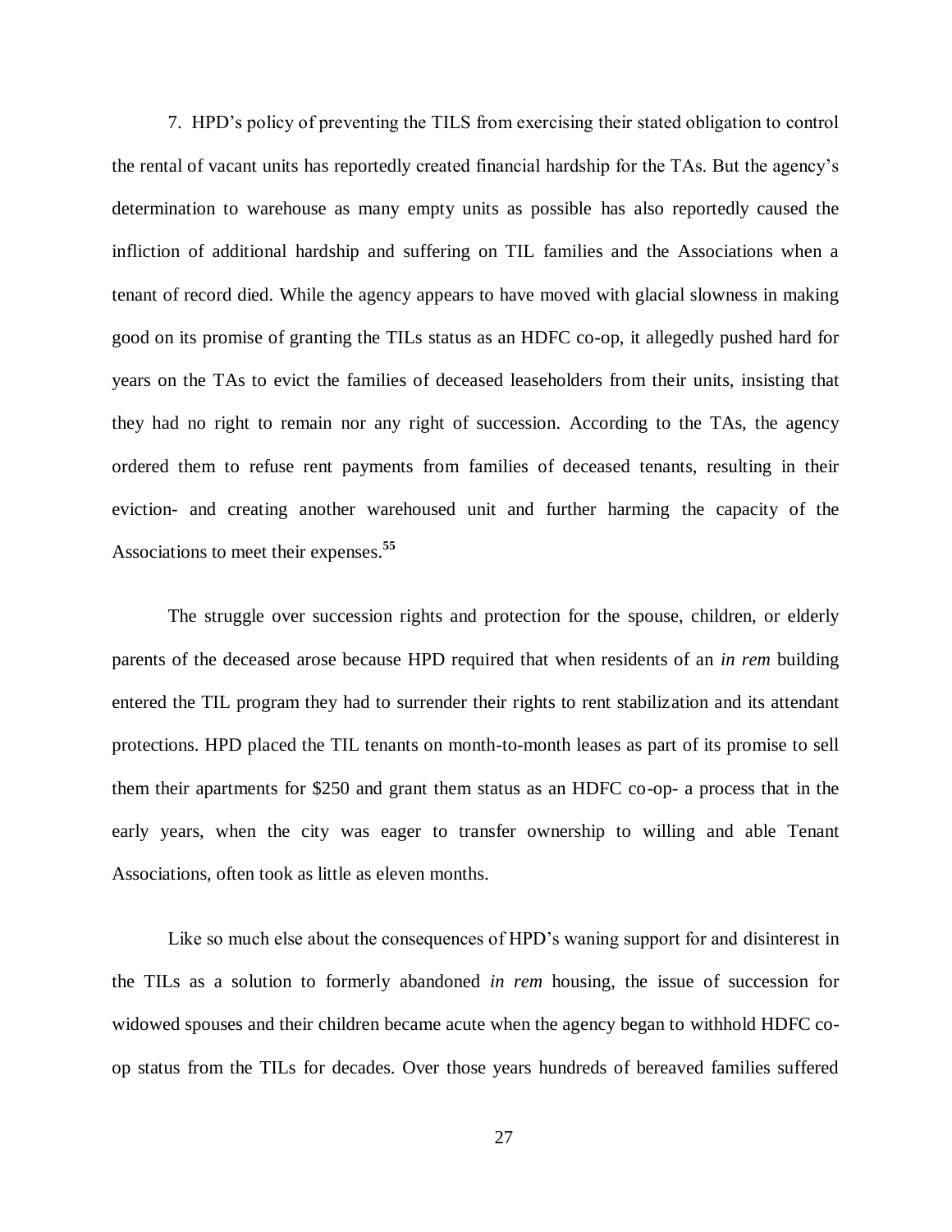7. HPD's policy of preventing the TILS from exercising their stated obligation to control the rental of vacant units has reportedly created financial hardship for the TAs. But the agency's determination to warehouse as many empty units as possible has also reportedly caused the infliction of additional hardship and suffering on TIL families and the Associations when a tenant of record died. While the agency appears to have moved with glacial slowness in making good on its promise of granting the TILs status as an HDFC co-op, it allegedly pushed hard for years on the TAs to evict the families of deceased leaseholders from their units, insisting that they had no right to remain nor any right of succession. According to the TAs, the agency ordered them to refuse rent payments from families of deceased tenants, resulting in their eviction- and creating another warehoused unit and further harming the capacity of the Associations to meet their expenses.[55]

The struggle over succession rights and protection for the spouse, children, or elderly parents of the deceased arose because HPD required that when residents of an *in rem* building entered the TIL program they had to surrender their rights to rent stabilization and its attendant protections. HPD placed the TIL tenants on month-to-month leases as part of its promise to sell them their apartments for $250 and grant them status as an HDFC co-op- a process that in the early years, when the city was eager to transfer ownership to willing and able Tenant Associations, often took as little as eleven months.

Like so much else about the consequences of HPD's waning support for and disinterest in the TILs as a solution to formerly abandoned *in rem* housing, the issue of succession for widowed spouses and their children became acute when the agency began to withhold HDFC co-op status from the TILs for decades. Over those years hundreds of bereaved families suffered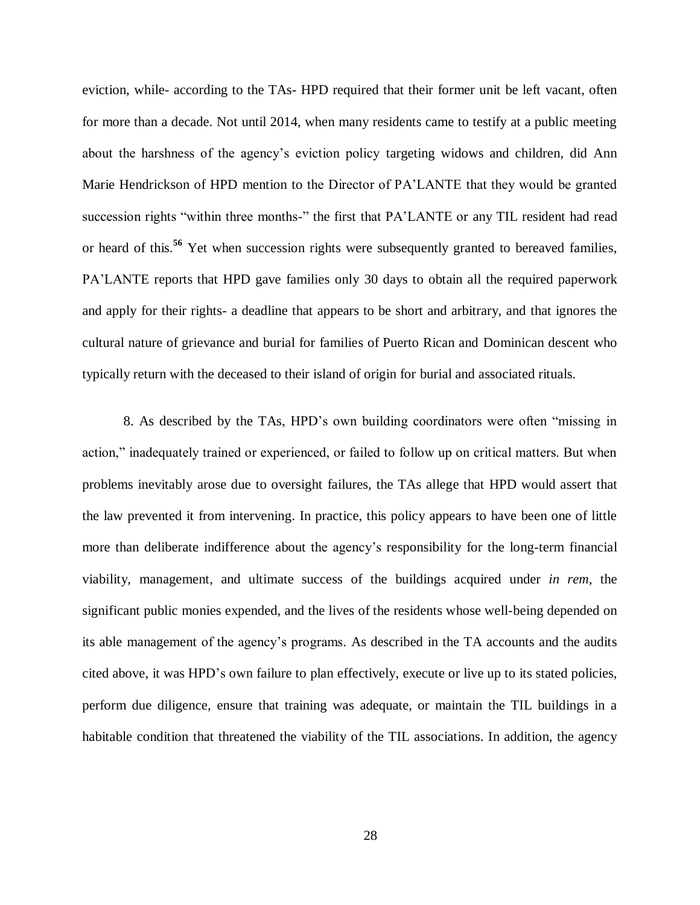eviction, while- according to the TAs- HPD required that their former unit be left vacant, often for more than a decade. Not until 2014, when many residents came to testify at a public meeting about the harshness of the agency's eviction policy targeting widows and children, did Ann Marie Hendrickson of HPD mention to the Director of PA'LANTE that they would be granted succession rights "within three months-" the first that PA'LANTE or any TIL resident had read or heard of this.[56] Yet when succession rights were subsequently granted to bereaved families, PA'LANTE reports that HPD gave families only 30 days to obtain all the required paperwork and apply for their rights- a deadline that appears to be short and arbitrary, and that ignores the cultural nature of grievance and burial for families of Puerto Rican and Dominican descent who typically return with the deceased to their island of origin for burial and associated rituals.

8. As described by the TAs, HPD's own building coordinators were often "missing in action," inadequately trained or experienced, or failed to follow up on critical matters. But when problems inevitably arose due to oversight failures, the TAs allege that HPD would assert that the law prevented it from intervening. In practice, this policy appears to have been one of little more than deliberate indifference about the agency's responsibility for the long-term financial viability, management, and ultimate success of the buildings acquired under *in rem*, the significant public monies expended, and the lives of the residents whose well-being depended on its able management of the agency's programs. As described in the TA accounts and the audits cited above, it was HPD's own failure to plan effectively, execute or live up to its stated policies, perform due diligence, ensure that training was adequate, or maintain the TIL buildings in a habitable condition that threatened the viability of the TIL associations. In addition, the agency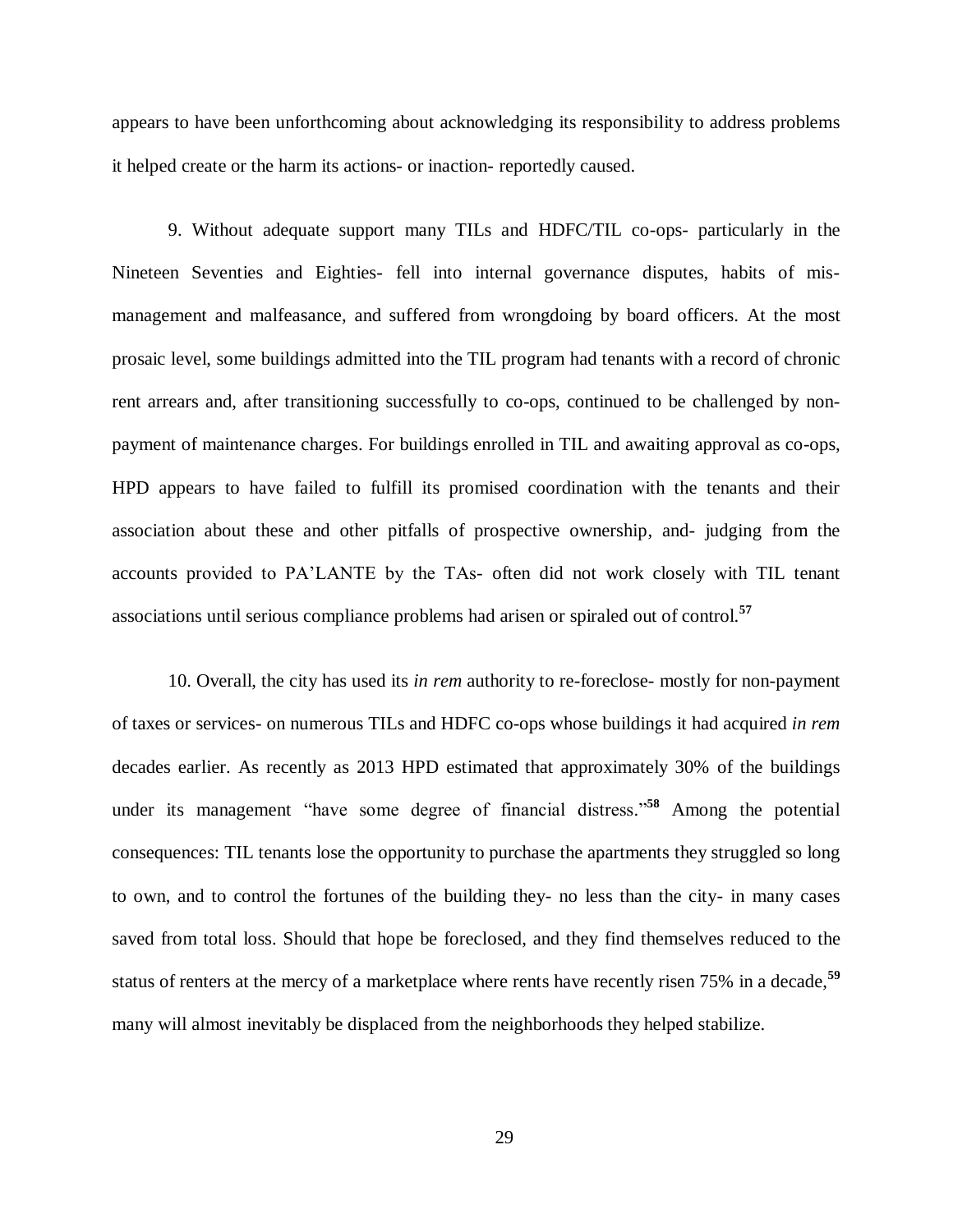appears to have been unforthcoming about acknowledging its responsibility to address problems it helped create or the harm its actions- or inaction- reportedly caused.

9. Without adequate support many TILs and HDFC/TIL co-ops- particularly in the Nineteen Seventies and Eighties- fell into internal governance disputes, habits of mis-management and malfeasance, and suffered from wrongdoing by board officers. At the most prosaic level, some buildings admitted into the TIL program had tenants with a record of chronic rent arrears and, after transitioning successfully to co-ops, continued to be challenged by non-payment of maintenance charges. For buildings enrolled in TIL and awaiting approval as co-ops, HPD appears to have failed to fulfill its promised coordination with the tenants and their association about these and other pitfalls of prospective ownership, and- judging from the accounts provided to PA'LANTE by the TAs- often did not work closely with TIL tenant associations until serious compliance problems had arisen or spiraled out of control.[57]

10. Overall, the city has used its *in rem* authority to re-foreclose- mostly for non-payment of taxes or services- on numerous TILs and HDFC co-ops whose buildings it had acquired *in rem* decades earlier. As recently as 2013 HPD estimated that approximately 30% of the buildings under its management "have some degree of financial distress."[58] Among the potential consequences: TIL tenants lose the opportunity to purchase the apartments they struggled so long to own, and to control the fortunes of the building they- no less than the city- in many cases saved from total loss. Should that hope be foreclosed, and they find themselves reduced to the status of renters at the mercy of a marketplace where rents have recently risen 75% in a decade,[59] many will almost inevitably be displaced from the neighborhoods they helped stabilize.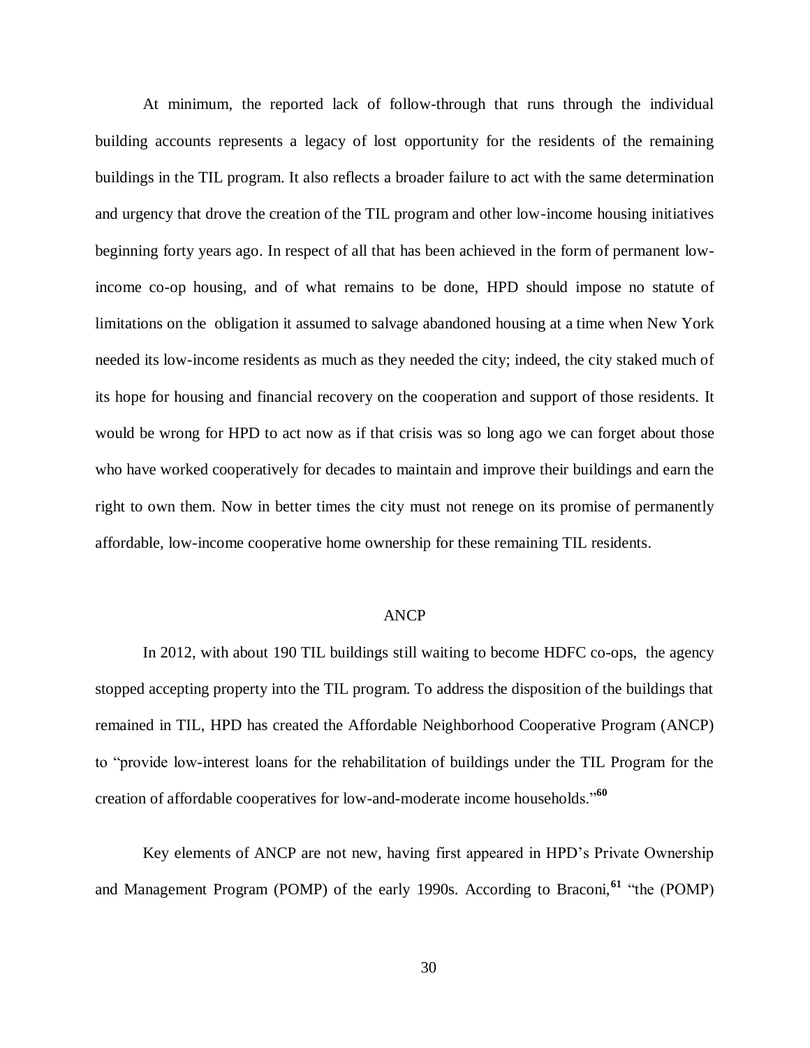At minimum, the reported lack of follow-through that runs through the individual building accounts represents a legacy of lost opportunity for the residents of the remaining buildings in the TIL program. It also reflects a broader failure to act with the same determination and urgency that drove the creation of the TIL program and other low-income housing initiatives beginning forty years ago. In respect of all that has been achieved in the form of permanent low-income co-op housing, and of what remains to be done, HPD should impose no statute of limitations on the obligation it assumed to salvage abandoned housing at a time when New York needed its low-income residents as much as they needed the city; indeed, the city staked much of its hope for housing and financial recovery on the cooperation and support of those residents. It would be wrong for HPD to act now as if that crisis was so long ago we can forget about those who have worked cooperatively for decades to maintain and improve their buildings and earn the right to own them. Now in better times the city must not renege on its promise of permanently affordable, low-income cooperative home ownership for these remaining TIL residents.

## ANCP

In 2012, with about 190 TIL buildings still waiting to become HDFC co-ops, the agency stopped accepting property into the TIL program. To address the disposition of the buildings that remained in TIL, HPD has created the Affordable Neighborhood Cooperative Program (ANCP) to "provide low-interest loans for the rehabilitation of buildings under the TIL Program for the creation of affordable cooperatives for low-and-moderate income households."[60]

Key elements of ANCP are not new, having first appeared in HPD's Private Ownership and Management Program (POMP) of the early 1990s. According to Braconi,[61] "the (POMP)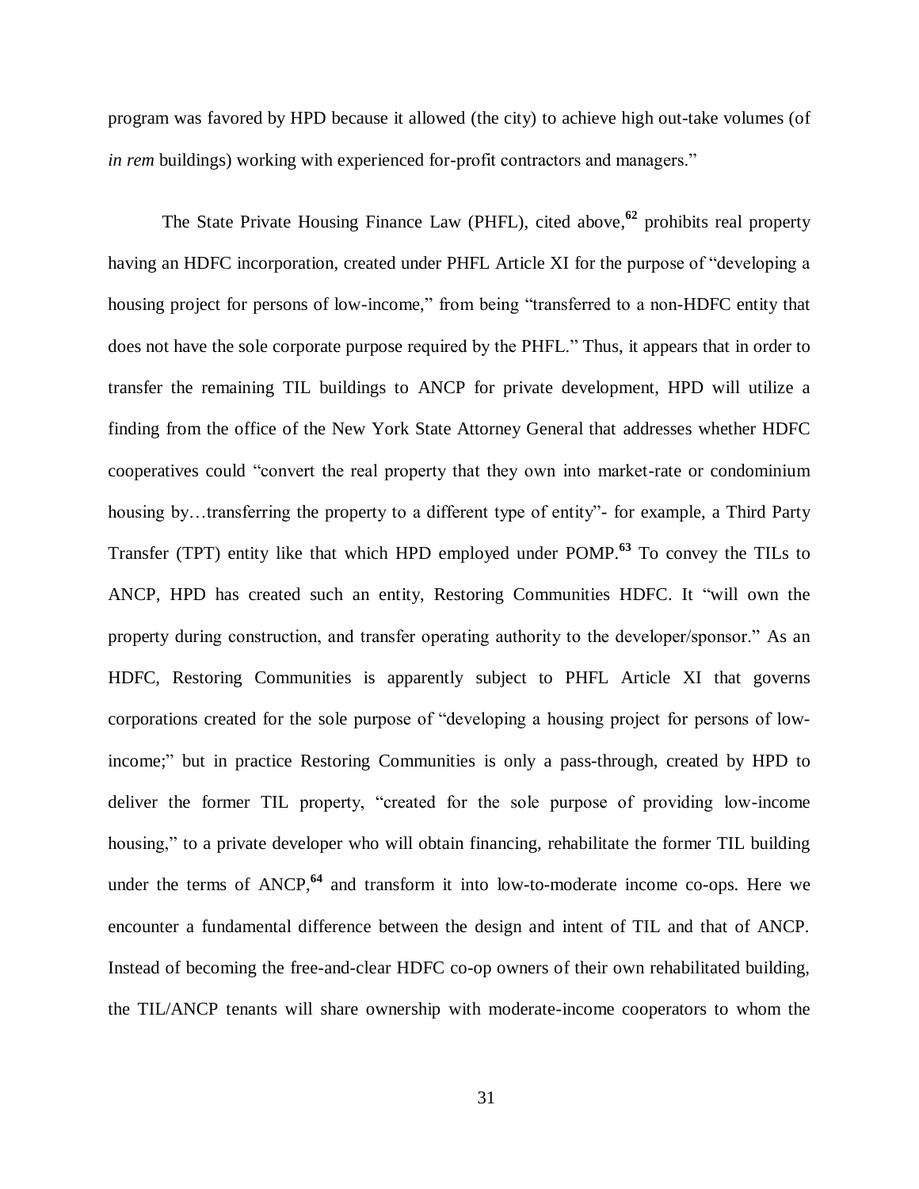program was favored by HPD because it allowed (the city) to achieve high out-take volumes (of *in rem* buildings) working with experienced for-profit contractors and managers."

The State Private Housing Finance Law (PHFL), cited above,[62] prohibits real property having an HDFC incorporation, created under PHFL Article XI for the purpose of "developing a housing project for persons of low-income," from being "transferred to a non-HDFC entity that does not have the sole corporate purpose required by the PHFL." Thus, it appears that in order to transfer the remaining TIL buildings to ANCP for private development, HPD will utilize a finding from the office of the New York State Attorney General that addresses whether HDFC cooperatives could "convert the real property that they own into market-rate or condominium housing by…transferring the property to a different type of entity"- for example, a Third Party Transfer (TPT) entity like that which HPD employed under POMP.[63] To convey the TILs to ANCP, HPD has created such an entity, Restoring Communities HDFC. It "will own the property during construction, and transfer operating authority to the developer/sponsor." As an HDFC, Restoring Communities is apparently subject to PHFL Article XI that governs corporations created for the sole purpose of "developing a housing project for persons of low-income;" but in practice Restoring Communities is only a pass-through, created by HPD to deliver the former TIL property, "created for the sole purpose of providing low-income housing," to a private developer who will obtain financing, rehabilitate the former TIL building under the terms of ANCP,[64] and transform it into low-to-moderate income co-ops. Here we encounter a fundamental difference between the design and intent of TIL and that of ANCP. Instead of becoming the free-and-clear HDFC co-op owners of their own rehabilitated building, the TIL/ANCP tenants will share ownership with moderate-income cooperators to whom the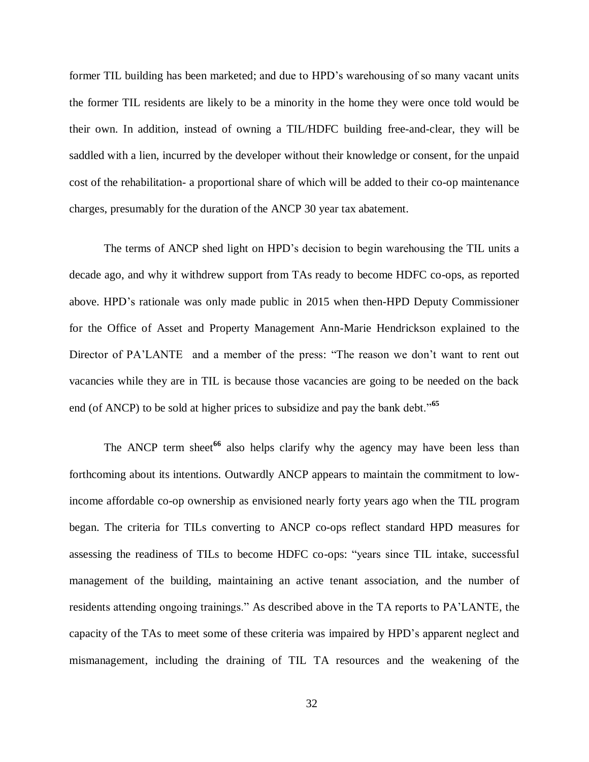former TIL building has been marketed; and due to HPD's warehousing of so many vacant units the former TIL residents are likely to be a minority in the home they were once told would be their own. In addition, instead of owning a TIL/HDFC building free-and-clear, they will be saddled with a lien, incurred by the developer without their knowledge or consent, for the unpaid cost of the rehabilitation- a proportional share of which will be added to their co-op maintenance charges, presumably for the duration of the ANCP 30 year tax abatement.

The terms of ANCP shed light on HPD's decision to begin warehousing the TIL units a decade ago, and why it withdrew support from TAs ready to become HDFC co-ops, as reported above. HPD's rationale was only made public in 2015 when then-HPD Deputy Commissioner for the Office of Asset and Property Management Ann-Marie Hendrickson explained to the Director of PA'LANTE and a member of the press: "The reason we don't want to rent out vacancies while they are in TIL is because those vacancies are going to be needed on the back end (of ANCP) to be sold at higher prices to subsidize and pay the bank debt."[65]

The ANCP term sheet[66] also helps clarify why the agency may have been less than forthcoming about its intentions. Outwardly ANCP appears to maintain the commitment to low-income affordable co-op ownership as envisioned nearly forty years ago when the TIL program began. The criteria for TILs converting to ANCP co-ops reflect standard HPD measures for assessing the readiness of TILs to become HDFC co-ops: "years since TIL intake, successful management of the building, maintaining an active tenant association, and the number of residents attending ongoing trainings." As described above in the TA reports to PA'LANTE, the capacity of the TAs to meet some of these criteria was impaired by HPD's apparent neglect and mismanagement, including the draining of TIL TA resources and the weakening of the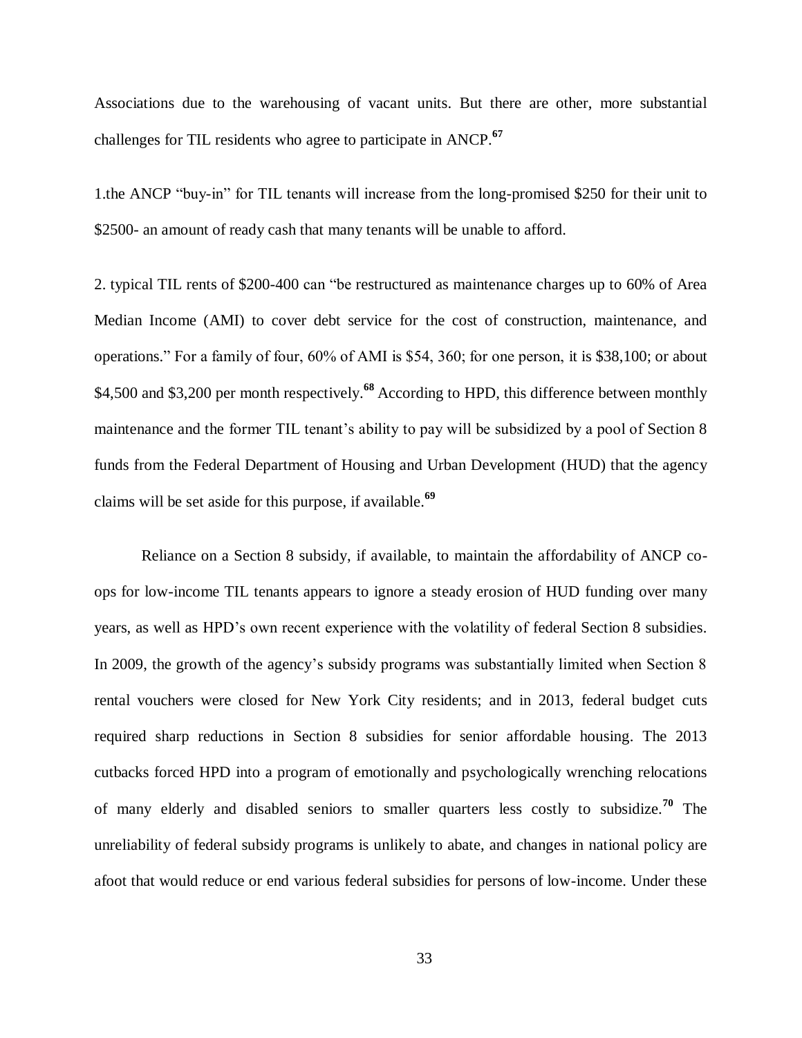Associations due to the warehousing of vacant units. But there are other, more substantial challenges for TIL residents who agree to participate in ANCP.[67]

1.the ANCP "buy-in" for TIL tenants will increase from the long-promised $250 for their unit to $2500- an amount of ready cash that many tenants will be unable to afford.

2. typical TIL rents of $200-400 can "be restructured as maintenance charges up to 60% of Area Median Income (AMI) to cover debt service for the cost of construction, maintenance, and operations." For a family of four, 60% of AMI is $54, 360; for one person, it is $38,100; or about $4,500 and $3,200 per month respectively.[68] According to HPD, this difference between monthly maintenance and the former TIL tenant's ability to pay will be subsidized by a pool of Section 8 funds from the Federal Department of Housing and Urban Development (HUD) that the agency claims will be set aside for this purpose, if available.[69]

Reliance on a Section 8 subsidy, if available, to maintain the affordability of ANCP co-ops for low-income TIL tenants appears to ignore a steady erosion of HUD funding over many years, as well as HPD's own recent experience with the volatility of federal Section 8 subsidies. In 2009, the growth of the agency's subsidy programs was substantially limited when Section 8 rental vouchers were closed for New York City residents; and in 2013, federal budget cuts required sharp reductions in Section 8 subsidies for senior affordable housing. The 2013 cutbacks forced HPD into a program of emotionally and psychologically wrenching relocations of many elderly and disabled seniors to smaller quarters less costly to subsidize.[70] The unreliability of federal subsidy programs is unlikely to abate, and changes in national policy are afoot that would reduce or end various federal subsidies for persons of low-income. Under these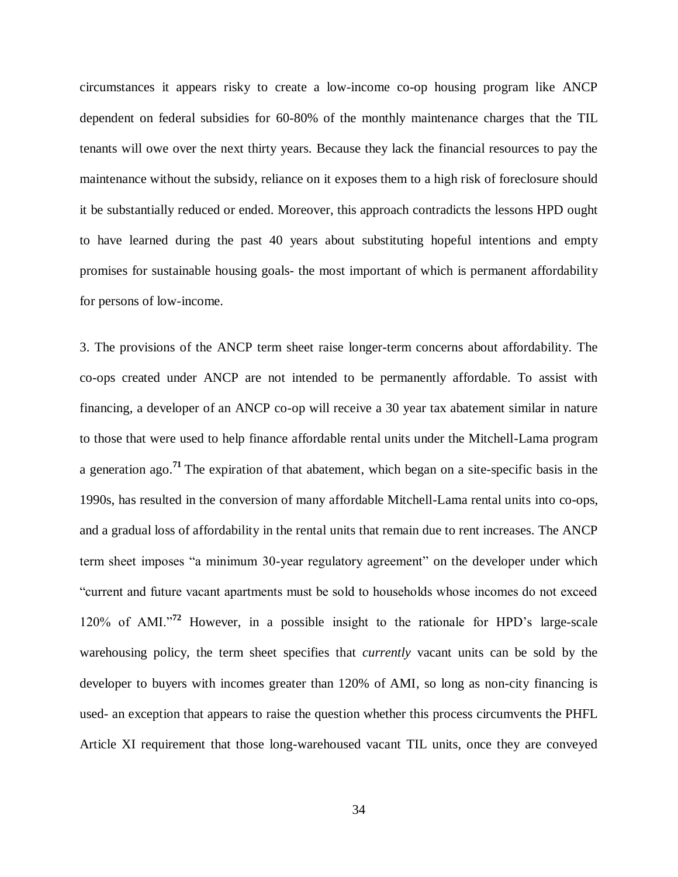circumstances it appears risky to create a low-income co-op housing program like ANCP dependent on federal subsidies for 60-80% of the monthly maintenance charges that the TIL tenants will owe over the next thirty years. Because they lack the financial resources to pay the maintenance without the subsidy, reliance on it exposes them to a high risk of foreclosure should it be substantially reduced or ended. Moreover, this approach contradicts the lessons HPD ought to have learned during the past 40 years about substituting hopeful intentions and empty promises for sustainable housing goals- the most important of which is permanent affordability for persons of low-income.

3. The provisions of the ANCP term sheet raise longer-term concerns about affordability. The co-ops created under ANCP are not intended to be permanently affordable. To assist with financing, a developer of an ANCP co-op will receive a 30 year tax abatement similar in nature to those that were used to help finance affordable rental units under the Mitchell-Lama program a generation ago.[71] The expiration of that abatement, which began on a site-specific basis in the 1990s, has resulted in the conversion of many affordable Mitchell-Lama rental units into co-ops, and a gradual loss of affordability in the rental units that remain due to rent increases. The ANCP term sheet imposes "a minimum 30-year regulatory agreement" on the developer under which "current and future vacant apartments must be sold to households whose incomes do not exceed 120% of AMI."[72] However, in a possible insight to the rationale for HPD's large-scale warehousing policy, the term sheet specifies that *currently* vacant units can be sold by the developer to buyers with incomes greater than 120% of AMI, so long as non-city financing is used- an exception that appears to raise the question whether this process circumvents the PHFL Article XI requirement that those long-warehoused vacant TIL units, once they are conveyed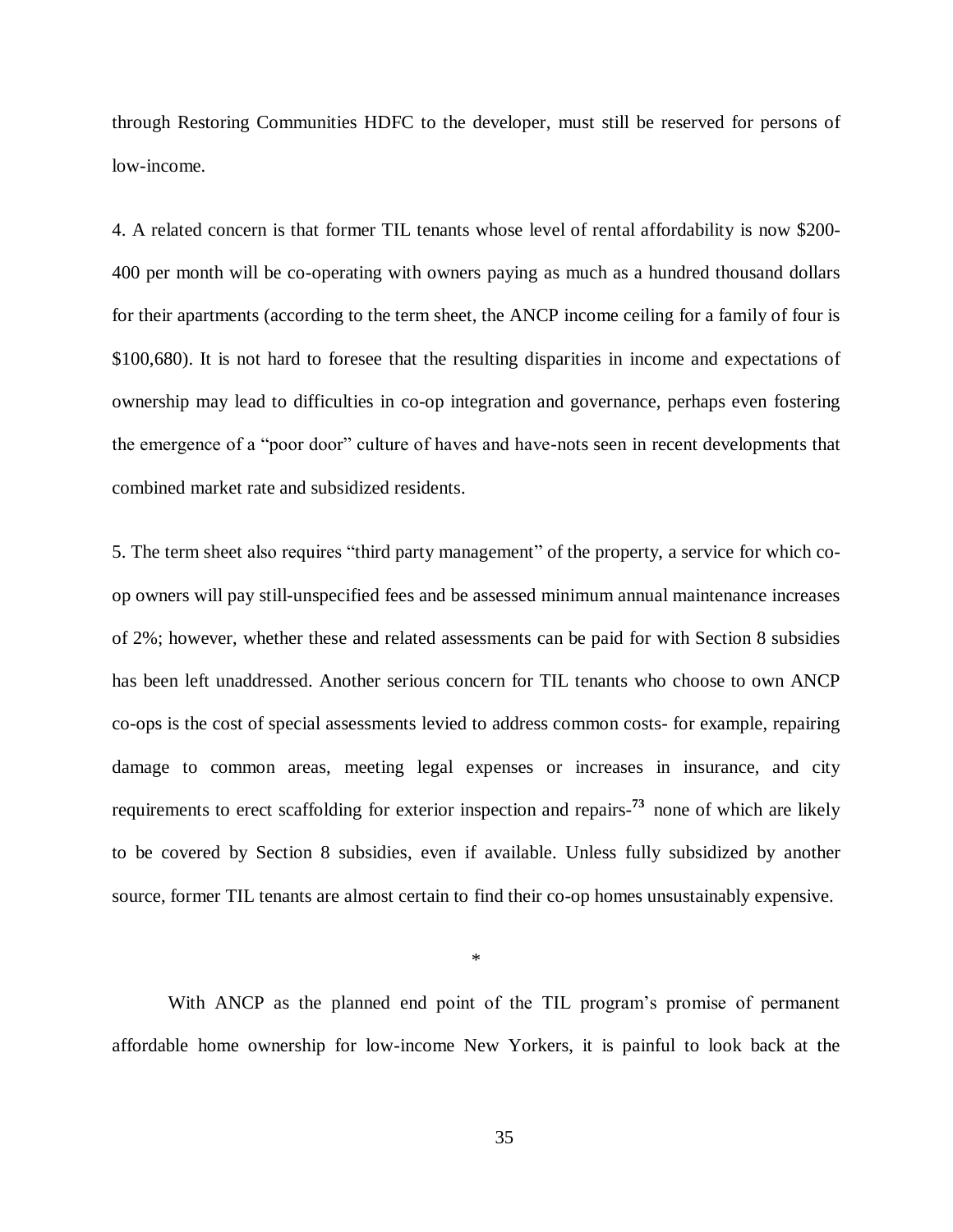through Restoring Communities HDFC to the developer, must still be reserved for persons of low-income.

4. A related concern is that former TIL tenants whose level of rental affordability is now $200-400 per month will be co-operating with owners paying as much as a hundred thousand dollars for their apartments (according to the term sheet, the ANCP income ceiling for a family of four is $100,680). It is not hard to foresee that the resulting disparities in income and expectations of ownership may lead to difficulties in co-op integration and governance, perhaps even fostering the emergence of a "poor door" culture of haves and have-nots seen in recent developments that combined market rate and subsidized residents.

5. The term sheet also requires "third party management" of the property, a service for which co-op owners will pay still-unspecified fees and be assessed minimum annual maintenance increases of 2%; however, whether these and related assessments can be paid for with Section 8 subsidies has been left unaddressed. Another serious concern for TIL tenants who choose to own ANCP co-ops is the cost of special assessments levied to address common costs- for example, repairing damage to common areas, meeting legal expenses or increases in insurance, and city requirements to erect scaffolding for exterior inspection and repairs-[73] none of which are likely to be covered by Section 8 subsidies, even if available. Unless fully subsidized by another source, former TIL tenants are almost certain to find their co-op homes unsustainably expensive.

*

With ANCP as the planned end point of the TIL program's promise of permanent affordable home ownership for low-income New Yorkers, it is painful to look back at the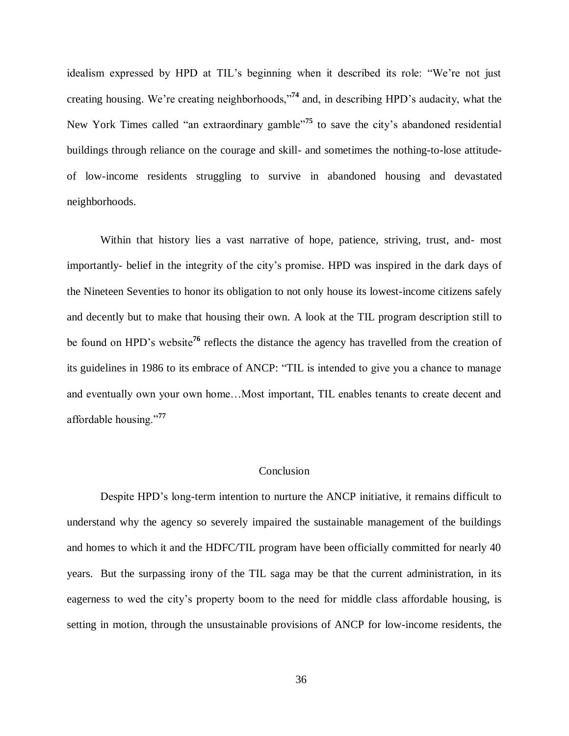idealism expressed by HPD at TIL's beginning when it described its role: "We're not just creating housing. We're creating neighborhoods,"[74] and, in describing HPD's audacity, what the New York Times called "an extraordinary gamble"[75] to save the city's abandoned residential buildings through reliance on the courage and skill- and sometimes the nothing-to-lose attitude- of low-income residents struggling to survive in abandoned housing and devastated neighborhoods.

Within that history lies a vast narrative of hope, patience, striving, trust, and- most importantly- belief in the integrity of the city's promise. HPD was inspired in the dark days of the Nineteen Seventies to honor its obligation to not only house its lowest-income citizens safely and decently but to make that housing their own. A look at the TIL program description still to be found on HPD's website[76] reflects the distance the agency has travelled from the creation of its guidelines in 1986 to its embrace of ANCP: "TIL is intended to give you a chance to manage and eventually own your own home…Most important, TIL enables tenants to create decent and affordable housing."[77]

## Conclusion

Despite HPD's long-term intention to nurture the ANCP initiative, it remains difficult to understand why the agency so severely impaired the sustainable management of the buildings and homes to which it and the HDFC/TIL program have been officially committed for nearly 40 years. But the surpassing irony of the TIL saga may be that the current administration, in its eagerness to wed the city's property boom to the need for middle class affordable housing, is setting in motion, through the unsustainable provisions of ANCP for low-income residents, the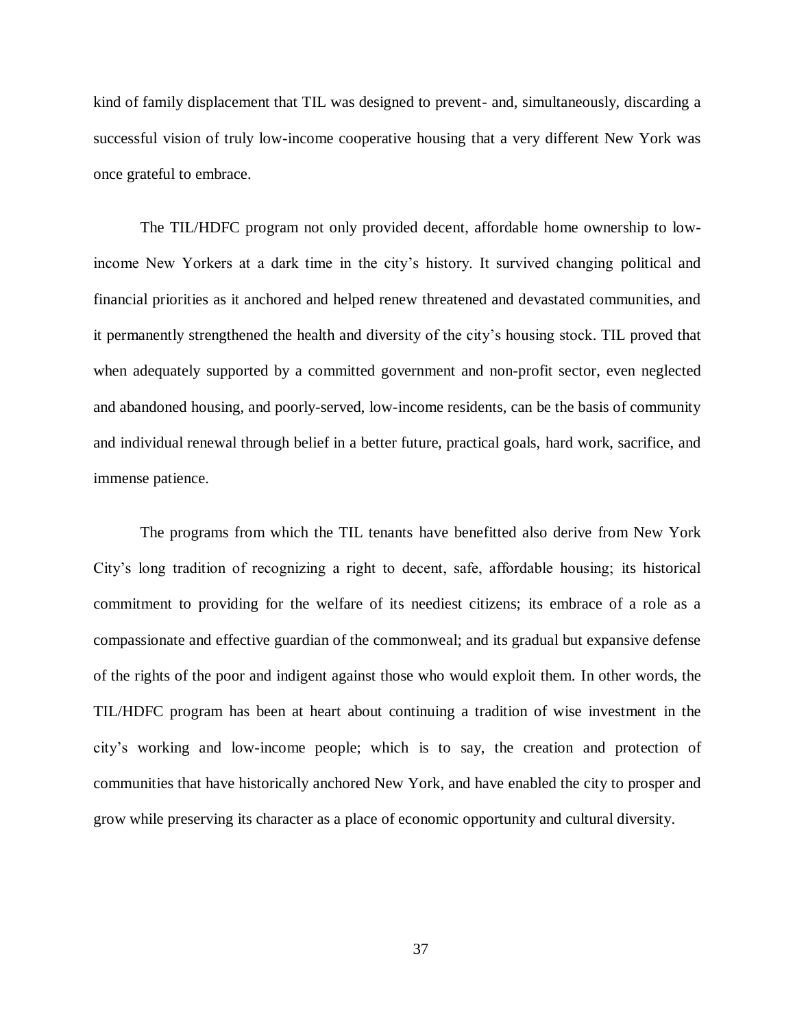kind of family displacement that TIL was designed to prevent- and, simultaneously, discarding a successful vision of truly low-income cooperative housing that a very different New York was once grateful to embrace.

The TIL/HDFC program not only provided decent, affordable home ownership to low-income New Yorkers at a dark time in the city's history. It survived changing political and financial priorities as it anchored and helped renew threatened and devastated communities, and it permanently strengthened the health and diversity of the city's housing stock. TIL proved that when adequately supported by a committed government and non-profit sector, even neglected and abandoned housing, and poorly-served, low-income residents, can be the basis of community and individual renewal through belief in a better future, practical goals, hard work, sacrifice, and immense patience.

The programs from which the TIL tenants have benefitted also derive from New York City's long tradition of recognizing a right to decent, safe, affordable housing; its historical commitment to providing for the welfare of its neediest citizens; its embrace of a role as a compassionate and effective guardian of the commonweal; and its gradual but expansive defense of the rights of the poor and indigent against those who would exploit them. In other words, the TIL/HDFC program has been at heart about continuing a tradition of wise investment in the city's working and low-income people; which is to say, the creation and protection of communities that have historically anchored New York, and have enabled the city to prosper and grow while preserving its character as a place of economic opportunity and cultural diversity.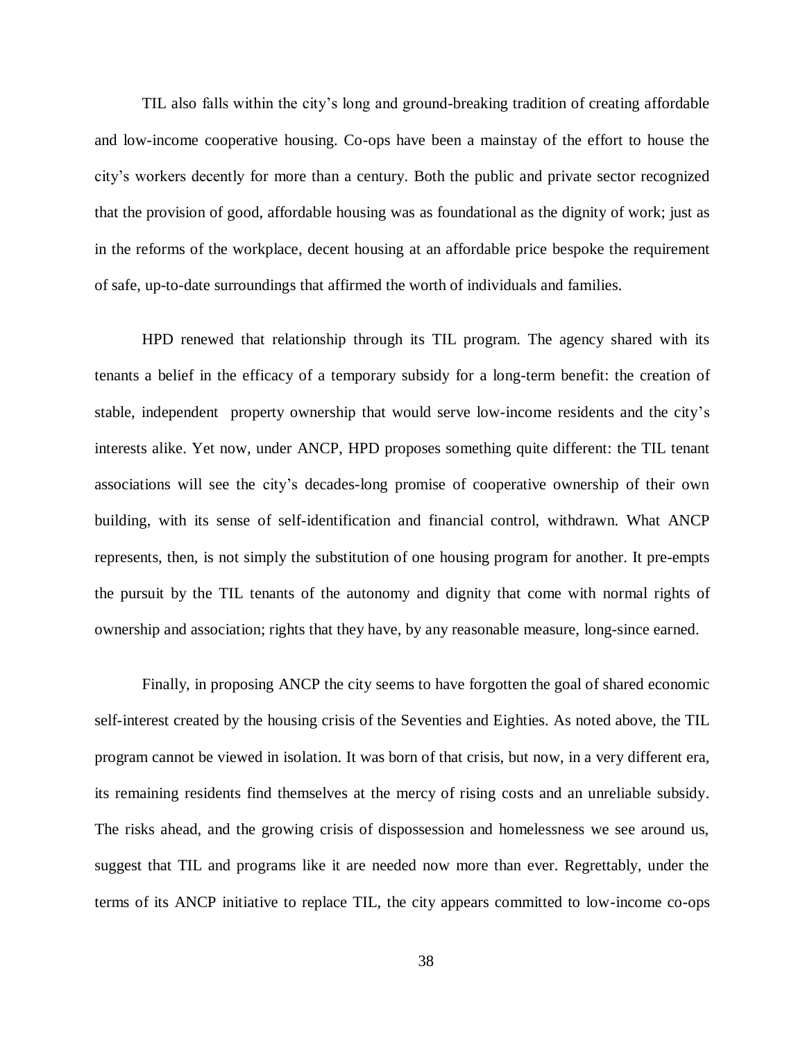TIL also falls within the city's long and ground-breaking tradition of creating affordable and low-income cooperative housing. Co-ops have been a mainstay of the effort to house the city's workers decently for more than a century. Both the public and private sector recognized that the provision of good, affordable housing was as foundational as the dignity of work; just as in the reforms of the workplace, decent housing at an affordable price bespoke the requirement of safe, up-to-date surroundings that affirmed the worth of individuals and families.

HPD renewed that relationship through its TIL program. The agency shared with its tenants a belief in the efficacy of a temporary subsidy for a long-term benefit: the creation of stable, independent property ownership that would serve low-income residents and the city's interests alike. Yet now, under ANCP, HPD proposes something quite different: the TIL tenant associations will see the city's decades-long promise of cooperative ownership of their own building, with its sense of self-identification and financial control, withdrawn. What ANCP represents, then, is not simply the substitution of one housing program for another. It pre-empts the pursuit by the TIL tenants of the autonomy and dignity that come with normal rights of ownership and association; rights that they have, by any reasonable measure, long-since earned.

Finally, in proposing ANCP the city seems to have forgotten the goal of shared economic self-interest created by the housing crisis of the Seventies and Eighties. As noted above, the TIL program cannot be viewed in isolation. It was born of that crisis, but now, in a very different era, its remaining residents find themselves at the mercy of rising costs and an unreliable subsidy. The risks ahead, and the growing crisis of dispossession and homelessness we see around us, suggest that TIL and programs like it are needed now more than ever. Regrettably, under the terms of its ANCP initiative to replace TIL, the city appears committed to low-income co-ops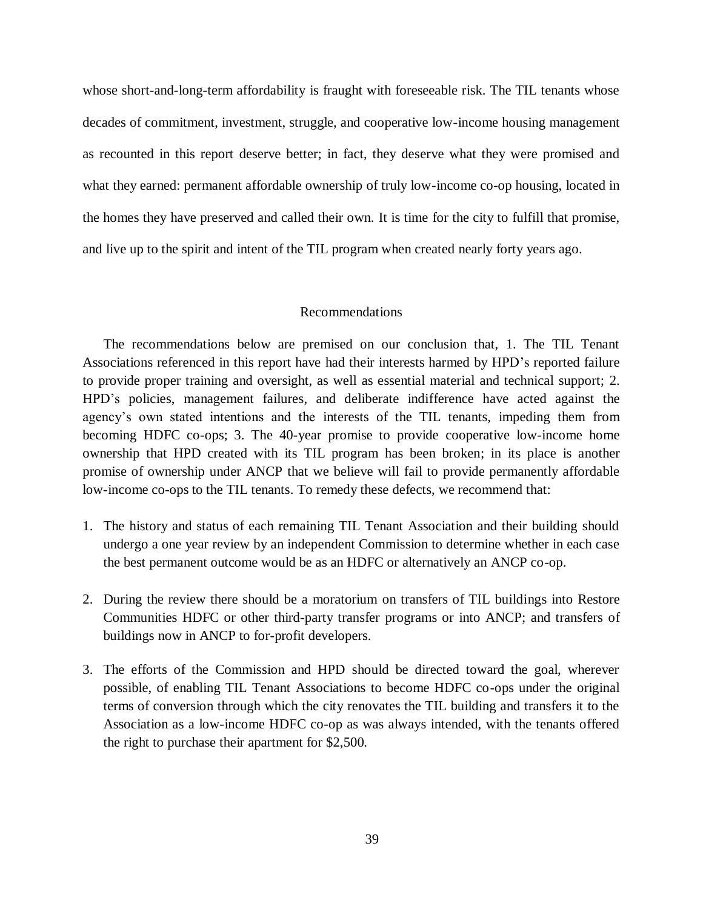whose short-and-long-term affordability is fraught with foreseeable risk. The TIL tenants whose decades of commitment, investment, struggle, and cooperative low-income housing management as recounted in this report deserve better; in fact, they deserve what they were promised and what they earned: permanent affordable ownership of truly low-income co-op housing, located in the homes they have preserved and called their own. It is time for the city to fulfill that promise, and live up to the spirit and intent of the TIL program when created nearly forty years ago.

## Recommendations

The recommendations below are premised on our conclusion that, 1. The TIL Tenant Associations referenced in this report have had their interests harmed by HPD's reported failure to provide proper training and oversight, as well as essential material and technical support; 2. HPD's policies, management failures, and deliberate indifference have acted against the agency's own stated intentions and the interests of the TIL tenants, impeding them from becoming HDFC co-ops; 3. The 40-year promise to provide cooperative low-income home ownership that HPD created with its TIL program has been broken; in its place is another promise of ownership under ANCP that we believe will fail to provide permanently affordable low-income co-ops to the TIL tenants. To remedy these defects, we recommend that:

1. The history and status of each remaining TIL Tenant Association and their building should undergo a one year review by an independent Commission to determine whether in each case the best permanent outcome would be as an HDFC or alternatively an ANCP co-op.

2. During the review there should be a moratorium on transfers of TIL buildings into Restore Communities HDFC or other third-party transfer programs or into ANCP; and transfers of buildings now in ANCP to for-profit developers.

3. The efforts of the Commission and HPD should be directed toward the goal, wherever possible, of enabling TIL Tenant Associations to become HDFC co-ops under the original terms of conversion through which the city renovates the TIL building and transfers it to the Association as a low-income HDFC co-op as was always intended, with the tenants offered the right to purchase their apartment for $2,500.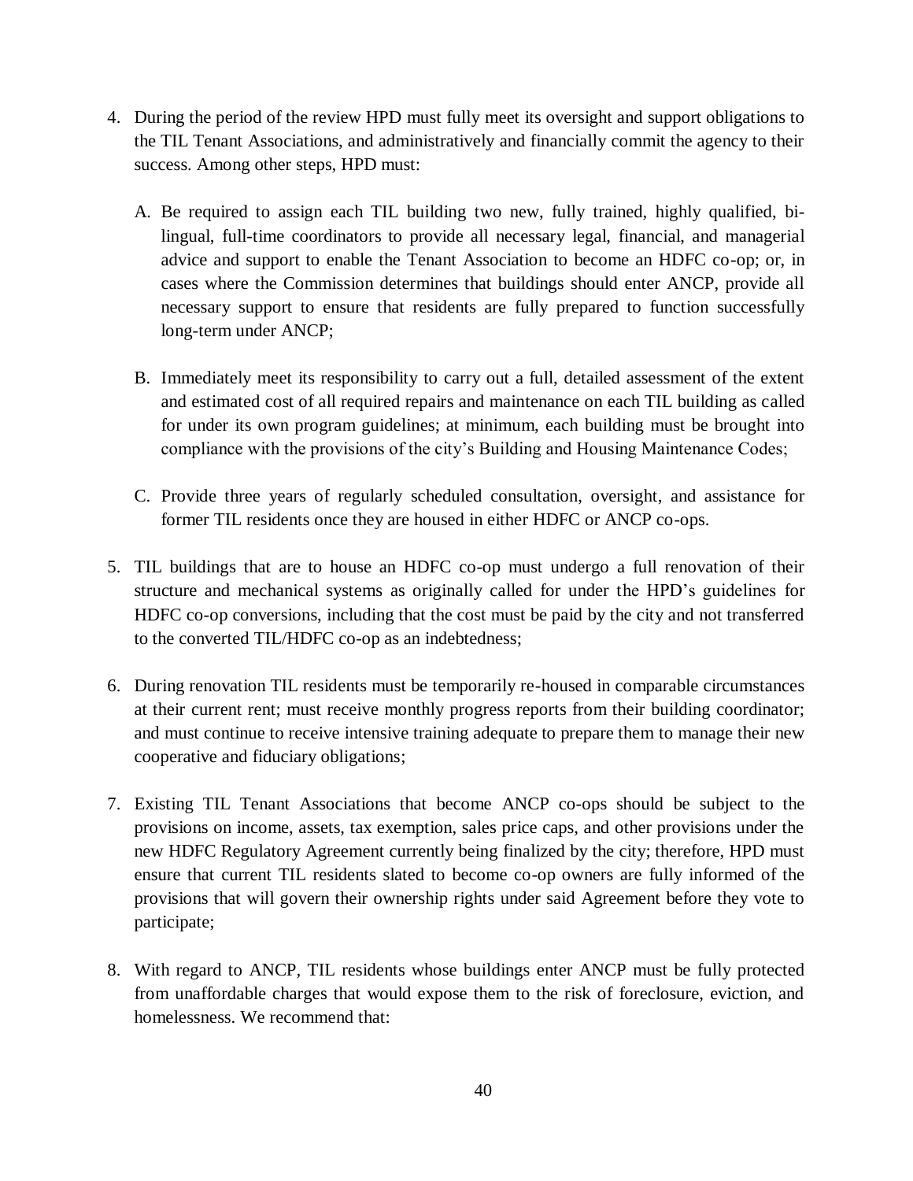4. During the period of the review HPD must fully meet its oversight and support obligations to the TIL Tenant Associations, and administratively and financially commit the agency to their success. Among other steps, HPD must:

   A. Be required to assign each TIL building two new, fully trained, highly qualified, bi-lingual, full-time coordinators to provide all necessary legal, financial, and managerial advice and support to enable the Tenant Association to become an HDFC co-op; or, in cases where the Commission determines that buildings should enter ANCP, provide all necessary support to ensure that residents are fully prepared to function successfully long-term under ANCP;

   B. Immediately meet its responsibility to carry out a full, detailed assessment of the extent and estimated cost of all required repairs and maintenance on each TIL building as called for under its own program guidelines; at minimum, each building must be brought into compliance with the provisions of the city's Building and Housing Maintenance Codes;

   C. Provide three years of regularly scheduled consultation, oversight, and assistance for former TIL residents once they are housed in either HDFC or ANCP co-ops.

5. TIL buildings that are to house an HDFC co-op must undergo a full renovation of their structure and mechanical systems as originally called for under the HPD's guidelines for HDFC co-op conversions, including that the cost must be paid by the city and not transferred to the converted TIL/HDFC co-op as an indebtedness;

6. During renovation TIL residents must be temporarily re-housed in comparable circumstances at their current rent; must receive monthly progress reports from their building coordinator; and must continue to receive intensive training adequate to prepare them to manage their new cooperative and fiduciary obligations;

7. Existing TIL Tenant Associations that become ANCP co-ops should be subject to the provisions on income, assets, tax exemption, sales price caps, and other provisions under the new HDFC Regulatory Agreement currently being finalized by the city; therefore, HPD must ensure that current TIL residents slated to become co-op owners are fully informed of the provisions that will govern their ownership rights under said Agreement before they vote to participate;

8. With regard to ANCP, TIL residents whose buildings enter ANCP must be fully protected from unaffordable charges that would expose them to the risk of foreclosure, eviction, and homelessness. We recommend that: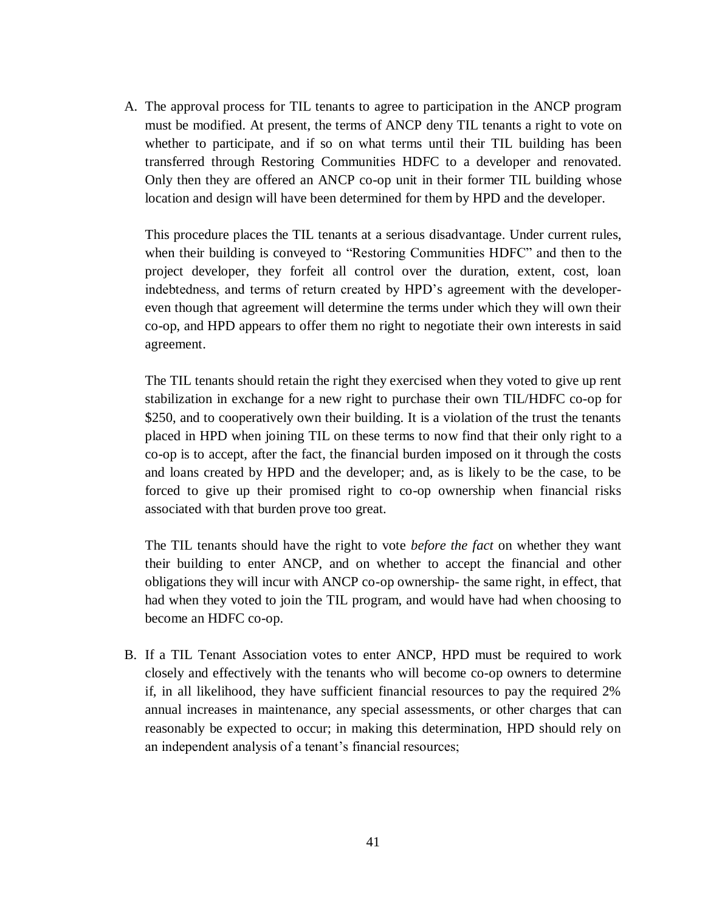A. The approval process for TIL tenants to agree to participation in the ANCP program must be modified. At present, the terms of ANCP deny TIL tenants a right to vote on whether to participate, and if so on what terms until their TIL building has been transferred through Restoring Communities HDFC to a developer and renovated. Only then they are offered an ANCP co-op unit in their former TIL building whose location and design will have been determined for them by HPD and the developer.

   This procedure places the TIL tenants at a serious disadvantage. Under current rules, when their building is conveyed to "Restoring Communities HDFC" and then to the project developer, they forfeit all control over the duration, extent, cost, loan indebtedness, and terms of return created by HPD's agreement with the developer- even though that agreement will determine the terms under which they will own their co-op, and HPD appears to offer them no right to negotiate their own interests in said agreement.

   The TIL tenants should retain the right they exercised when they voted to give up rent stabilization in exchange for a new right to purchase their own TIL/HDFC co-op for $250, and to cooperatively own their building. It is a violation of the trust the tenants placed in HPD when joining TIL on these terms to now find that their only right to a co-op is to accept, after the fact, the financial burden imposed on it through the costs and loans created by HPD and the developer; and, as is likely to be the case, to be forced to give up their promised right to co-op ownership when financial risks associated with that burden prove too great.

   The TIL tenants should have the right to vote *before the fact* on whether they want their building to enter ANCP, and on whether to accept the financial and other obligations they will incur with ANCP co-op ownership- the same right, in effect, that had when they voted to join the TIL program, and would have had when choosing to become an HDFC co-op.

B. If a TIL Tenant Association votes to enter ANCP, HPD must be required to work closely and effectively with the tenants who will become co-op owners to determine if, in all likelihood, they have sufficient financial resources to pay the required 2% annual increases in maintenance, any special assessments, or other charges that can reasonably be expected to occur; in making this determination, HPD should rely on an independent analysis of a tenant's financial resources;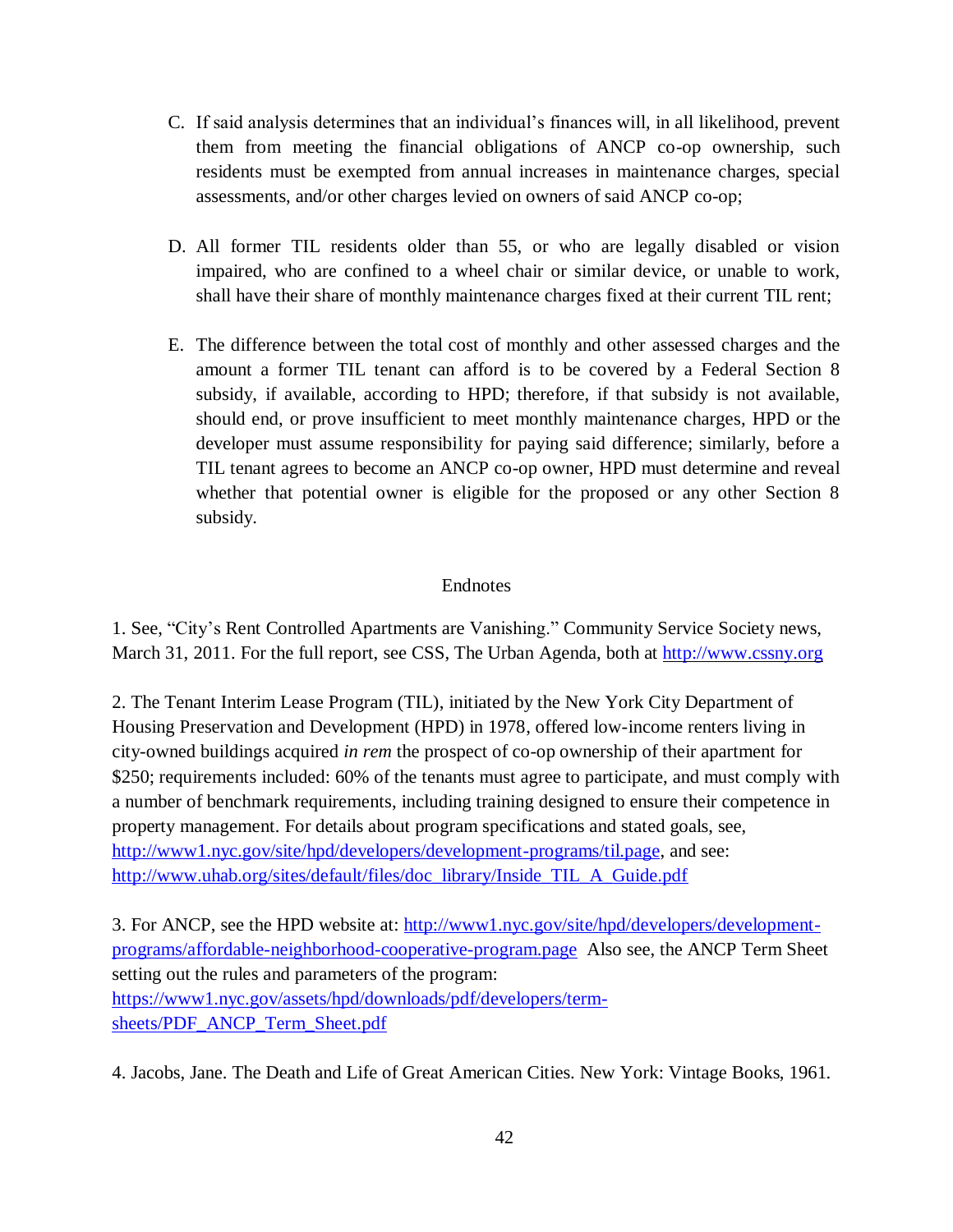C. If said analysis determines that an individual's finances will, in all likelihood, prevent them from meeting the financial obligations of ANCP co-op ownership, such residents must be exempted from annual increases in maintenance charges, special assessments, and/or other charges levied on owners of said ANCP co-op;

D. All former TIL residents older than 55, or who are legally disabled or vision impaired, who are confined to a wheel chair or similar device, or unable to work, shall have their share of monthly maintenance charges fixed at their current TIL rent;

E. The difference between the total cost of monthly and other assessed charges and the amount a former TIL tenant can afford is to be covered by a Federal Section 8 subsidy, if available, according to HPD; therefore, if that subsidy is not available, should end, or prove insufficient to meet monthly maintenance charges, HPD or the developer must assume responsibility for paying said difference; similarly, before a TIL tenant agrees to become an ANCP co-op owner, HPD must determine and reveal whether that potential owner is eligible for the proposed or any other Section 8 subsidy.

## Endnotes

1. See, "City's Rent Controlled Apartments are Vanishing." Community Service Society news, March 31, 2011. For the full report, see CSS, The Urban Agenda, both at http://www.cssny.org

2. The Tenant Interim Lease Program (TIL), initiated by the New York City Department of Housing Preservation and Development (HPD) in 1978, offered low-income renters living in city-owned buildings acquired *in rem* the prospect of co-op ownership of their apartment for $250; requirements included: 60% of the tenants must agree to participate, and must comply with a number of benchmark requirements, including training designed to ensure their competence in property management. For details about program specifications and stated goals, see, http://www1.nyc.gov/site/hpd/developers/development-programs/til.page, and see: http://www.uhab.org/sites/default/files/doc_library/Inside_TIL_A_Guide.pdf

3. For ANCP, see the HPD website at: http://www1.nyc.gov/site/hpd/developers/development-programs/affordable-neighborhood-cooperative-program.page Also see, the ANCP Term Sheet setting out the rules and parameters of the program: https://www1.nyc.gov/assets/hpd/downloads/pdf/developers/term-sheets/PDF_ANCP_Term_Sheet.pdf

4. Jacobs, Jane. The Death and Life of Great American Cities. New York: Vintage Books, 1961.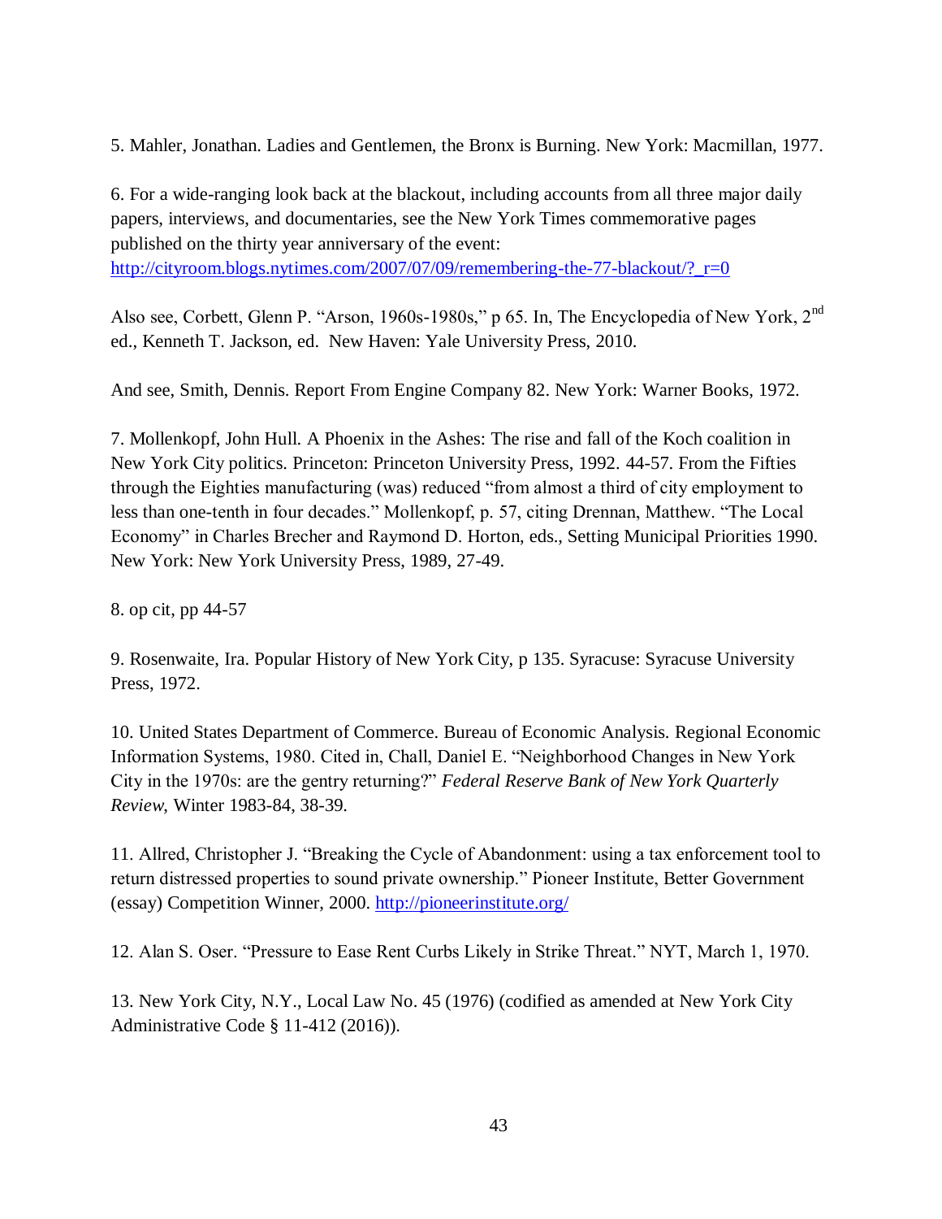5. Mahler, Jonathan. Ladies and Gentlemen, the Bronx is Burning. New York: Macmillan, 1977.

6. For a wide-ranging look back at the blackout, including accounts from all three major daily papers, interviews, and documentaries, see the New York Times commemorative pages published on the thirty year anniversary of the event: http://cityroom.blogs.nytimes.com/2007/07/09/remembering-the-77-blackout/?_r=0

Also see, Corbett, Glenn P. "Arson, 1960s-1980s," p 65. In, The Encyclopedia of New York, 2nd ed., Kenneth T. Jackson, ed. New Haven: Yale University Press, 2010.

And see, Smith, Dennis. Report From Engine Company 82. New York: Warner Books, 1972.

7. Mollenkopf, John Hull. A Phoenix in the Ashes: The rise and fall of the Koch coalition in New York City politics. Princeton: Princeton University Press, 1992. 44-57. From the Fifties through the Eighties manufacturing (was) reduced "from almost a third of city employment to less than one-tenth in four decades." Mollenkopf, p. 57, citing Drennan, Matthew. "The Local Economy" in Charles Brecher and Raymond D. Horton, eds., Setting Municipal Priorities 1990. New York: New York University Press, 1989, 27-49.

8. op cit, pp 44-57

9. Rosenwaite, Ira. Popular History of New York City, p 135. Syracuse: Syracuse University Press, 1972.

10. United States Department of Commerce. Bureau of Economic Analysis. Regional Economic Information Systems, 1980. Cited in, Chall, Daniel E. "Neighborhood Changes in New York City in the 1970s: are the gentry returning?" *Federal Reserve Bank of New York Quarterly Review,* Winter 1983-84, 38-39.

11. Allred, Christopher J. "Breaking the Cycle of Abandonment: using a tax enforcement tool to return distressed properties to sound private ownership." Pioneer Institute, Better Government (essay) Competition Winner, 2000. http://pioneerinstitute.org/

12. Alan S. Oser. "Pressure to Ease Rent Curbs Likely in Strike Threat." NYT, March 1, 1970.

13. New York City, N.Y., Local Law No. 45 (1976) (codified as amended at New York City Administrative Code § 11-412 (2016)).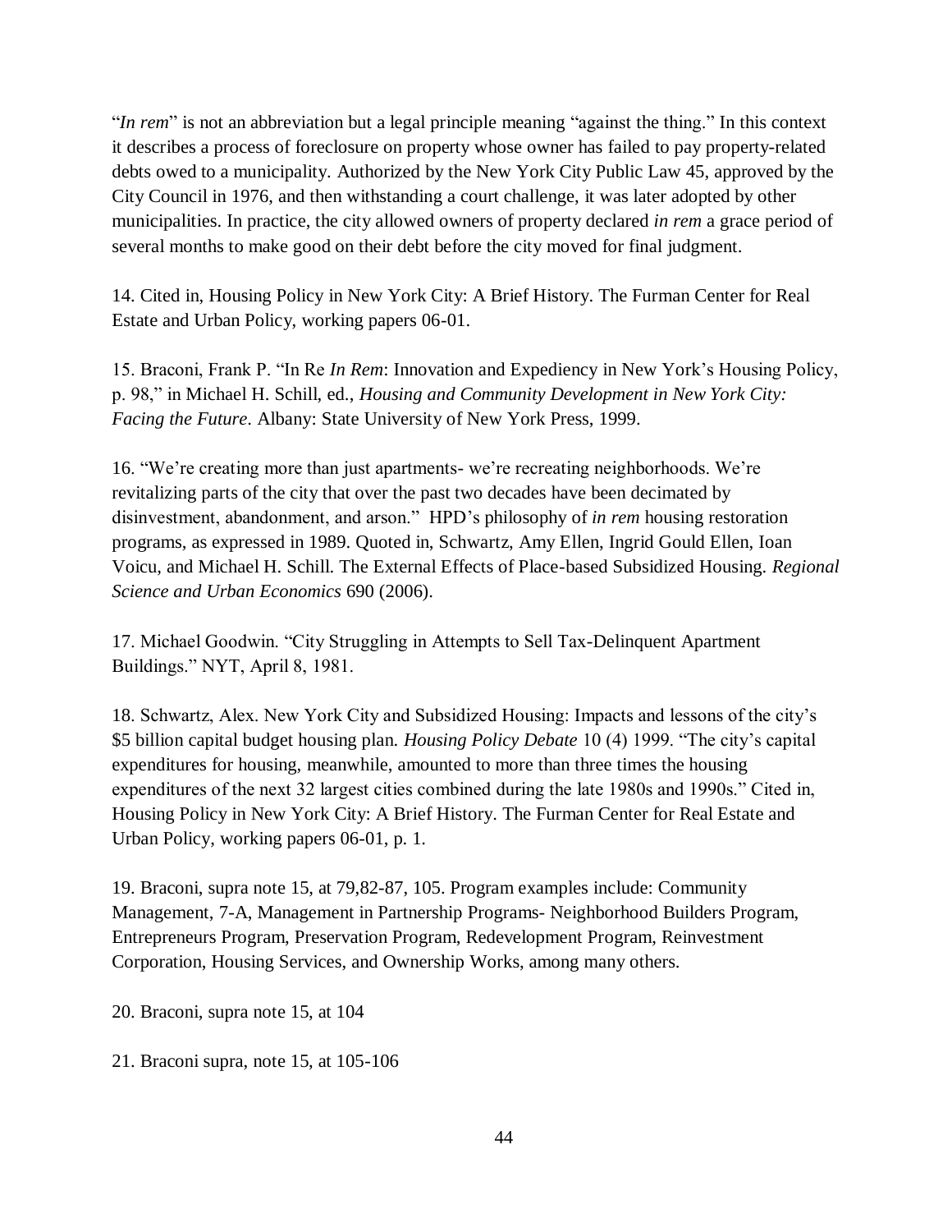"*In rem*" is not an abbreviation but a legal principle meaning "against the thing." In this context it describes a process of foreclosure on property whose owner has failed to pay property-related debts owed to a municipality. Authorized by the New York City Public Law 45, approved by the City Council in 1976, and then withstanding a court challenge, it was later adopted by other municipalities. In practice, the city allowed owners of property declared *in rem* a grace period of several months to make good on their debt before the city moved for final judgment.

14. Cited in, Housing Policy in New York City: A Brief History. The Furman Center for Real Estate and Urban Policy, working papers 06-01.

15. Braconi, Frank P. "In Re *In Rem*: Innovation and Expediency in New York's Housing Policy, p. 98," in Michael H. Schill, ed., *Housing and Community Development in New York City: Facing the Future*. Albany: State University of New York Press, 1999.

16. "We're creating more than just apartments- we're recreating neighborhoods. We're revitalizing parts of the city that over the past two decades have been decimated by disinvestment, abandonment, and arson." HPD's philosophy of *in rem* housing restoration programs, as expressed in 1989. Quoted in, Schwartz, Amy Ellen, Ingrid Gould Ellen, Ioan Voicu, and Michael H. Schill. The External Effects of Place-based Subsidized Housing. *Regional Science and Urban Economics* 690 (2006).

17. Michael Goodwin. "City Struggling in Attempts to Sell Tax-Delinquent Apartment Buildings." NYT, April 8, 1981.

18. Schwartz, Alex. New York City and Subsidized Housing: Impacts and lessons of the city's \$5 billion capital budget housing plan. *Housing Policy Debate* 10 (4) 1999. "The city's capital expenditures for housing, meanwhile, amounted to more than three times the housing expenditures of the next 32 largest cities combined during the late 1980s and 1990s." Cited in, Housing Policy in New York City: A Brief History. The Furman Center for Real Estate and Urban Policy, working papers 06-01, p. 1.

19. Braconi, supra note 15, at 79,82-87, 105. Program examples include: Community Management, 7-A, Management in Partnership Programs- Neighborhood Builders Program, Entrepreneurs Program, Preservation Program, Redevelopment Program, Reinvestment Corporation, Housing Services, and Ownership Works, among many others.

20. Braconi, supra note 15, at 104

21. Braconi supra, note 15, at 105-106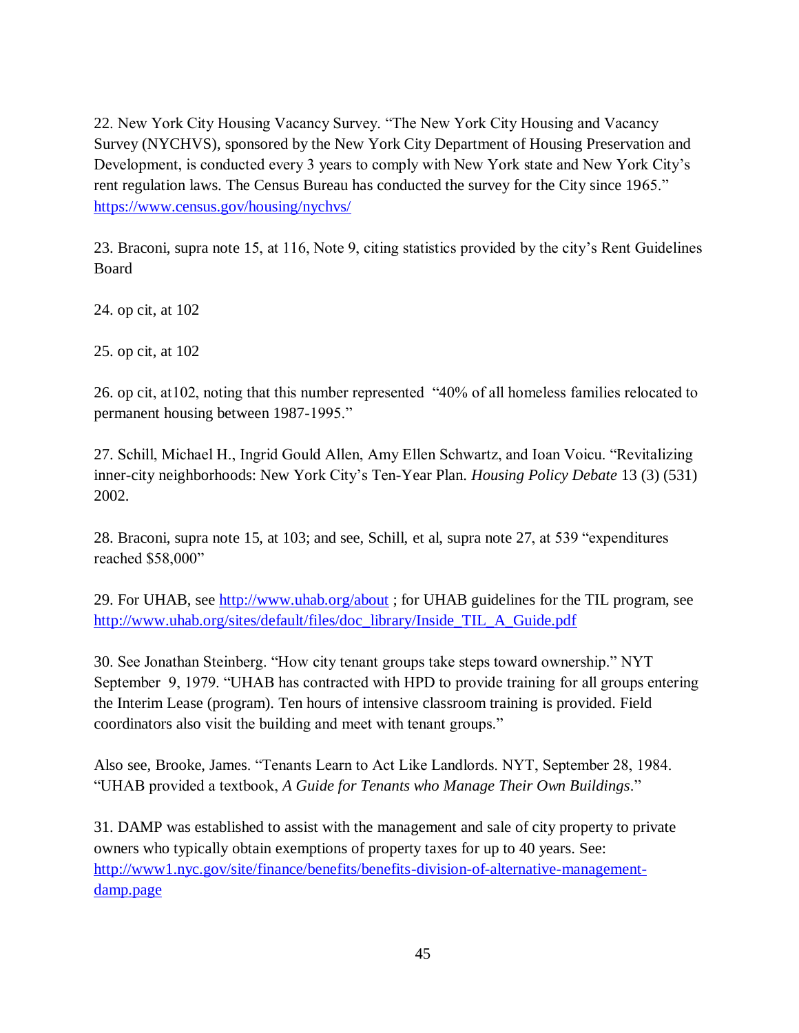22. New York City Housing Vacancy Survey. "The New York City Housing and Vacancy Survey (NYCHVS), sponsored by the New York City Department of Housing Preservation and Development, is conducted every 3 years to comply with New York state and New York City's rent regulation laws. The Census Bureau has conducted the survey for the City since 1965." https://www.census.gov/housing/nychvs/

23. Braconi, supra note 15, at 116, Note 9, citing statistics provided by the city's Rent Guidelines Board

24. op cit, at 102

25. op cit, at 102

26. op cit, at102, noting that this number represented "40% of all homeless families relocated to permanent housing between 1987-1995."

27. Schill, Michael H., Ingrid Gould Allen, Amy Ellen Schwartz, and Ioan Voicu. "Revitalizing inner-city neighborhoods: New York City's Ten-Year Plan. *Housing Policy Debate* 13 (3) (531) 2002.

28. Braconi, supra note 15, at 103; and see, Schill, et al, supra note 27, at 539 "expenditures reached $58,000"

29. For UHAB, see http://www.uhab.org/about ; for UHAB guidelines for the TIL program, see http://www.uhab.org/sites/default/files/doc_library/Inside_TIL_A_Guide.pdf

30. See Jonathan Steinberg. "How city tenant groups take steps toward ownership." NYT September 9, 1979. "UHAB has contracted with HPD to provide training for all groups entering the Interim Lease (program). Ten hours of intensive classroom training is provided. Field coordinators also visit the building and meet with tenant groups."

Also see, Brooke, James. "Tenants Learn to Act Like Landlords. NYT, September 28, 1984. "UHAB provided a textbook, *A Guide for Tenants who Manage Their Own Buildings*."

31. DAMP was established to assist with the management and sale of city property to private owners who typically obtain exemptions of property taxes for up to 40 years. See: http://www1.nyc.gov/site/finance/benefits/benefits-division-of-alternative-management-damp.page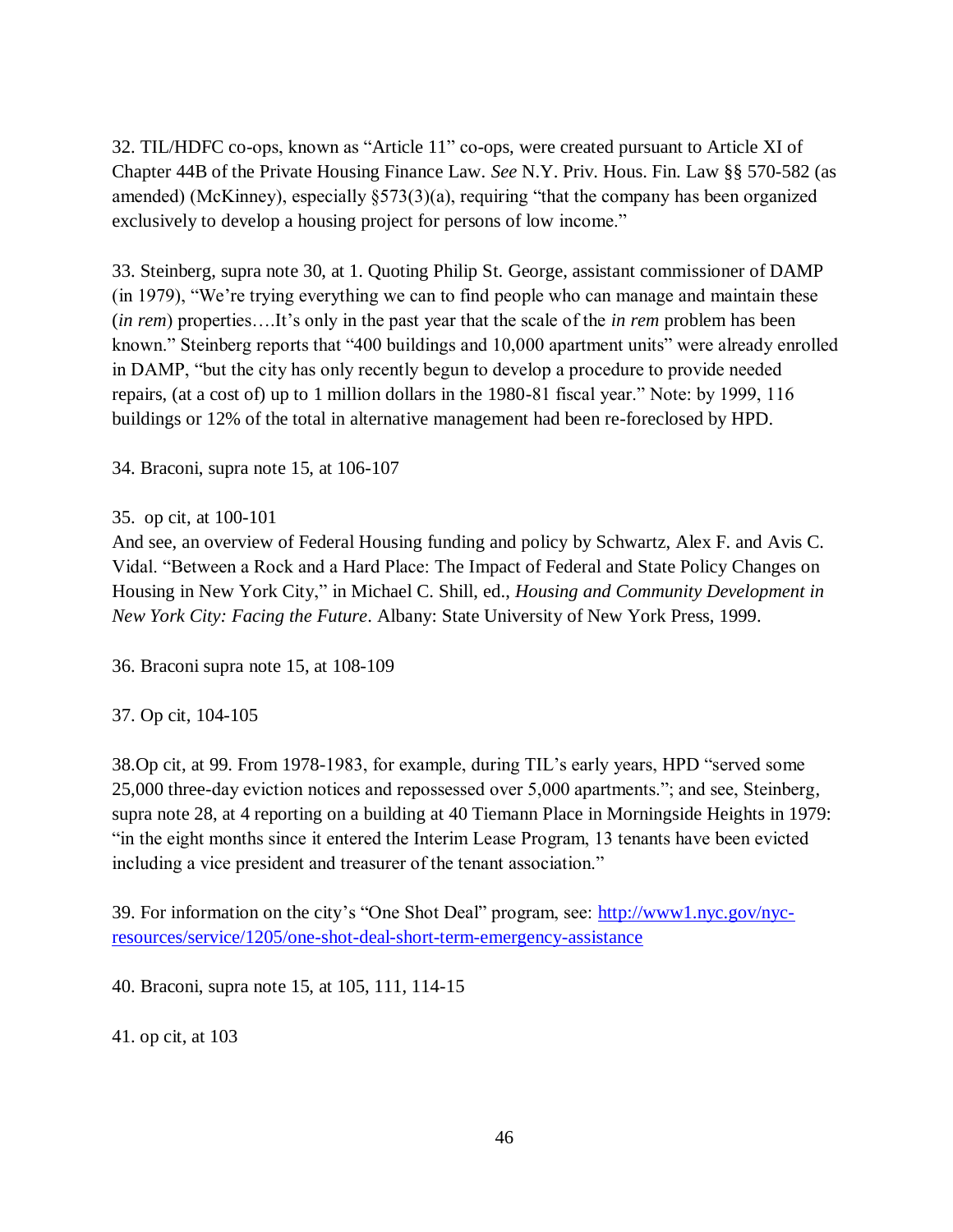32. TIL/HDFC co-ops, known as "Article 11" co-ops, were created pursuant to Article XI of Chapter 44B of the Private Housing Finance Law. *See* N.Y. Priv. Hous. Fin. Law §§ 570-582 (as amended) (McKinney), especially §573(3)(a), requiring "that the company has been organized exclusively to develop a housing project for persons of low income."

33. Steinberg, supra note 30, at 1. Quoting Philip St. George, assistant commissioner of DAMP (in 1979), "We're trying everything we can to find people who can manage and maintain these (*in rem*) properties….It's only in the past year that the scale of the *in rem* problem has been known." Steinberg reports that "400 buildings and 10,000 apartment units" were already enrolled in DAMP, "but the city has only recently begun to develop a procedure to provide needed repairs, (at a cost of) up to 1 million dollars in the 1980-81 fiscal year." Note: by 1999, 116 buildings or 12% of the total in alternative management had been re-foreclosed by HPD.

34. Braconi, supra note 15, at 106-107

35. op cit, at 100-101
And see, an overview of Federal Housing funding and policy by Schwartz, Alex F. and Avis C. Vidal. "Between a Rock and a Hard Place: The Impact of Federal and State Policy Changes on Housing in New York City," in Michael C. Shill, ed., *Housing and Community Development in New York City: Facing the Future*. Albany: State University of New York Press, 1999.

36. Braconi supra note 15, at 108-109

37. Op cit, 104-105

38.Op cit, at 99. From 1978-1983, for example, during TIL's early years, HPD "served some 25,000 three-day eviction notices and repossessed over 5,000 apartments."; and see, Steinberg, supra note 28, at 4 reporting on a building at 40 Tiemann Place in Morningside Heights in 1979: "in the eight months since it entered the Interim Lease Program, 13 tenants have been evicted including a vice president and treasurer of the tenant association."

39. For information on the city's "One Shot Deal" program, see: [http://www1.nyc.gov/nyc-resources/service/1205/one-shot-deal-short-term-emergency-assistance](http://www1.nyc.gov/nyc-resources/service/1205/one-shot-deal-short-term-emergency-assistance)

40. Braconi, supra note 15, at 105, 111, 114-15

41. op cit, at 103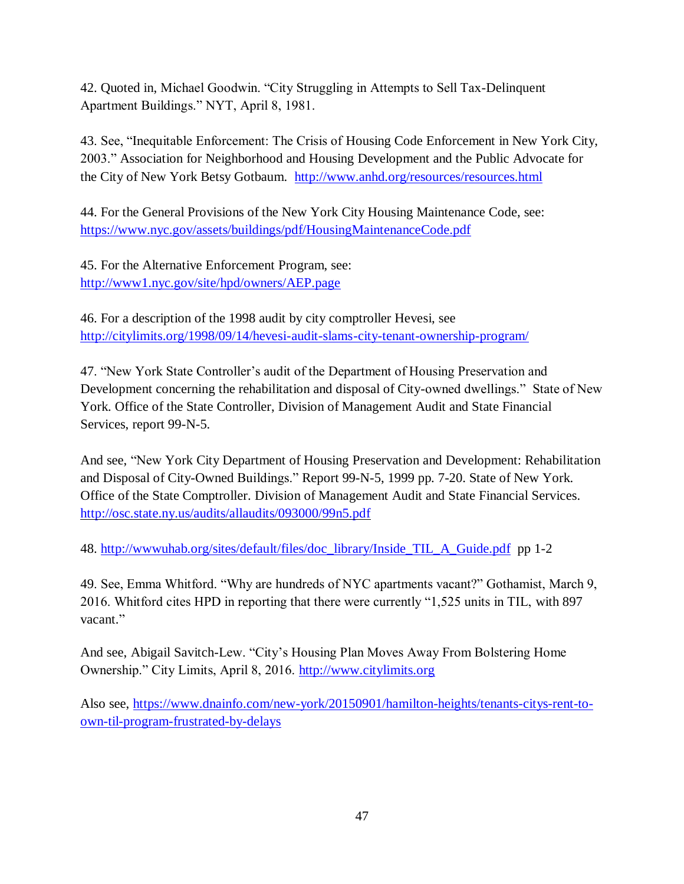42. Quoted in, Michael Goodwin. "City Struggling in Attempts to Sell Tax-Delinquent Apartment Buildings." NYT, April 8, 1981.

43. See, "Inequitable Enforcement: The Crisis of Housing Code Enforcement in New York City, 2003." Association for Neighborhood and Housing Development and the Public Advocate for the City of New York Betsy Gotbaum. [http://www.anhd.org/resources/resources.html](http://www.anhd.org/resources/resources.html)

44. For the General Provisions of the New York City Housing Maintenance Code, see: [https://www.nyc.gov/assets/buildings/pdf/HousingMaintenanceCode.pdf](https://www.nyc.gov/assets/buildings/pdf/HousingMaintenanceCode.pdf)

45. For the Alternative Enforcement Program, see: [http://www1.nyc.gov/site/hpd/owners/AEP.page](http://www1.nyc.gov/site/hpd/owners/AEP.page)

46. For a description of the 1998 audit by city comptroller Hevesi, see [http://citylimits.org/1998/09/14/hevesi-audit-slams-city-tenant-ownership-program/](http://citylimits.org/1998/09/14/hevesi-audit-slams-city-tenant-ownership-program/)

47. "New York State Controller's audit of the Department of Housing Preservation and Development concerning the rehabilitation and disposal of City-owned dwellings." State of New York. Office of the State Controller, Division of Management Audit and State Financial Services, report 99-N-5.

And see, "New York City Department of Housing Preservation and Development: Rehabilitation and Disposal of City-Owned Buildings." Report 99-N-5, 1999 pp. 7-20. State of New York. Office of the State Comptroller. Division of Management Audit and State Financial Services. [http://osc.state.ny.us/audits/allaudits/093000/99n5.pdf](http://osc.state.ny.us/audits/allaudits/093000/99n5.pdf)

48. [http://wwwuhab.org/sites/default/files/doc_library/Inside_TIL_A_Guide.pdf](http://wwwuhab.org/sites/default/files/doc_library/Inside_TIL_A_Guide.pdf) pp 1-2

49. See, Emma Whitford. "Why are hundreds of NYC apartments vacant?" Gothamist, March 9, 2016. Whitford cites HPD in reporting that there were currently "1,525 units in TIL, with 897 vacant."

And see, Abigail Savitch-Lew. "City's Housing Plan Moves Away From Bolstering Home Ownership." City Limits, April 8, 2016. [http://www.citylimits.org](http://www.citylimits.org)

Also see, [https://www.dnainfo.com/new-york/20150901/hamilton-heights/tenants-citys-rent-to-own-til-program-frustrated-by-delays](https://www.dnainfo.com/new-york/20150901/hamilton-heights/tenants-citys-rent-to-own-til-program-frustrated-by-delays)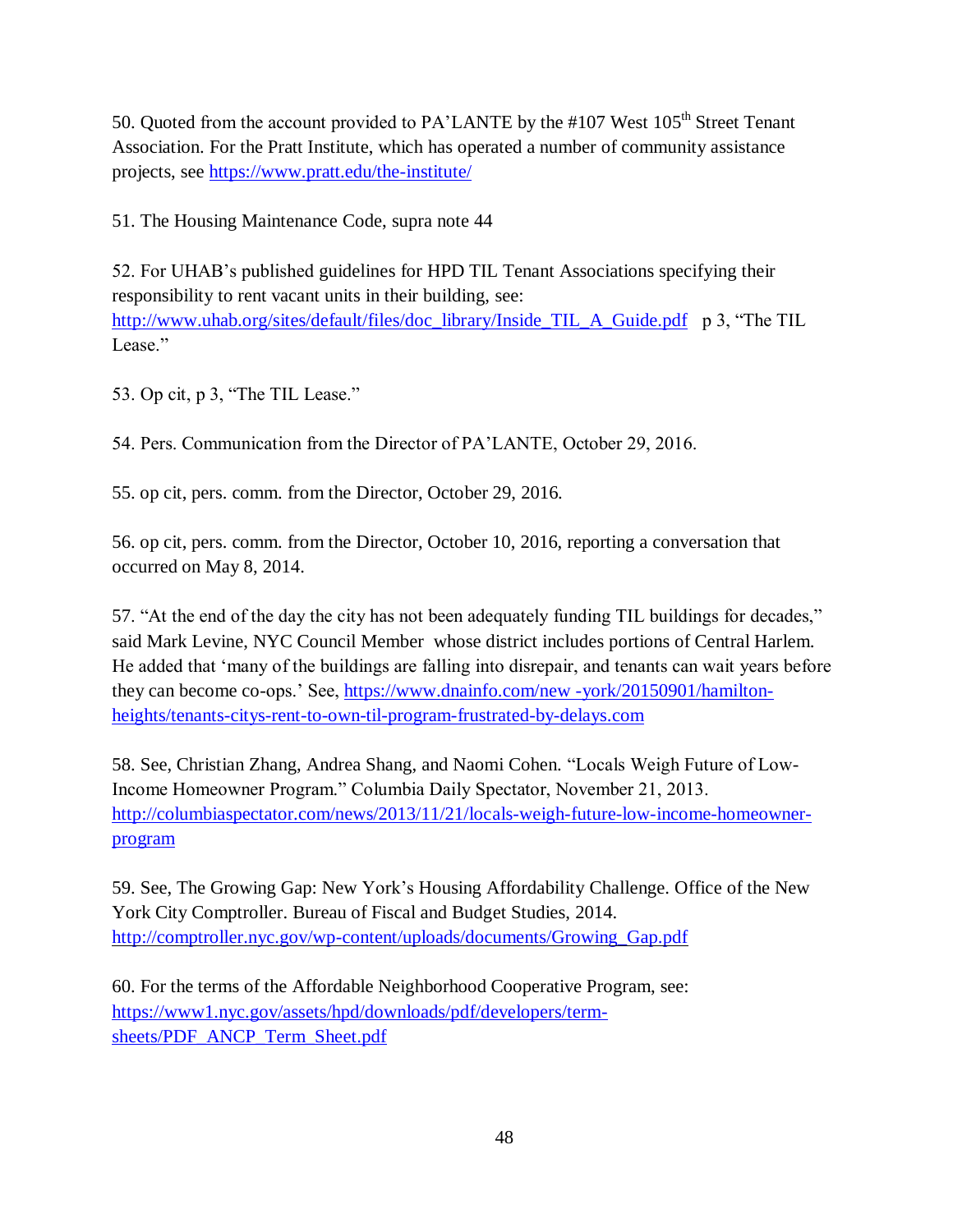50. Quoted from the account provided to PA'LANTE by the #107 West 105th Street Tenant Association. For the Pratt Institute, which has operated a number of community assistance projects, see https://www.pratt.edu/the-institute/

51. The Housing Maintenance Code, supra note 44

52. For UHAB's published guidelines for HPD TIL Tenant Associations specifying their responsibility to rent vacant units in their building, see: http://www.uhab.org/sites/default/files/doc_library/Inside_TIL_A_Guide.pdf p 3, "The TIL Lease."

53. Op cit, p 3, "The TIL Lease."

54. Pers. Communication from the Director of PA'LANTE, October 29, 2016.

55. op cit, pers. comm. from the Director, October 29, 2016.

56. op cit, pers. comm. from the Director, October 10, 2016, reporting a conversation that occurred on May 8, 2014.

57. "At the end of the day the city has not been adequately funding TIL buildings for decades," said Mark Levine, NYC Council Member whose district includes portions of Central Harlem. He added that 'many of the buildings are falling into disrepair, and tenants can wait years before they can become co-ops.' See, https://www.dnainfo.com/new -york/20150901/hamilton-heights/tenants-citys-rent-to-own-til-program-frustrated-by-delays.com

58. See, Christian Zhang, Andrea Shang, and Naomi Cohen. "Locals Weigh Future of Low-Income Homeowner Program." Columbia Daily Spectator, November 21, 2013. http://columbiaspectator.com/news/2013/11/21/locals-weigh-future-low-income-homeowner-program

59. See, The Growing Gap: New York's Housing Affordability Challenge. Office of the New York City Comptroller. Bureau of Fiscal and Budget Studies, 2014. http://comptroller.nyc.gov/wp-content/uploads/documents/Growing_Gap.pdf

60. For the terms of the Affordable Neighborhood Cooperative Program, see: https://www1.nyc.gov/assets/hpd/downloads/pdf/developers/term-sheets/PDF_ANCP_Term_Sheet.pdf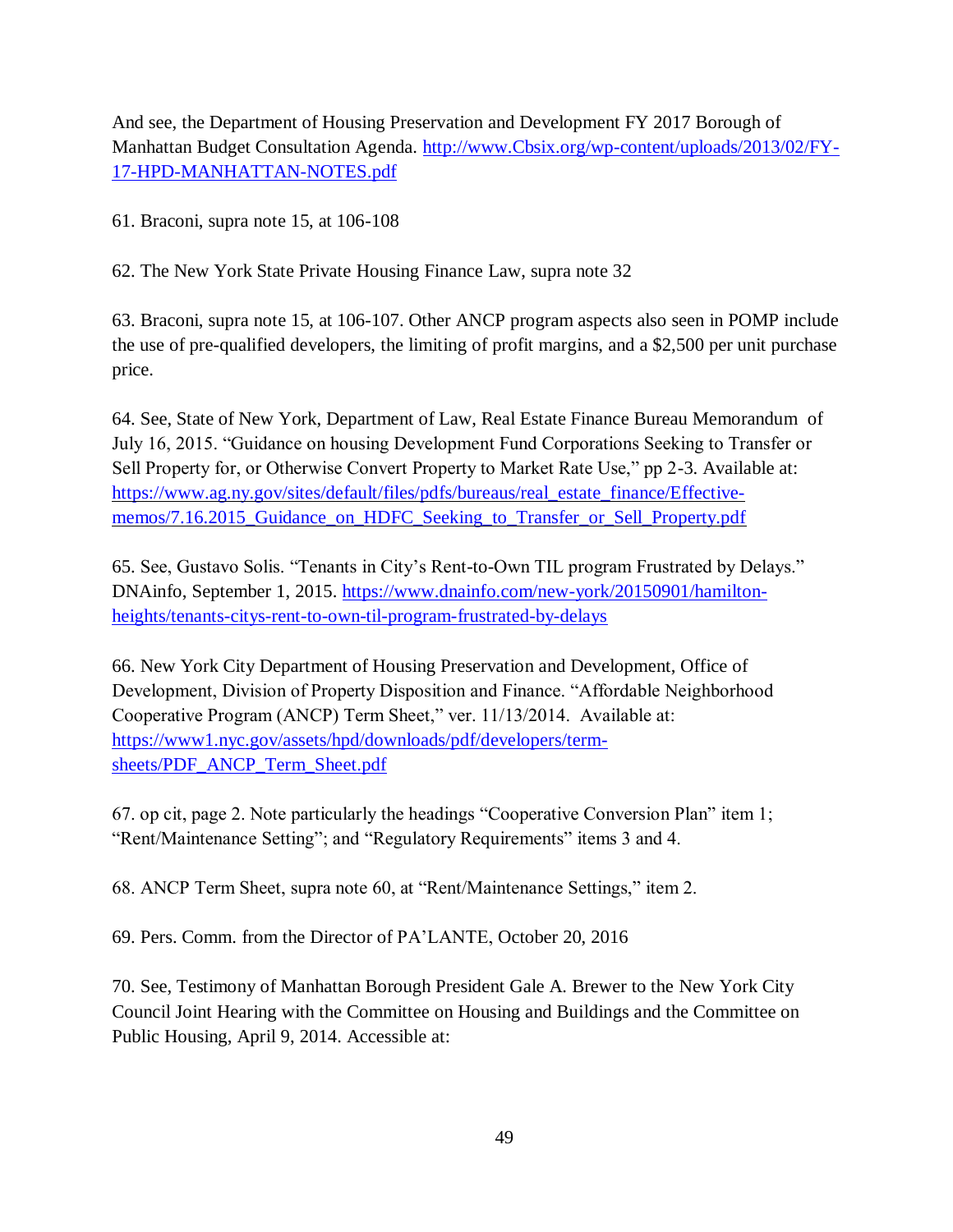And see, the Department of Housing Preservation and Development FY 2017 Borough of Manhattan Budget Consultation Agenda. [http://www.Cbsix.org/wp-content/uploads/2013/02/FY-17-HPD-MANHATTAN-NOTES.pdf](http://www.Cbsix.org/wp-content/uploads/2013/02/FY-17-HPD-MANHATTAN-NOTES.pdf)

61. Braconi, supra note 15, at 106-108

62. The New York State Private Housing Finance Law, supra note 32

63. Braconi, supra note 15, at 106-107. Other ANCP program aspects also seen in POMP include the use of pre-qualified developers, the limiting of profit margins, and a $2,500 per unit purchase price.

64. See, State of New York, Department of Law, Real Estate Finance Bureau Memorandum of July 16, 2015. "Guidance on housing Development Fund Corporations Seeking to Transfer or Sell Property for, or Otherwise Convert Property to Market Rate Use," pp 2-3. Available at: [https://www.ag.ny.gov/sites/default/files/pdfs/bureaus/real_estate_finance/Effective-memos/7.16.2015_Guidance_on_HDFC_Seeking_to_Transfer_or_Sell_Property.pdf](https://www.ag.ny.gov/sites/default/files/pdfs/bureaus/real_estate_finance/Effective-memos/7.16.2015_Guidance_on_HDFC_Seeking_to_Transfer_or_Sell_Property.pdf)

65. See, Gustavo Solis. "Tenants in City's Rent-to-Own TIL program Frustrated by Delays." DNAinfo, September 1, 2015. [https://www.dnainfo.com/new-york/20150901/hamilton-heights/tenants-citys-rent-to-own-til-program-frustrated-by-delays](https://www.dnainfo.com/new-york/20150901/hamilton-heights/tenants-citys-rent-to-own-til-program-frustrated-by-delays)

66. New York City Department of Housing Preservation and Development, Office of Development, Division of Property Disposition and Finance. "Affordable Neighborhood Cooperative Program (ANCP) Term Sheet," ver. 11/13/2014. Available at: [https://www1.nyc.gov/assets/hpd/downloads/pdf/developers/term-sheets/PDF_ANCP_Term_Sheet.pdf](https://www1.nyc.gov/assets/hpd/downloads/pdf/developers/term-sheets/PDF_ANCP_Term_Sheet.pdf)

67. op cit, page 2. Note particularly the headings "Cooperative Conversion Plan" item 1; "Rent/Maintenance Setting"; and "Regulatory Requirements" items 3 and 4.

68. ANCP Term Sheet, supra note 60, at "Rent/Maintenance Settings," item 2.

69. Pers. Comm. from the Director of PA'LANTE, October 20, 2016

70. See, Testimony of Manhattan Borough President Gale A. Brewer to the New York City Council Joint Hearing with the Committee on Housing and Buildings and the Committee on Public Housing, April 9, 2014. Accessible at: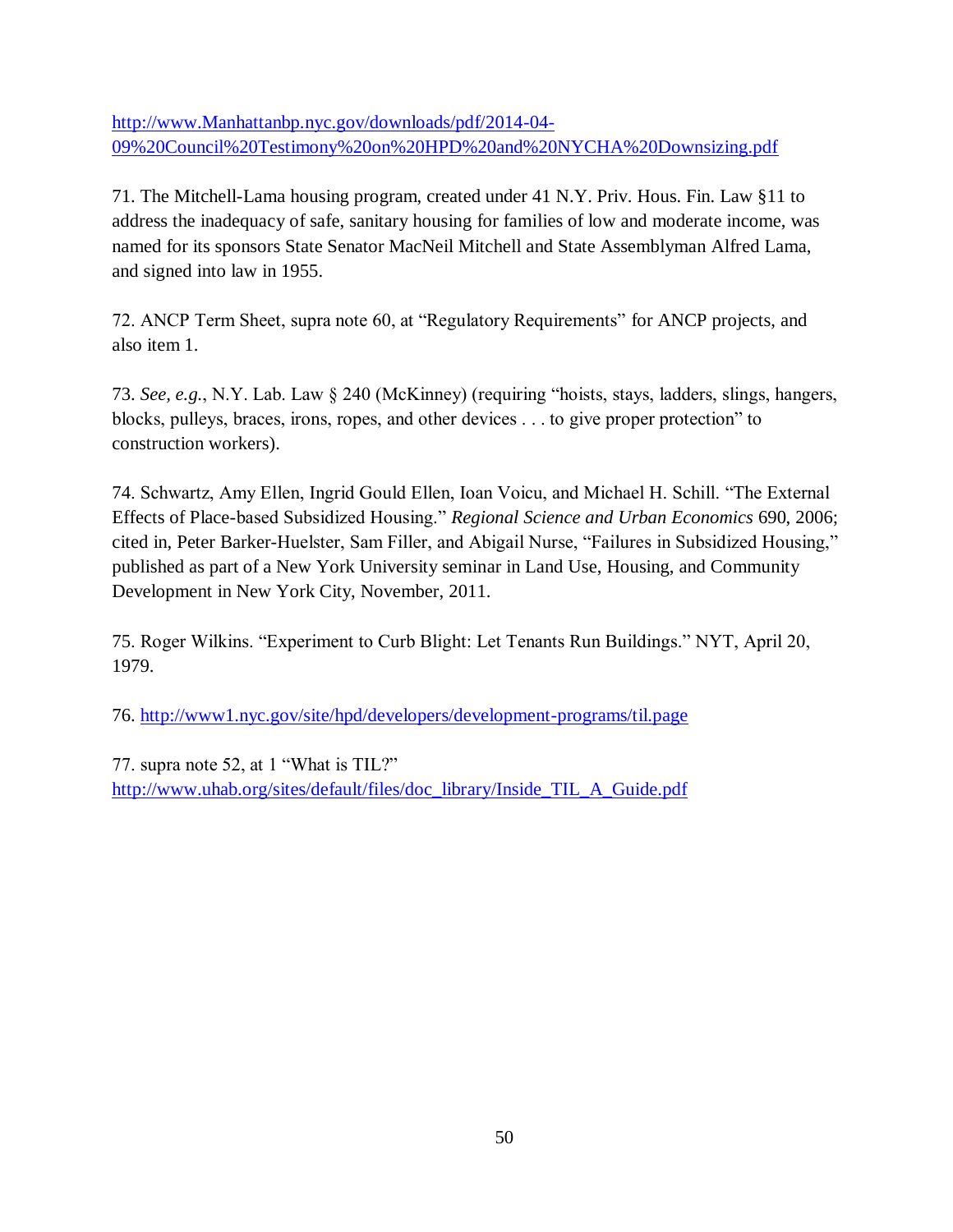http://www.Manhattanbp.nyc.gov/downloads/pdf/2014-04-09%20Council%20Testimony%20on%20HPD%20and%20NYCHA%20Downsizing.pdf

71. The Mitchell-Lama housing program, created under 41 N.Y. Priv. Hous. Fin. Law §11 to address the inadequacy of safe, sanitary housing for families of low and moderate income, was named for its sponsors State Senator MacNeil Mitchell and State Assemblyman Alfred Lama, and signed into law in 1955.

72. ANCP Term Sheet, supra note 60, at "Regulatory Requirements" for ANCP projects, and also item 1.

73. *See, e.g.*, N.Y. Lab. Law § 240 (McKinney) (requiring "hoists, stays, ladders, slings, hangers, blocks, pulleys, braces, irons, ropes, and other devices . . . to give proper protection" to construction workers).

74. Schwartz, Amy Ellen, Ingrid Gould Ellen, Ioan Voicu, and Michael H. Schill. "The External Effects of Place-based Subsidized Housing." *Regional Science and Urban Economics* 690, 2006; cited in, Peter Barker-Huelster, Sam Filler, and Abigail Nurse, "Failures in Subsidized Housing," published as part of a New York University seminar in Land Use, Housing, and Community Development in New York City, November, 2011.

75. Roger Wilkins. "Experiment to Curb Blight: Let Tenants Run Buildings." NYT, April 20, 1979.

76. http://www1.nyc.gov/site/hpd/developers/development-programs/til.page

77. supra note 52, at 1 "What is TIL?" http://www.uhab.org/sites/default/files/doc_library/Inside_TIL_A_Guide.pdf